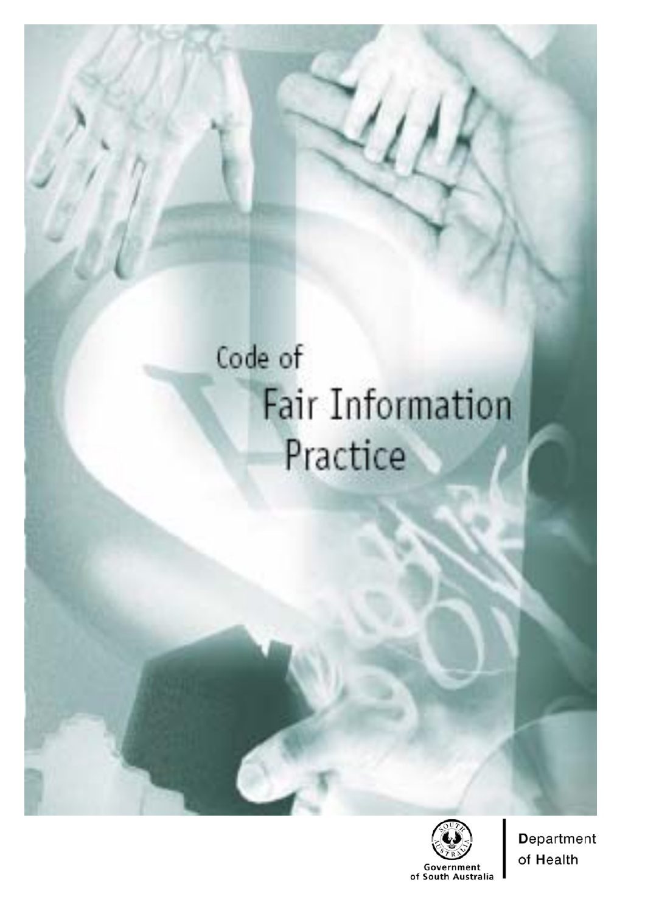# Code of Fair Information Practice

Government of South Australia

Department of Health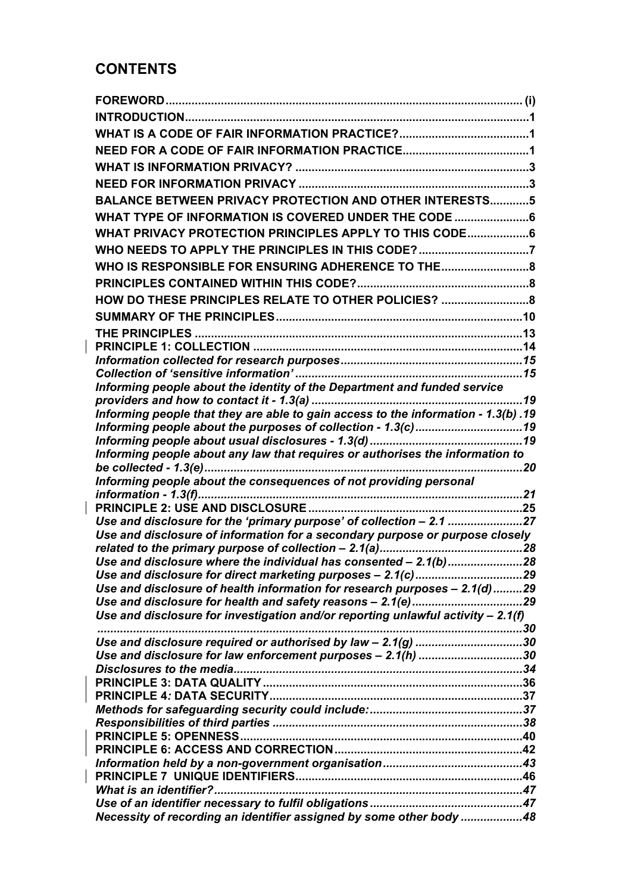# CONTENTS

| | |
|---|---|
| **FOREWORD** | **(i)** |
| **INTRODUCTION** | **1** |
| **WHAT IS A CODE OF FAIR INFORMATION PRACTICE?** | **1** |
| **NEED FOR A CODE OF FAIR INFORMATION PRACTICE** | **1** |
| **WHAT IS INFORMATION PRIVACY?** | **3** |
| **NEED FOR INFORMATION PRIVACY** | **3** |
| **BALANCE BETWEEN PRIVACY PROTECTION AND OTHER INTERESTS** | **5** |
| **WHAT TYPE OF INFORMATION IS COVERED UNDER THE CODE** | **6** |
| **WHAT PRIVACY PROTECTION PRINCIPLES APPLY TO THIS CODE** | **6** |
| **WHO NEEDS TO APPLY THE PRINCIPLES IN THIS CODE?** | **7** |
| **WHO IS RESPONSIBLE FOR ENSURING ADHERENCE TO THE** | **8** |
| **PRINCIPLES CONTAINED WITHIN THIS CODE?** | **8** |
| **HOW DO THESE PRINCIPLES RELATE TO OTHER POLICIES?** | **8** |
| **SUMMARY OF THE PRINCIPLES** | **10** |
| **THE PRINCIPLES** | **13** |
| **PRINCIPLE 1: COLLECTION** | **14** |
| ***Information collected for research purposes*** | ***15*** |
| ***Collection of 'sensitive information'*** | ***15*** |
| ***Informing people about the identity of the Department and funded service providers and how to contact it - 1.3(a)*** | ***19*** |
| ***Informing people that they are able to gain access to the information - 1.3(b)*** | ***19*** |
| ***Informing people about the purposes of collection - 1.3(c)*** | ***19*** |
| ***Informing people about usual disclosures - 1.3(d)*** | ***19*** |
| ***Informing people about any law that requires or authorises the information to be collected - 1.3(e)*** | ***20*** |
| ***Informing people about the consequences of not providing personal information - 1.3(f)*** | ***21*** |
| **PRINCIPLE 2: USE AND DISCLOSURE** | **25** |
| ***Use and disclosure for the 'primary purpose' of collection – 2.1*** | ***27*** |
| ***Use and disclosure of information for a secondary purpose or purpose closely related to the primary purpose of collection – 2.1(a)*** | ***28*** |
| ***Use and disclosure where the individual has consented – 2.1(b)*** | ***28*** |
| ***Use and disclosure for direct marketing purposes – 2.1(c)*** | ***29*** |
| ***Use and disclosure of health information for research purposes – 2.1(d)*** | ***29*** |
| ***Use and disclosure for health and safety reasons – 2.1(e)*** | ***29*** |
| ***Use and disclosure for investigation and/or reporting unlawful activity – 2.1(f)*** | ***30*** |
| ***Use and disclosure required or authorised by law – 2.1(g)*** | ***30*** |
| ***Use and disclosure for law enforcement purposes – 2.1(h)*** | ***30*** |
| ***Disclosures to the media*** | ***34*** |
| **PRINCIPLE 3: DATA QUALITY** | **36** |
| **PRINCIPLE 4*:* DATA SECURITY** | **37** |
| ***Methods for safeguarding security could include:*** | ***37*** |
| ***Responsibilities of third parties*** | ***38*** |
| **PRINCIPLE 5: OPENNESS** | **40** |
| **PRINCIPLE 6: ACCESS AND CORRECTION** | **42** |
| ***Information held by a non-government organisation*** | ***43*** |
| **PRINCIPLE 7 UNIQUE IDENTIFIERS** | **46** |
| ***What is an identifier?*** | ***47*** |
| ***Use of an identifier necessary to fulfil obligations*** | ***47*** |
| ***Necessity of recording an identifier assigned by some other body*** | ***48*** |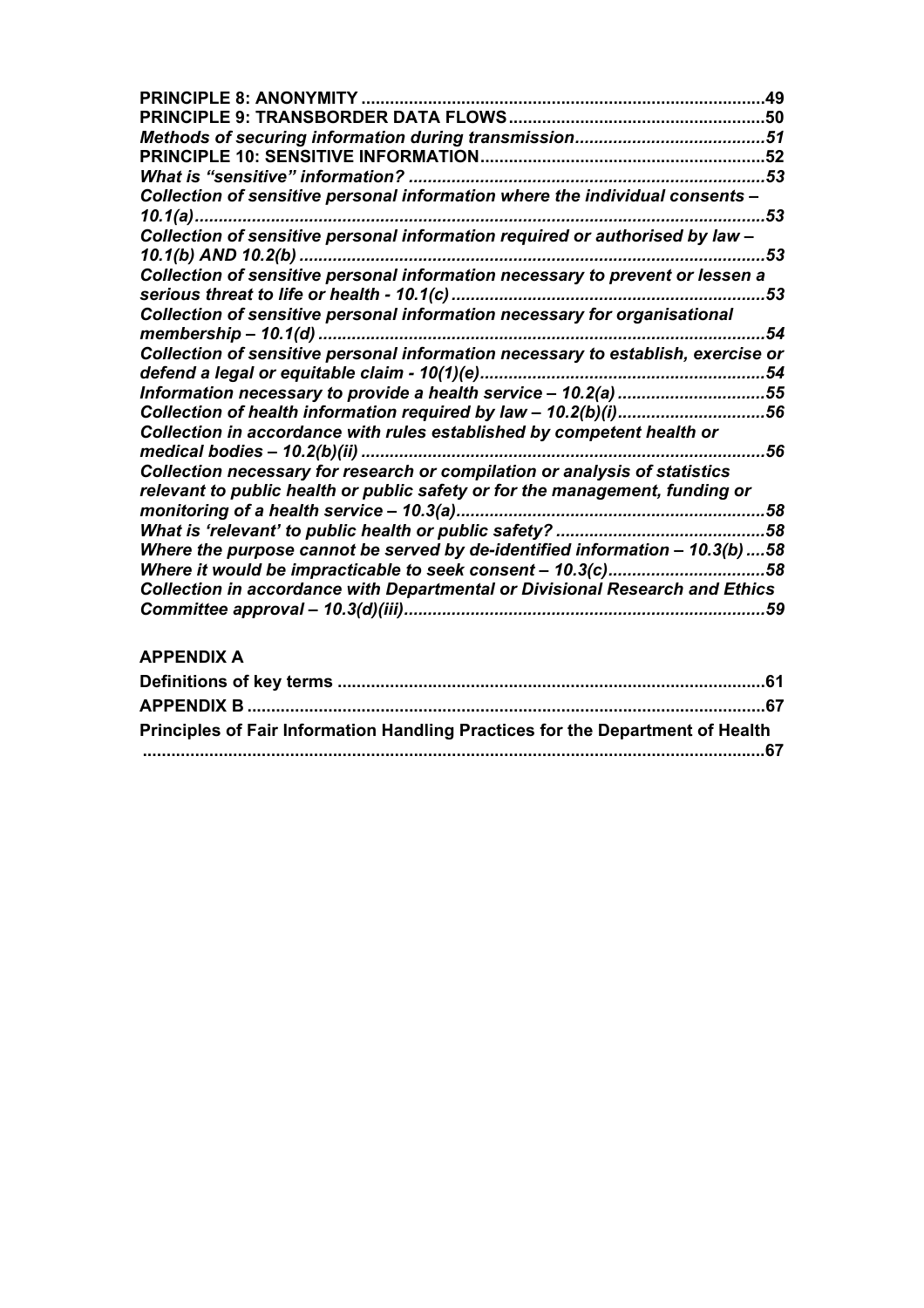**PRINCIPLE 8: ANONYMITY** ....................................................................................49
**PRINCIPLE 9: TRANSBORDER DATA FLOWS**......................................................50
***Methods of securing information during transmission***.........................................51
**PRINCIPLE 10: SENSITIVE INFORMATION**............................................................52
***What is "sensitive" information?*** ...........................................................................53
***Collection of sensitive personal information where the individual consents – 10.1(a)***.......................................................................................................................53
***Collection of sensitive personal information required or authorised by law – 10.1(b) AND 10.2(b)*** .................................................................................................53
***Collection of sensitive personal information necessary to prevent or lessen a serious threat to life or health - 10.1(c)***.................................................................53
***Collection of sensitive personal information necessary for organisational membership – 10.1(d)***.............................................................................................54
***Collection of sensitive personal information necessary to establish, exercise or defend a legal or equitable claim - 10(1)(e)***............................................................54
***Information necessary to provide a health service – 10.2(a)***...............................55
***Collection of health information required by law – 10.2(b)(i)***...............................56
***Collection in accordance with rules established by competent health or medical bodies – 10.2(b)(ii)***....................................................................................56
***Collection necessary for research or compilation or analysis of statistics relevant to public health or public safety or for the management, funding or monitoring of a health service – 10.3(a)***................................................................58
***What is 'relevant' to public health or public safety?***............................................58
***Where the purpose cannot be served by de-identified information – 10.3(b)***....58
***Where it would be impracticable to seek consent – 10.3(c)***.................................58
***Collection in accordance with Departmental or Divisional Research and Ethics Committee approval – 10.3(d)(iii)***............................................................................59

**APPENDIX A**

**Definitions of key terms** .........................................................................................61
**APPENDIX B** ............................................................................................................67
**Principles of Fair Information Handling Practices for the Department of Health** ...................................................................................................................................67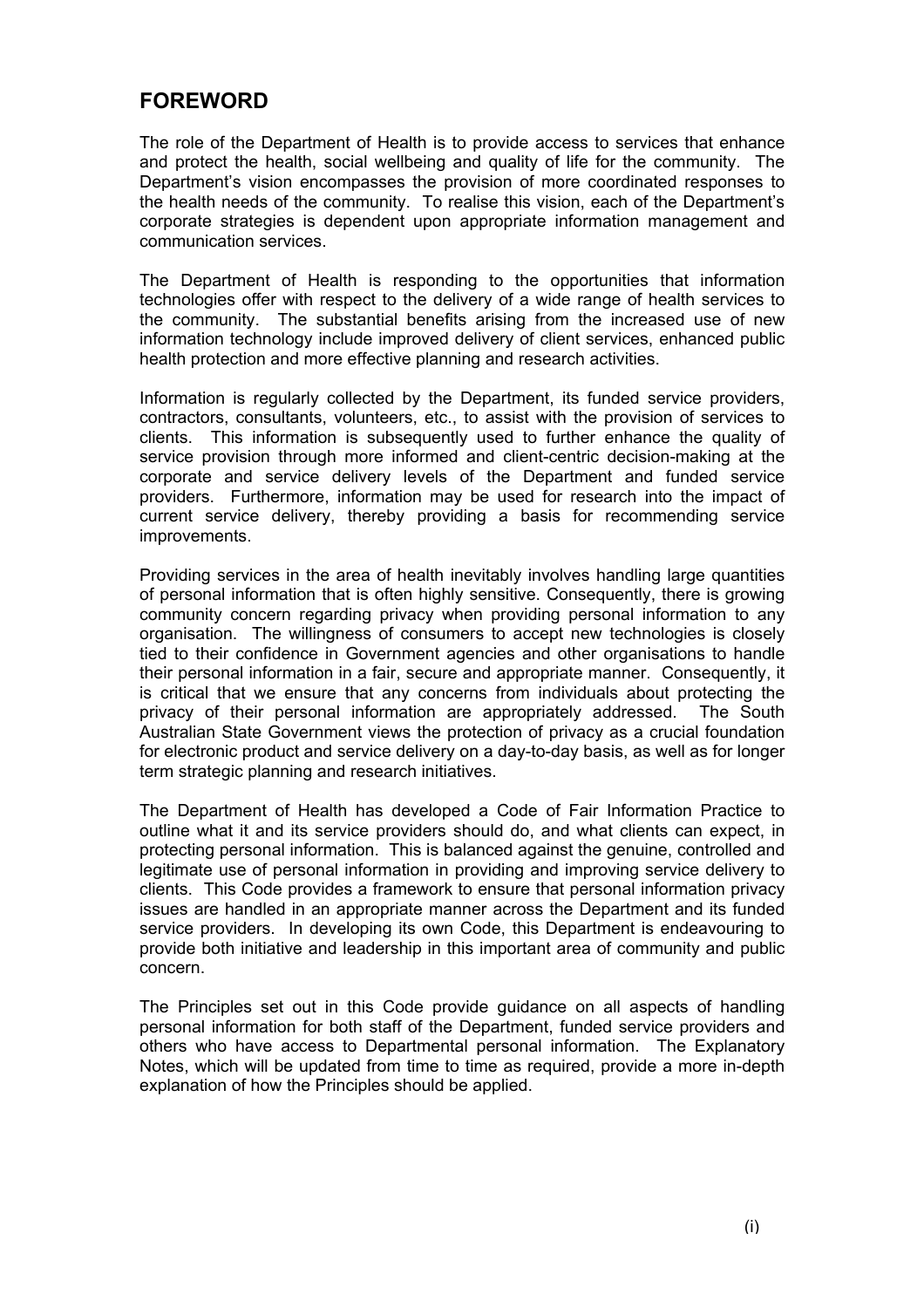## FOREWORD

The role of the Department of Health is to provide access to services that enhance and protect the health, social wellbeing and quality of life for the community. The Department's vision encompasses the provision of more coordinated responses to the health needs of the community. To realise this vision, each of the Department's corporate strategies is dependent upon appropriate information management and communication services.

The Department of Health is responding to the opportunities that information technologies offer with respect to the delivery of a wide range of health services to the community. The substantial benefits arising from the increased use of new information technology include improved delivery of client services, enhanced public health protection and more effective planning and research activities.

Information is regularly collected by the Department, its funded service providers, contractors, consultants, volunteers, etc., to assist with the provision of services to clients. This information is subsequently used to further enhance the quality of service provision through more informed and client-centric decision-making at the corporate and service delivery levels of the Department and funded service providers. Furthermore, information may be used for research into the impact of current service delivery, thereby providing a basis for recommending service improvements.

Providing services in the area of health inevitably involves handling large quantities of personal information that is often highly sensitive. Consequently, there is growing community concern regarding privacy when providing personal information to any organisation. The willingness of consumers to accept new technologies is closely tied to their confidence in Government agencies and other organisations to handle their personal information in a fair, secure and appropriate manner. Consequently, it is critical that we ensure that any concerns from individuals about protecting the privacy of their personal information are appropriately addressed. The South Australian State Government views the protection of privacy as a crucial foundation for electronic product and service delivery on a day-to-day basis, as well as for longer term strategic planning and research initiatives.

The Department of Health has developed a Code of Fair Information Practice to outline what it and its service providers should do, and what clients can expect, in protecting personal information. This is balanced against the genuine, controlled and legitimate use of personal information in providing and improving service delivery to clients. This Code provides a framework to ensure that personal information privacy issues are handled in an appropriate manner across the Department and its funded service providers. In developing its own Code, this Department is endeavouring to provide both initiative and leadership in this important area of community and public concern.

The Principles set out in this Code provide guidance on all aspects of handling personal information for both staff of the Department, funded service providers and others who have access to Departmental personal information. The Explanatory Notes, which will be updated from time to time as required, provide a more in-depth explanation of how the Principles should be applied.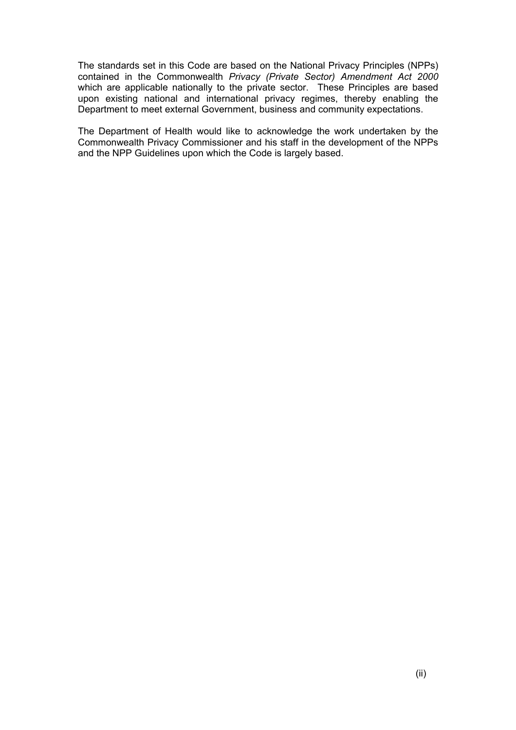The standards set in this Code are based on the National Privacy Principles (NPPs) contained in the Commonwealth *Privacy (Private Sector) Amendment Act 2000* which are applicable nationally to the private sector. These Principles are based upon existing national and international privacy regimes, thereby enabling the Department to meet external Government, business and community expectations.

The Department of Health would like to acknowledge the work undertaken by the Commonwealth Privacy Commissioner and his staff in the development of the NPPs and the NPP Guidelines upon which the Code is largely based.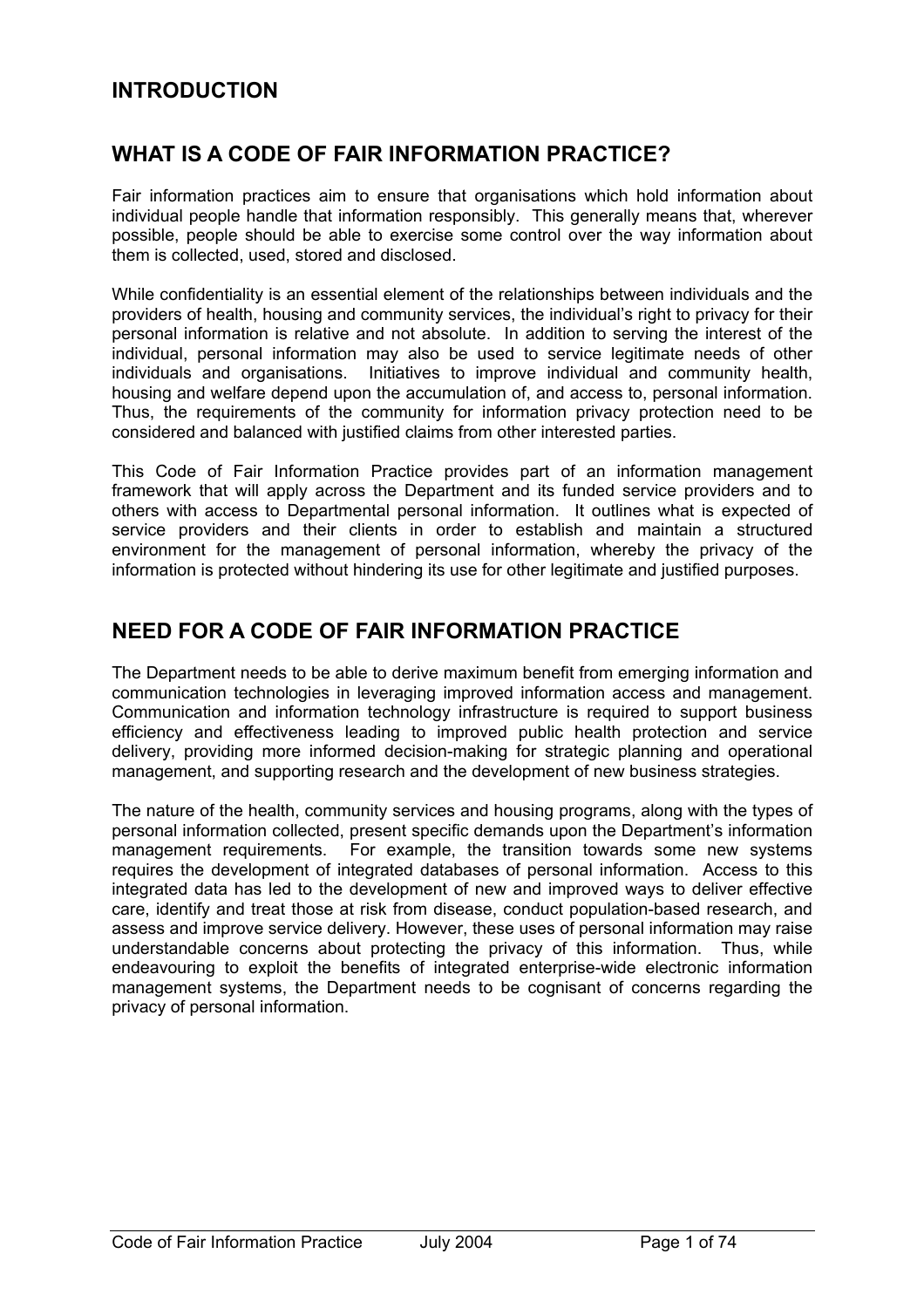# INTRODUCTION

## WHAT IS A CODE OF FAIR INFORMATION PRACTICE?

Fair information practices aim to ensure that organisations which hold information about individual people handle that information responsibly. This generally means that, wherever possible, people should be able to exercise some control over the way information about them is collected, used, stored and disclosed.

While confidentiality is an essential element of the relationships between individuals and the providers of health, housing and community services, the individual's right to privacy for their personal information is relative and not absolute. In addition to serving the interest of the individual, personal information may also be used to service legitimate needs of other individuals and organisations. Initiatives to improve individual and community health, housing and welfare depend upon the accumulation of, and access to, personal information. Thus, the requirements of the community for information privacy protection need to be considered and balanced with justified claims from other interested parties.

This Code of Fair Information Practice provides part of an information management framework that will apply across the Department and its funded service providers and to others with access to Departmental personal information. It outlines what is expected of service providers and their clients in order to establish and maintain a structured environment for the management of personal information, whereby the privacy of the information is protected without hindering its use for other legitimate and justified purposes.

## NEED FOR A CODE OF FAIR INFORMATION PRACTICE

The Department needs to be able to derive maximum benefit from emerging information and communication technologies in leveraging improved information access and management. Communication and information technology infrastructure is required to support business efficiency and effectiveness leading to improved public health protection and service delivery, providing more informed decision-making for strategic planning and operational management, and supporting research and the development of new business strategies.

The nature of the health, community services and housing programs, along with the types of personal information collected, present specific demands upon the Department's information management requirements. For example, the transition towards some new systems requires the development of integrated databases of personal information. Access to this integrated data has led to the development of new and improved ways to deliver effective care, identify and treat those at risk from disease, conduct population-based research, and assess and improve service delivery. However, these uses of personal information may raise understandable concerns about protecting the privacy of this information. Thus, while endeavouring to exploit the benefits of integrated enterprise-wide electronic information management systems, the Department needs to be cognisant of concerns regarding the privacy of personal information.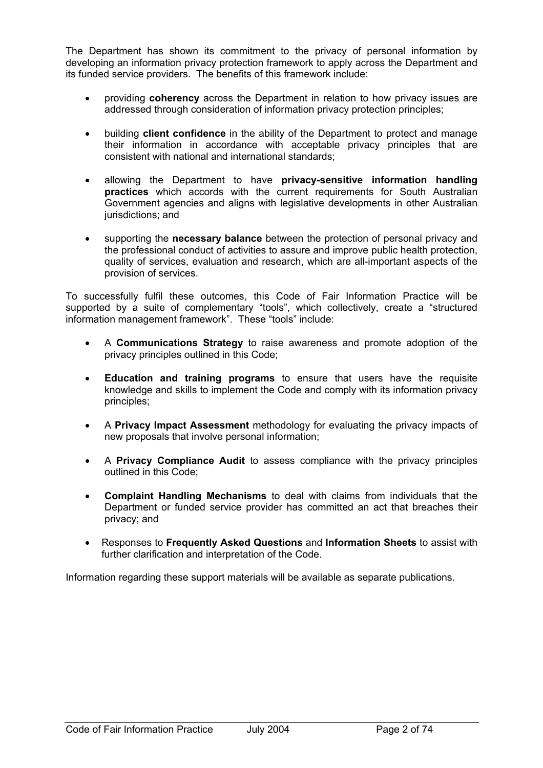The Department has shown its commitment to the privacy of personal information by developing an information privacy protection framework to apply across the Department and its funded service providers. The benefits of this framework include:

- providing **coherency** across the Department in relation to how privacy issues are addressed through consideration of information privacy protection principles;
- building **client confidence** in the ability of the Department to protect and manage their information in accordance with acceptable privacy principles that are consistent with national and international standards;
- allowing the Department to have **privacy-sensitive information handling practices** which accords with the current requirements for South Australian Government agencies and aligns with legislative developments in other Australian jurisdictions; and
- supporting the **necessary balance** between the protection of personal privacy and the professional conduct of activities to assure and improve public health protection, quality of services, evaluation and research, which are all-important aspects of the provision of services.

To successfully fulfil these outcomes, this Code of Fair Information Practice will be supported by a suite of complementary "tools", which collectively, create a "structured information management framework". These "tools" include:

- A **Communications Strategy** to raise awareness and promote adoption of the privacy principles outlined in this Code;
- **Education and training programs** to ensure that users have the requisite knowledge and skills to implement the Code and comply with its information privacy principles;
- A **Privacy Impact Assessment** methodology for evaluating the privacy impacts of new proposals that involve personal information;
- A **Privacy Compliance Audit** to assess compliance with the privacy principles outlined in this Code;
- **Complaint Handling Mechanisms** to deal with claims from individuals that the Department or funded service provider has committed an act that breaches their privacy; and
- Responses to **Frequently Asked Questions** and **Information Sheets** to assist with further clarification and interpretation of the Code.

Information regarding these support materials will be available as separate publications.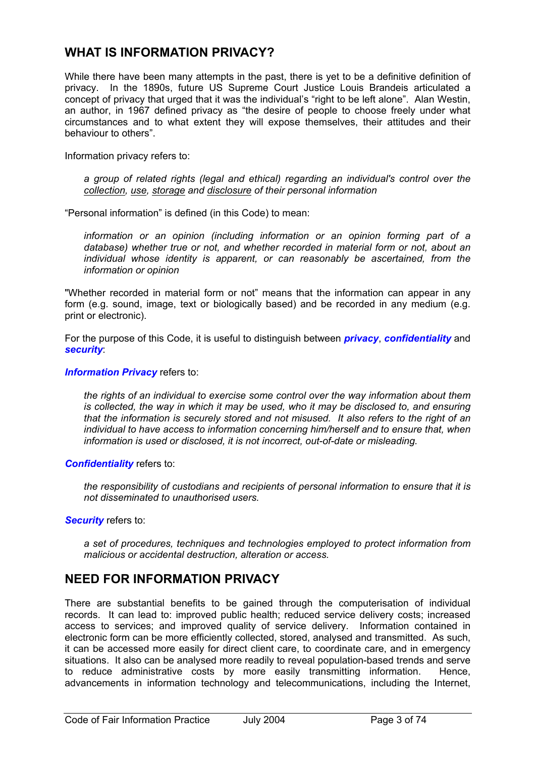## WHAT IS INFORMATION PRIVACY?

While there have been many attempts in the past, there is yet to be a definitive definition of privacy. In the 1890s, future US Supreme Court Justice Louis Brandeis articulated a concept of privacy that urged that it was the individual's "right to be left alone". Alan Westin, an author, in 1967 defined privacy as "the desire of people to choose freely under what circumstances and to what extent they will expose themselves, their attitudes and their behaviour to others".

Information privacy refers to:

> *a group of related rights (legal and ethical) regarding an individual's control over the <u>collection</u>, <u>use</u>, <u>storage</u> and <u>disclosure</u> of their personal information*

"Personal information" is defined (in this Code) to mean:

> *information or an opinion (including information or an opinion forming part of a database) whether true or not, and whether recorded in material form or not, about an individual whose identity is apparent, or can reasonably be ascertained, from the information or opinion*

"Whether recorded in material form or not" means that the information can appear in any form (e.g. sound, image, text or biologically based) and be recorded in any medium (e.g. print or electronic).

For the purpose of this Code, it is useful to distinguish between ***privacy***, ***confidentiality*** and ***security***:

***Information Privacy*** refers to:

> *the rights of an individual to exercise some control over the way information about them is collected, the way in which it may be used, who it may be disclosed to, and ensuring that the information is securely stored and not misused. It also refers to the right of an individual to have access to information concerning him/herself and to ensure that, when information is used or disclosed, it is not incorrect, out-of-date or misleading.*

***Confidentiality*** refers to:

> *the responsibility of custodians and recipients of personal information to ensure that it is not disseminated to unauthorised users.*

***Security*** refers to:

> *a set of procedures, techniques and technologies employed to protect information from malicious or accidental destruction, alteration or access.*

## NEED FOR INFORMATION PRIVACY

There are substantial benefits to be gained through the computerisation of individual records. It can lead to: improved public health; reduced service delivery costs; increased access to services; and improved quality of service delivery. Information contained in electronic form can be more efficiently collected, stored, analysed and transmitted. As such, it can be accessed more easily for direct client care, to coordinate care, and in emergency situations. It also can be analysed more readily to reveal population-based trends and serve to reduce administrative costs by more easily transmitting information. Hence, advancements in information technology and telecommunications, including the Internet,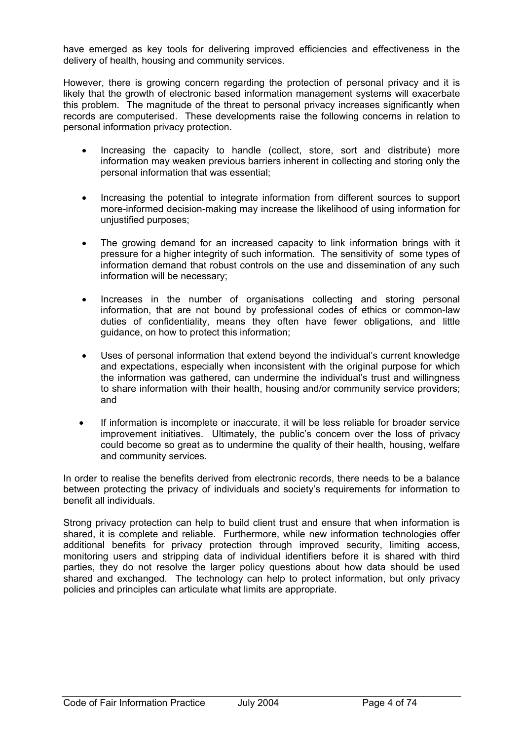have emerged as key tools for delivering improved efficiencies and effectiveness in the delivery of health, housing and community services.

However, there is growing concern regarding the protection of personal privacy and it is likely that the growth of electronic based information management systems will exacerbate this problem. The magnitude of the threat to personal privacy increases significantly when records are computerised. These developments raise the following concerns in relation to personal information privacy protection.

- Increasing the capacity to handle (collect, store, sort and distribute) more information may weaken previous barriers inherent in collecting and storing only the personal information that was essential;
- Increasing the potential to integrate information from different sources to support more-informed decision-making may increase the likelihood of using information for unjustified purposes;
- The growing demand for an increased capacity to link information brings with it pressure for a higher integrity of such information. The sensitivity of some types of information demand that robust controls on the use and dissemination of any such information will be necessary;
- Increases in the number of organisations collecting and storing personal information, that are not bound by professional codes of ethics or common-law duties of confidentiality, means they often have fewer obligations, and little guidance, on how to protect this information;
- Uses of personal information that extend beyond the individual's current knowledge and expectations, especially when inconsistent with the original purpose for which the information was gathered, can undermine the individual's trust and willingness to share information with their health, housing and/or community service providers; and
- If information is incomplete or inaccurate, it will be less reliable for broader service improvement initiatives. Ultimately, the public's concern over the loss of privacy could become so great as to undermine the quality of their health, housing, welfare and community services.

In order to realise the benefits derived from electronic records, there needs to be a balance between protecting the privacy of individuals and society's requirements for information to benefit all individuals.

Strong privacy protection can help to build client trust and ensure that when information is shared, it is complete and reliable. Furthermore, while new information technologies offer additional benefits for privacy protection through improved security, limiting access, monitoring users and stripping data of individual identifiers before it is shared with third parties, they do not resolve the larger policy questions about how data should be used shared and exchanged. The technology can help to protect information, but only privacy policies and principles can articulate what limits are appropriate.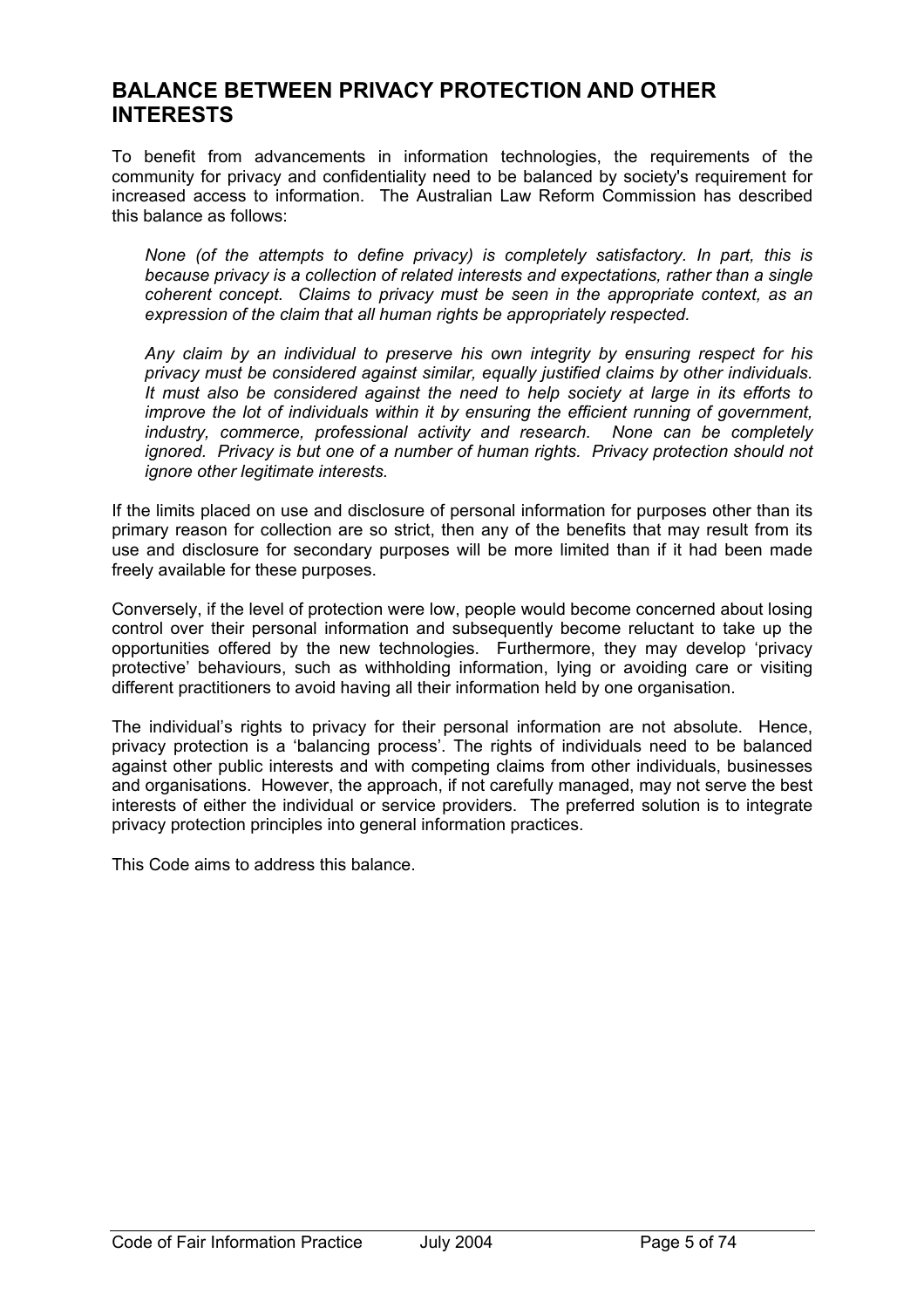## BALANCE BETWEEN PRIVACY PROTECTION AND OTHER INTERESTS

To benefit from advancements in information technologies, the requirements of the community for privacy and confidentiality need to be balanced by society's requirement for increased access to information. The Australian Law Reform Commission has described this balance as follows:

> *None (of the attempts to define privacy) is completely satisfactory. In part, this is because privacy is a collection of related interests and expectations, rather than a single coherent concept. Claims to privacy must be seen in the appropriate context, as an expression of the claim that all human rights be appropriately respected.*
>
> *Any claim by an individual to preserve his own integrity by ensuring respect for his privacy must be considered against similar, equally justified claims by other individuals. It must also be considered against the need to help society at large in its efforts to improve the lot of individuals within it by ensuring the efficient running of government, industry, commerce, professional activity and research. None can be completely ignored. Privacy is but one of a number of human rights. Privacy protection should not ignore other legitimate interests.*

If the limits placed on use and disclosure of personal information for purposes other than its primary reason for collection are so strict, then any of the benefits that may result from its use and disclosure for secondary purposes will be more limited than if it had been made freely available for these purposes.

Conversely, if the level of protection were low, people would become concerned about losing control over their personal information and subsequently become reluctant to take up the opportunities offered by the new technologies. Furthermore, they may develop 'privacy protective' behaviours, such as withholding information, lying or avoiding care or visiting different practitioners to avoid having all their information held by one organisation.

The individual's rights to privacy for their personal information are not absolute. Hence, privacy protection is a 'balancing process'. The rights of individuals need to be balanced against other public interests and with competing claims from other individuals, businesses and organisations. However, the approach, if not carefully managed, may not serve the best interests of either the individual or service providers. The preferred solution is to integrate privacy protection principles into general information practices.

This Code aims to address this balance.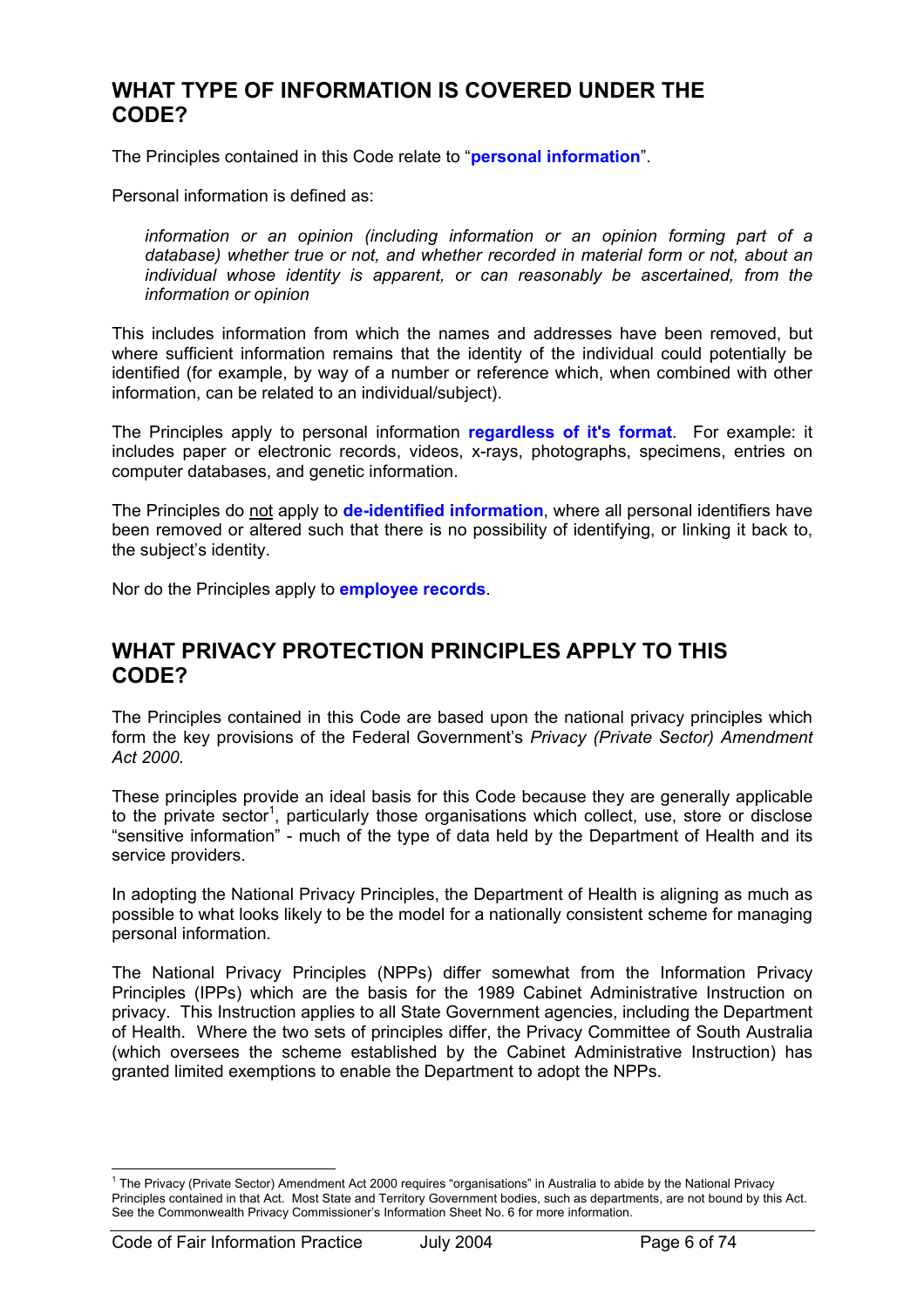## WHAT TYPE OF INFORMATION IS COVERED UNDER THE CODE?

The Principles contained in this Code relate to "**personal information**".

Personal information is defined as:

> *information or an opinion (including information or an opinion forming part of a database) whether true or not, and whether recorded in material form or not, about an individual whose identity is apparent, or can reasonably be ascertained, from the information or opinion*

This includes information from which the names and addresses have been removed, but where sufficient information remains that the identity of the individual could potentially be identified (for example, by way of a number or reference which, when combined with other information, can be related to an individual/subject).

The Principles apply to personal information **regardless of it's format**. For example: it includes paper or electronic records, videos, x-rays, photographs, specimens, entries on computer databases, and genetic information.

The Principles do not apply to **de-identified information**, where all personal identifiers have been removed or altered such that there is no possibility of identifying, or linking it back to, the subject's identity.

Nor do the Principles apply to **employee records**.

## WHAT PRIVACY PROTECTION PRINCIPLES APPLY TO THIS CODE?

The Principles contained in this Code are based upon the national privacy principles which form the key provisions of the Federal Government's *Privacy (Private Sector) Amendment Act 2000.*

These principles provide an ideal basis for this Code because they are generally applicable to the private sector[1], particularly those organisations which collect, use, store or disclose "sensitive information" - much of the type of data held by the Department of Health and its service providers.

In adopting the National Privacy Principles, the Department of Health is aligning as much as possible to what looks likely to be the model for a nationally consistent scheme for managing personal information.

The National Privacy Principles (NPPs) differ somewhat from the Information Privacy Principles (IPPs) which are the basis for the 1989 Cabinet Administrative Instruction on privacy. This Instruction applies to all State Government agencies, including the Department of Health. Where the two sets of principles differ, the Privacy Committee of South Australia (which oversees the scheme established by the Cabinet Administrative Instruction) has granted limited exemptions to enable the Department to adopt the NPPs.

---

[1] The Privacy (Private Sector) Amendment Act 2000 requires "organisations" in Australia to abide by the National Privacy Principles contained in that Act. Most State and Territory Government bodies, such as departments, are not bound by this Act. See the Commonwealth Privacy Commissioner's Information Sheet No. 6 for more information.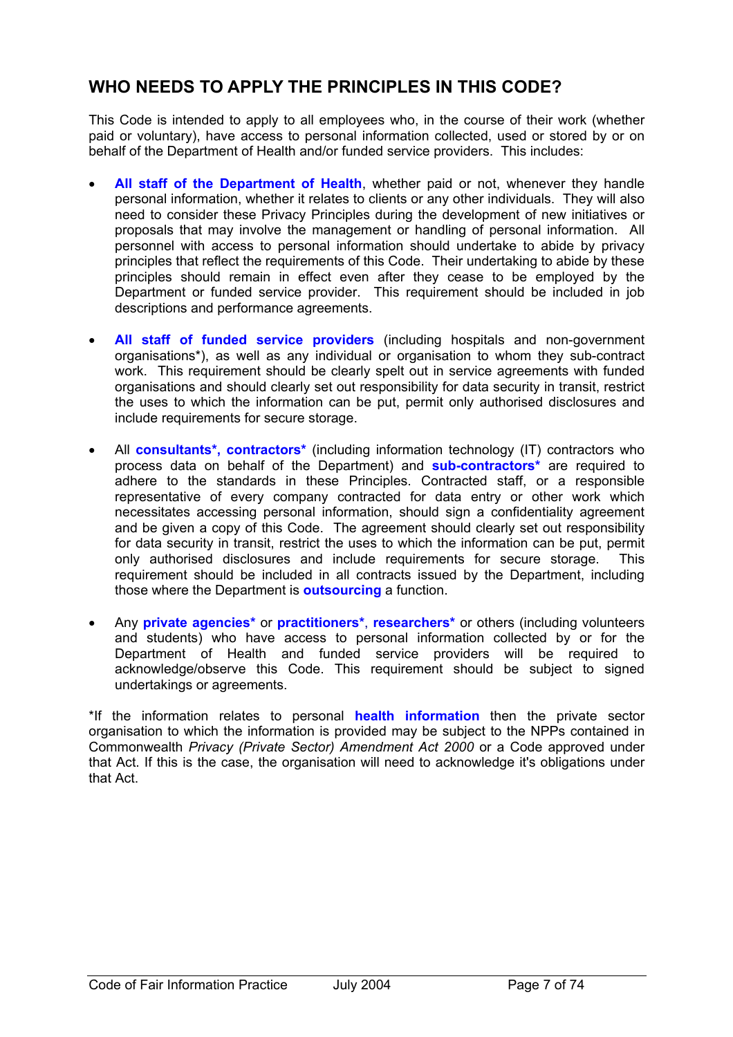## WHO NEEDS TO APPLY THE PRINCIPLES IN THIS CODE?

This Code is intended to apply to all employees who, in the course of their work (whether paid or voluntary), have access to personal information collected, used or stored by or on behalf of the Department of Health and/or funded service providers. This includes:

- **All staff of the Department of Health**, whether paid or not, whenever they handle personal information, whether it relates to clients or any other individuals. They will also need to consider these Privacy Principles during the development of new initiatives or proposals that may involve the management or handling of personal information. All personnel with access to personal information should undertake to abide by privacy principles that reflect the requirements of this Code. Their undertaking to abide by these principles should remain in effect even after they cease to be employed by the Department or funded service provider. This requirement should be included in job descriptions and performance agreements.

- **All staff of funded service providers** (including hospitals and non-government organisations*), as well as any individual or organisation to whom they sub-contract work. This requirement should be clearly spelt out in service agreements with funded organisations and should clearly set out responsibility for data security in transit, restrict the uses to which the information can be put, permit only authorised disclosures and include requirements for secure storage.

- All **consultants*, contractors*** (including information technology (IT) contractors who process data on behalf of the Department) and **sub-contractors*** are required to adhere to the standards in these Principles. Contracted staff, or a responsible representative of every company contracted for data entry or other work which necessitates accessing personal information, should sign a confidentiality agreement and be given a copy of this Code. The agreement should clearly set out responsibility for data security in transit, restrict the uses to which the information can be put, permit only authorised disclosures and include requirements for secure storage. This requirement should be included in all contracts issued by the Department, including those where the Department is **outsourcing** a function.

- Any **private agencies*** or **practitioners***, **researchers*** or others (including volunteers and students) who have access to personal information collected by or for the Department of Health and funded service providers will be required to acknowledge/observe this Code. This requirement should be subject to signed undertakings or agreements.

*If the information relates to personal **health information** then the private sector organisation to which the information is provided may be subject to the NPPs contained in Commonwealth *Privacy (Private Sector) Amendment Act 2000* or a Code approved under that Act. If this is the case, the organisation will need to acknowledge it's obligations under that Act.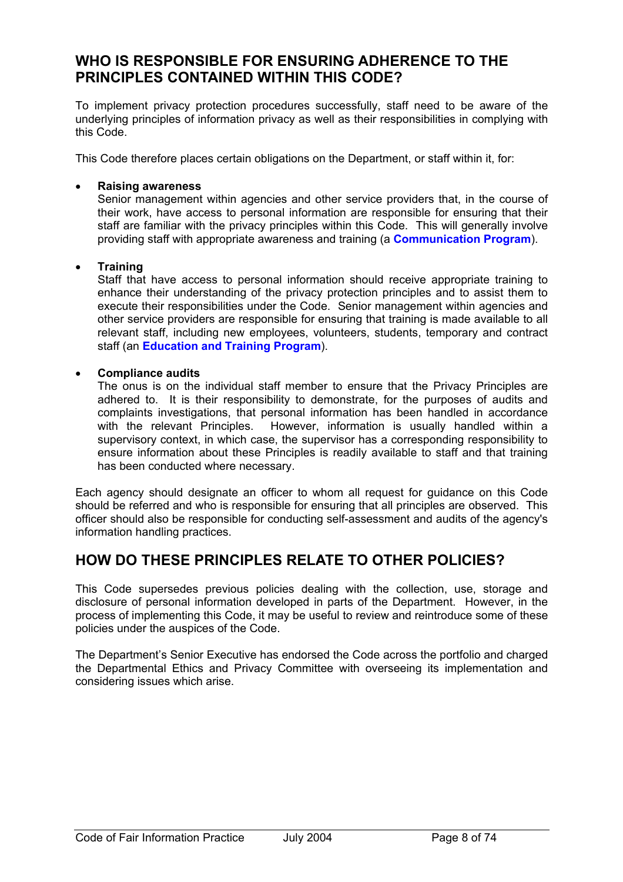## WHO IS RESPONSIBLE FOR ENSURING ADHERENCE TO THE PRINCIPLES CONTAINED WITHIN THIS CODE?

To implement privacy protection procedures successfully, staff need to be aware of the underlying principles of information privacy as well as their responsibilities in complying with this Code.

This Code therefore places certain obligations on the Department, or staff within it, for:

- **Raising awareness**
  Senior management within agencies and other service providers that, in the course of their work, have access to personal information are responsible for ensuring that their staff are familiar with the privacy principles within this Code. This will generally involve providing staff with appropriate awareness and training (a **Communication Program**).

- **Training**
  Staff that have access to personal information should receive appropriate training to enhance their understanding of the privacy protection principles and to assist them to execute their responsibilities under the Code. Senior management within agencies and other service providers are responsible for ensuring that training is made available to all relevant staff, including new employees, volunteers, students, temporary and contract staff (an **Education and Training Program**).

- **Compliance audits**
  The onus is on the individual staff member to ensure that the Privacy Principles are adhered to. It is their responsibility to demonstrate, for the purposes of audits and complaints investigations, that personal information has been handled in accordance with the relevant Principles. However, information is usually handled within a supervisory context, in which case, the supervisor has a corresponding responsibility to ensure information about these Principles is readily available to staff and that training has been conducted where necessary.

Each agency should designate an officer to whom all request for guidance on this Code should be referred and who is responsible for ensuring that all principles are observed. This officer should also be responsible for conducting self-assessment and audits of the agency's information handling practices.

## HOW DO THESE PRINCIPLES RELATE TO OTHER POLICIES?

This Code supersedes previous policies dealing with the collection, use, storage and disclosure of personal information developed in parts of the Department. However, in the process of implementing this Code, it may be useful to review and reintroduce some of these policies under the auspices of the Code.

The Department's Senior Executive has endorsed the Code across the portfolio and charged the Departmental Ethics and Privacy Committee with overseeing its implementation and considering issues which arise.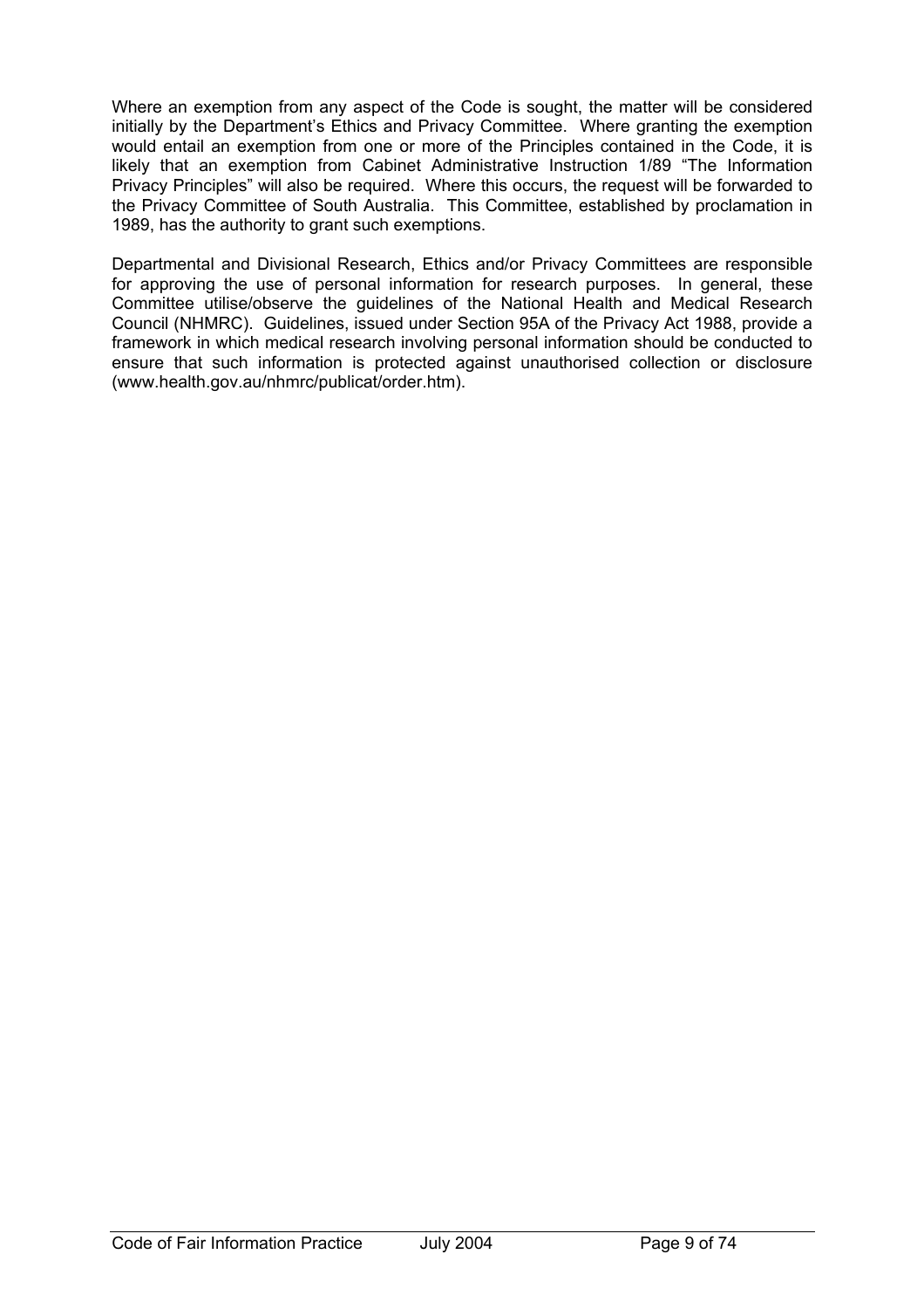Where an exemption from any aspect of the Code is sought, the matter will be considered initially by the Department's Ethics and Privacy Committee. Where granting the exemption would entail an exemption from one or more of the Principles contained in the Code, it is likely that an exemption from Cabinet Administrative Instruction 1/89 "The Information Privacy Principles" will also be required. Where this occurs, the request will be forwarded to the Privacy Committee of South Australia. This Committee, established by proclamation in 1989, has the authority to grant such exemptions.

Departmental and Divisional Research, Ethics and/or Privacy Committees are responsible for approving the use of personal information for research purposes. In general, these Committee utilise/observe the guidelines of the National Health and Medical Research Council (NHMRC). Guidelines, issued under Section 95A of the Privacy Act 1988, provide a framework in which medical research involving personal information should be conducted to ensure that such information is protected against unauthorised collection or disclosure (www.health.gov.au/nhmrc/publicat/order.htm).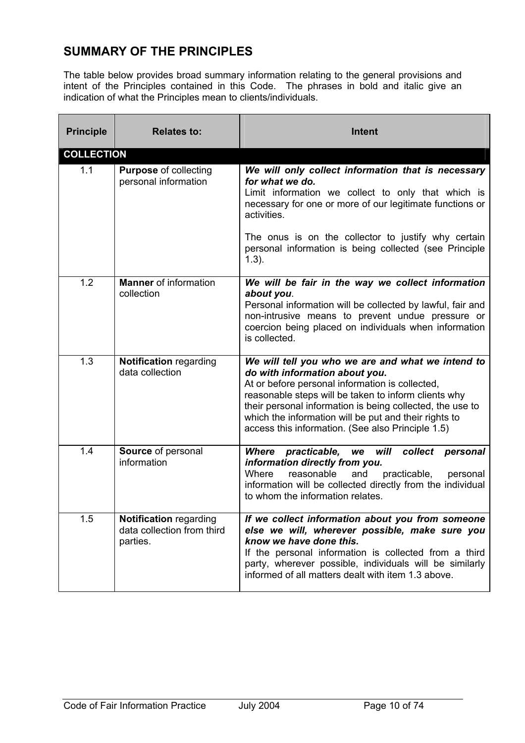## SUMMARY OF THE PRINCIPLES

The table below provides broad summary information relating to the general provisions and intent of the Principles contained in this Code. The phrases in bold and italic give an indication of what the Principles mean to clients/individuals.

| Principle | Relates to: | Intent |
|---|---|---|
| **COLLECTION** | | |
| 1.1 | **Purpose** of collecting personal information | ***We will only collect information that is necessary for what we do.*** Limit information we collect to only that which is necessary for one or more of our legitimate functions or activities. The onus is on the collector to justify why certain personal information is being collected (see Principle 1.3). |
| 1.2 | **Manner** of information collection | ***We will be fair in the way we collect information about you***. Personal information will be collected by lawful, fair and non-intrusive means to prevent undue pressure or coercion being placed on individuals when information is collected. |
| 1.3 | **Notification** regarding data collection | ***We will tell you who we are and what we intend to do with information about you***. At or before personal information is collected, reasonable steps will be taken to inform clients why their personal information is being collected, the use to which the information will be put and their rights to access this information. (See also Principle 1.5) |
| 1.4 | **Source** of personal information | ***Where practicable, we will collect personal information directly from you.*** Where reasonable and practicable, personal information will be collected directly from the individual to whom the information relates. |
| 1.5 | **Notification** regarding data collection from third parties. | ***If we collect information about you from someone else we will, wherever possible, make sure you know we have done this.*** If the personal information is collected from a third party, wherever possible, individuals will be similarly informed of all matters dealt with item 1.3 above. |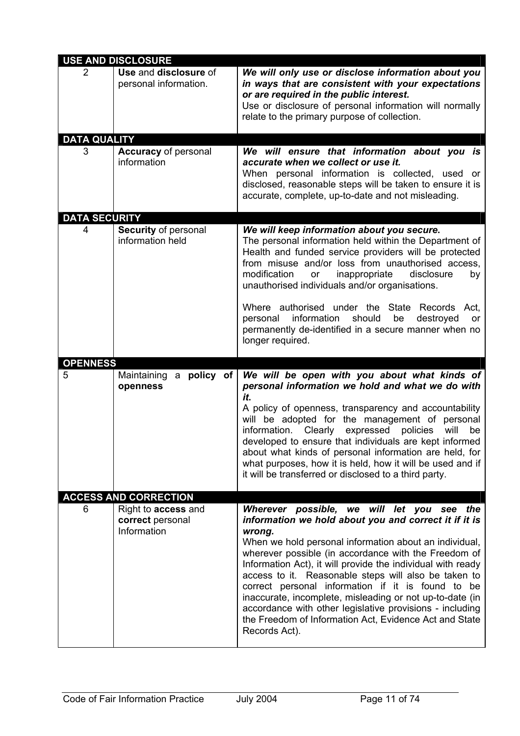| | | |
|---|---|---|
| **USE AND DISCLOSURE** | | |
| 2 | **Use** and **disclosure** of personal information. | ***We will only use or disclose information about you in ways that are consistent with your expectations or are required in the public interest.***<br>Use or disclosure of personal information will normally relate to the primary purpose of collection. |
| **DATA QUALITY** | | |
| 3 | **Accuracy** of personal information | ***We will ensure that information about you is accurate when we collect or use it.***<br>When personal information is collected, used or disclosed, reasonable steps will be taken to ensure it is accurate, complete, up-to-date and not misleading. |
| **DATA SECURITY** | | |
| 4 | **Security** of personal information held | ***We will keep information about you secure.***<br>The personal information held within the Department of Health and funded service providers will be protected from misuse and/or loss from unauthorised access, modification or inappropriate disclosure by unauthorised individuals and/or organisations.<br><br>Where authorised under the State Records Act, personal information should be destroyed or permanently de-identified in a secure manner when no longer required. |
| **OPENNESS** | | |
| 5 | Maintaining a **policy of openness** | ***We will be open with you about what kinds of personal information we hold and what we do with it.***<br>A policy of openness, transparency and accountability will be adopted for the management of personal information. Clearly expressed policies will be developed to ensure that individuals are kept informed about what kinds of personal information are held, for what purposes, how it is held, how it will be used and if it will be transferred or disclosed to a third party. |
| **ACCESS AND CORRECTION** | | |
| 6 | Right to **access** and **correct** personal Information | ***Wherever possible, we will let you see the information we hold about you and correct it if it is wrong.***<br>When we hold personal information about an individual, wherever possible (in accordance with the Freedom of Information Act), it will provide the individual with ready access to it. Reasonable steps will also be taken to correct personal information if it is found to be inaccurate, incomplete, misleading or not up-to-date (in accordance with other legislative provisions - including the Freedom of Information Act, Evidence Act and State Records Act). |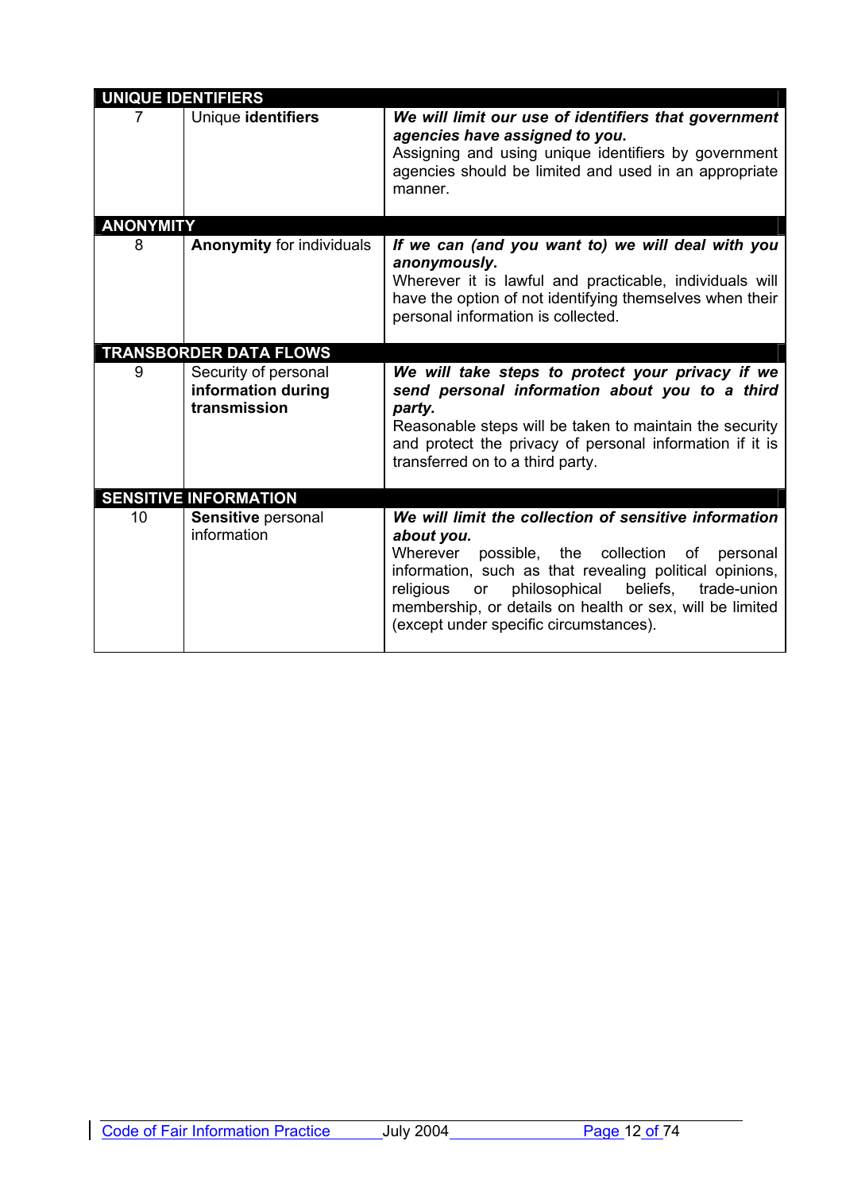| | | |
|---|---|---|
| **UNIQUE IDENTIFIERS** | | |
| 7 | Unique **identifiers** | ***We will limit our use of identifiers that government agencies have assigned to you.*** Assigning and using unique identifiers by government agencies should be limited and used in an appropriate manner. |
| **ANONYMITY** | | |
| 8 | **Anonymity** for individuals | ***If we can (and you want to) we will deal with you anonymously.*** Wherever it is lawful and practicable, individuals will have the option of not identifying themselves when their personal information is collected. |
| **TRANSBORDER DATA FLOWS** | | |
| 9 | Security of personal **information during transmission** | ***We will take steps to protect your privacy if we send personal information about you to a third party.*** Reasonable steps will be taken to maintain the security and protect the privacy of personal information if it is transferred on to a third party. |
| **SENSITIVE INFORMATION** | | |
| 10 | **Sensitive** personal information | ***We will limit the collection of sensitive information about you.*** Wherever possible, the collection of personal information, such as that revealing political opinions, religious or philosophical beliefs, trade-union membership, or details on health or sex, will be limited (except under specific circumstances). |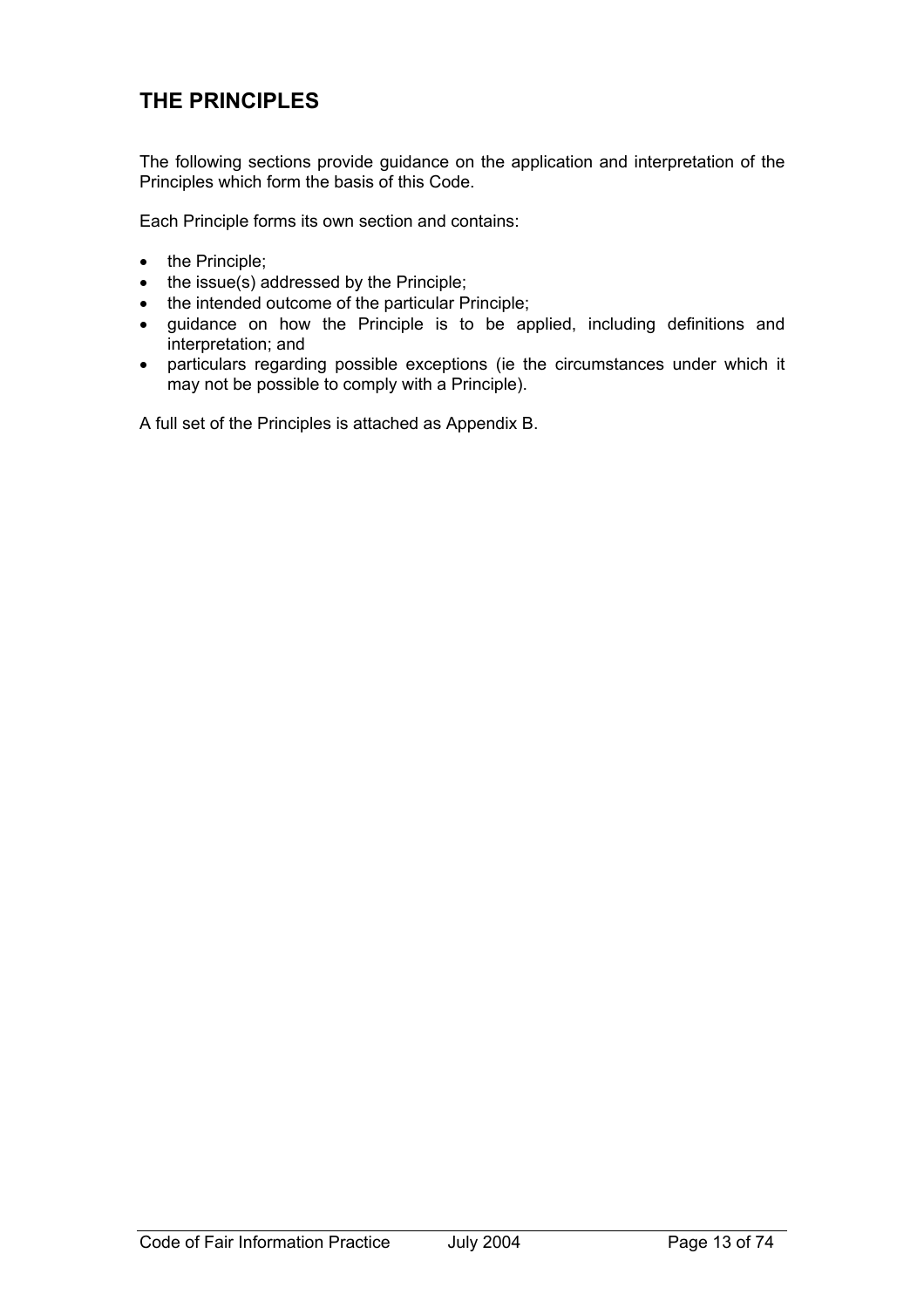## THE PRINCIPLES

The following sections provide guidance on the application and interpretation of the Principles which form the basis of this Code.

Each Principle forms its own section and contains:

- the Principle;
- the issue(s) addressed by the Principle;
- the intended outcome of the particular Principle;
- guidance on how the Principle is to be applied, including definitions and interpretation; and
- particulars regarding possible exceptions (ie the circumstances under which it may not be possible to comply with a Principle).

A full set of the Principles is attached as Appendix B.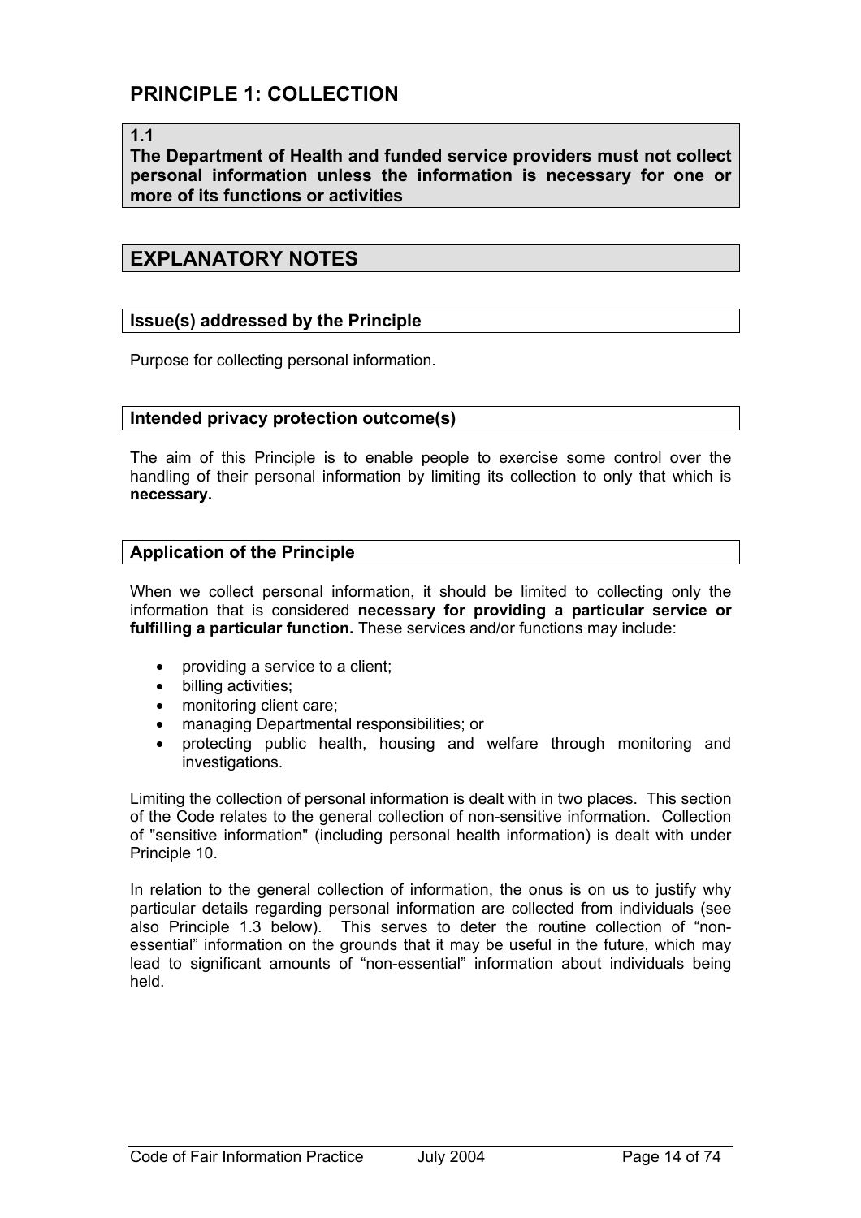## PRINCIPLE 1: COLLECTION

**1.1**
**The Department of Health and funded service providers must not collect personal information unless the information is necessary for one or more of its functions or activities**

## EXPLANATORY NOTES

### Issue(s) addressed by the Principle

Purpose for collecting personal information.

### Intended privacy protection outcome(s)

The aim of this Principle is to enable people to exercise some control over the handling of their personal information by limiting its collection to only that which is **necessary.**

### Application of the Principle

When we collect personal information, it should be limited to collecting only the information that is considered **necessary for providing a particular service or fulfilling a particular function.** These services and/or functions may include:

- providing a service to a client;
- billing activities;
- monitoring client care;
- managing Departmental responsibilities; or
- protecting public health, housing and welfare through monitoring and investigations.

Limiting the collection of personal information is dealt with in two places. This section of the Code relates to the general collection of non-sensitive information. Collection of "sensitive information" (including personal health information) is dealt with under Principle 10.

In relation to the general collection of information, the onus is on us to justify why particular details regarding personal information are collected from individuals (see also Principle 1.3 below). This serves to deter the routine collection of "non-essential" information on the grounds that it may be useful in the future, which may lead to significant amounts of "non-essential" information about individuals being held.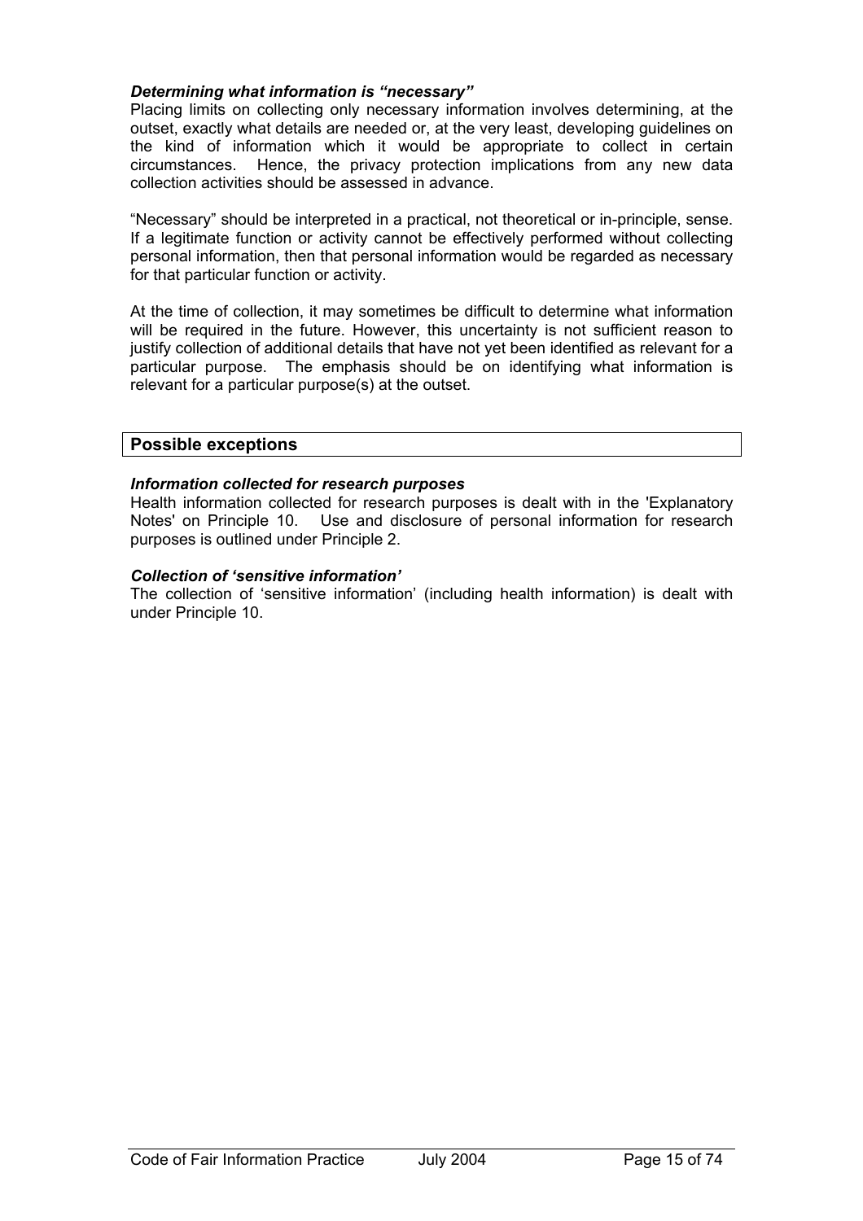***Determining what information is "necessary"***

Placing limits on collecting only necessary information involves determining, at the outset, exactly what details are needed or, at the very least, developing guidelines on the kind of information which it would be appropriate to collect in certain circumstances. Hence, the privacy protection implications from any new data collection activities should be assessed in advance.

"Necessary" should be interpreted in a practical, not theoretical or in-principle, sense. If a legitimate function or activity cannot be effectively performed without collecting personal information, then that personal information would be regarded as necessary for that particular function or activity.

At the time of collection, it may sometimes be difficult to determine what information will be required in the future. However, this uncertainty is not sufficient reason to justify collection of additional details that have not yet been identified as relevant for a particular purpose. The emphasis should be on identifying what information is relevant for a particular purpose(s) at the outset.

## Possible exceptions

***Information collected for research purposes***

Health information collected for research purposes is dealt with in the 'Explanatory Notes' on Principle 10. Use and disclosure of personal information for research purposes is outlined under Principle 2.

***Collection of 'sensitive information'***

The collection of 'sensitive information' (including health information) is dealt with under Principle 10.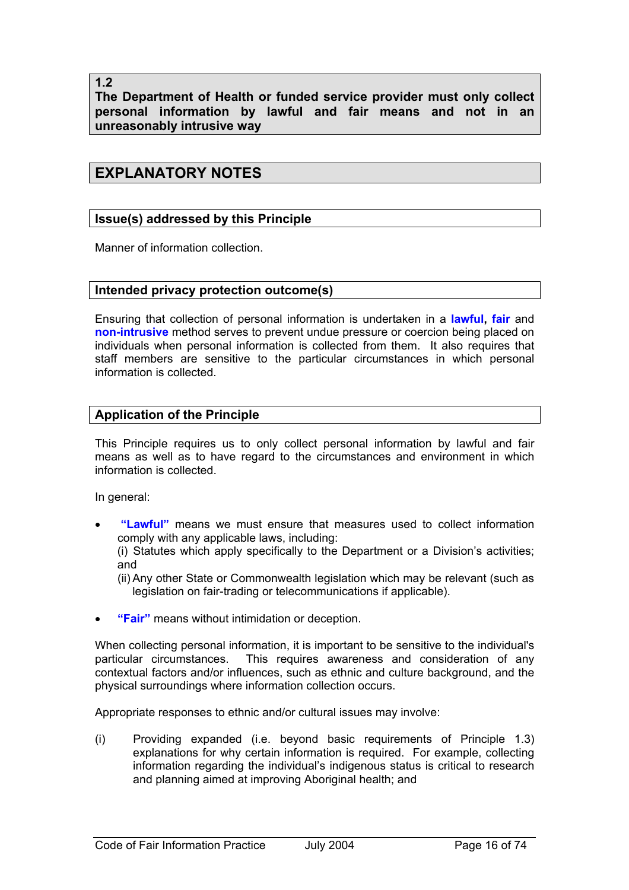## 1.2
## The Department of Health or funded service provider must only collect personal information by lawful and fair means and not in an unreasonably intrusive way

## EXPLANATORY NOTES

### Issue(s) addressed by this Principle

Manner of information collection.

### Intended privacy protection outcome(s)

Ensuring that collection of personal information is undertaken in a **lawful**, **fair** and **non-intrusive** method serves to prevent undue pressure or coercion being placed on individuals when personal information is collected from them. It also requires that staff members are sensitive to the particular circumstances in which personal information is collected.

### Application of the Principle

This Principle requires us to only collect personal information by lawful and fair means as well as to have regard to the circumstances and environment in which information is collected.

In general:

- **"Lawful"** means we must ensure that measures used to collect information comply with any applicable laws, including:
  (i) Statutes which apply specifically to the Department or a Division's activities; and
  (ii) Any other State or Commonwealth legislation which may be relevant (such as legislation on fair-trading or telecommunications if applicable).
- **"Fair"** means without intimidation or deception.

When collecting personal information, it is important to be sensitive to the individual's particular circumstances. This requires awareness and consideration of any contextual factors and/or influences, such as ethnic and culture background, and the physical surroundings where information collection occurs.

Appropriate responses to ethnic and/or cultural issues may involve:

(i) Providing expanded (i.e. beyond basic requirements of Principle 1.3) explanations for why certain information is required. For example, collecting information regarding the individual's indigenous status is critical to research and planning aimed at improving Aboriginal health; and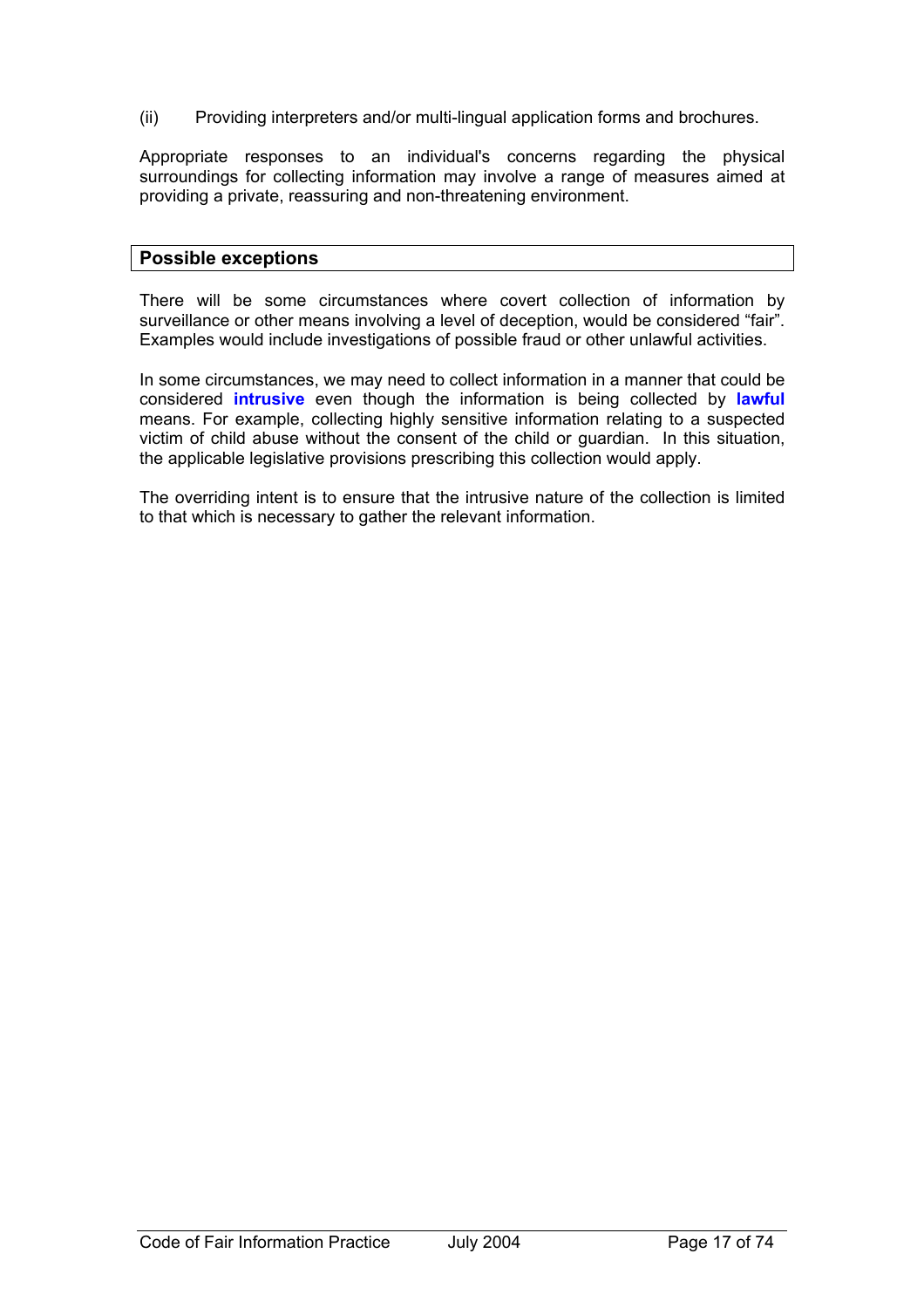(ii) Providing interpreters and/or multi-lingual application forms and brochures.

Appropriate responses to an individual's concerns regarding the physical surroundings for collecting information may involve a range of measures aimed at providing a private, reassuring and non-threatening environment.

## Possible exceptions

There will be some circumstances where covert collection of information by surveillance or other means involving a level of deception, would be considered "fair". Examples would include investigations of possible fraud or other unlawful activities.

In some circumstances, we may need to collect information in a manner that could be considered **intrusive** even though the information is being collected by **lawful** means. For example, collecting highly sensitive information relating to a suspected victim of child abuse without the consent of the child or guardian. In this situation, the applicable legislative provisions prescribing this collection would apply.

The overriding intent is to ensure that the intrusive nature of the collection is limited to that which is necessary to gather the relevant information.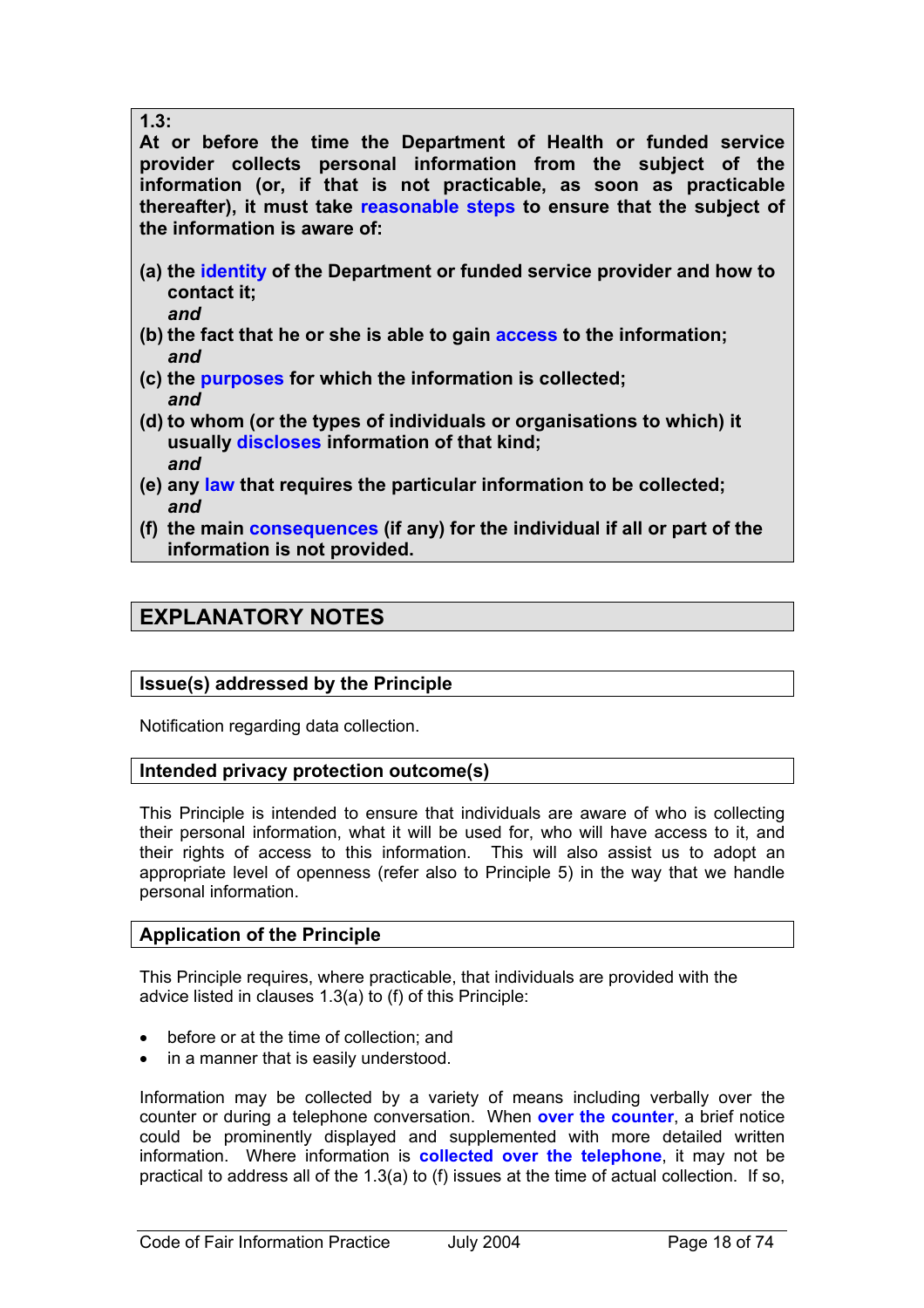**1.3:**
**At or before the time the Department of Health or funded service provider collects personal information from the subject of the information (or, if that is not practicable, as soon as practicable thereafter), it must take reasonable steps to ensure that the subject of the information is aware of:**

**(a) the identity of the Department or funded service provider and how to contact it;**
***and***
**(b) the fact that he or she is able to gain access to the information;**
***and***
**(c) the purposes for which the information is collected;**
***and***
**(d) to whom (or the types of individuals or organisations to which) it usually discloses information of that kind;**
***and***
**(e) any law that requires the particular information to be collected;**
***and***
**(f) the main consequences (if any) for the individual if all or part of the information is not provided.**

## EXPLANATORY NOTES

### Issue(s) addressed by the Principle

Notification regarding data collection.

### Intended privacy protection outcome(s)

This Principle is intended to ensure that individuals are aware of who is collecting their personal information, what it will be used for, who will have access to it, and their rights of access to this information. This will also assist us to adopt an appropriate level of openness (refer also to Principle 5) in the way that we handle personal information.

### Application of the Principle

This Principle requires, where practicable, that individuals are provided with the advice listed in clauses 1.3(a) to (f) of this Principle:

- before or at the time of collection; and
- in a manner that is easily understood.

Information may be collected by a variety of means including verbally over the counter or during a telephone conversation. When **over the counter**, a brief notice could be prominently displayed and supplemented with more detailed written information. Where information is **collected over the telephone**, it may not be practical to address all of the 1.3(a) to (f) issues at the time of actual collection. If so,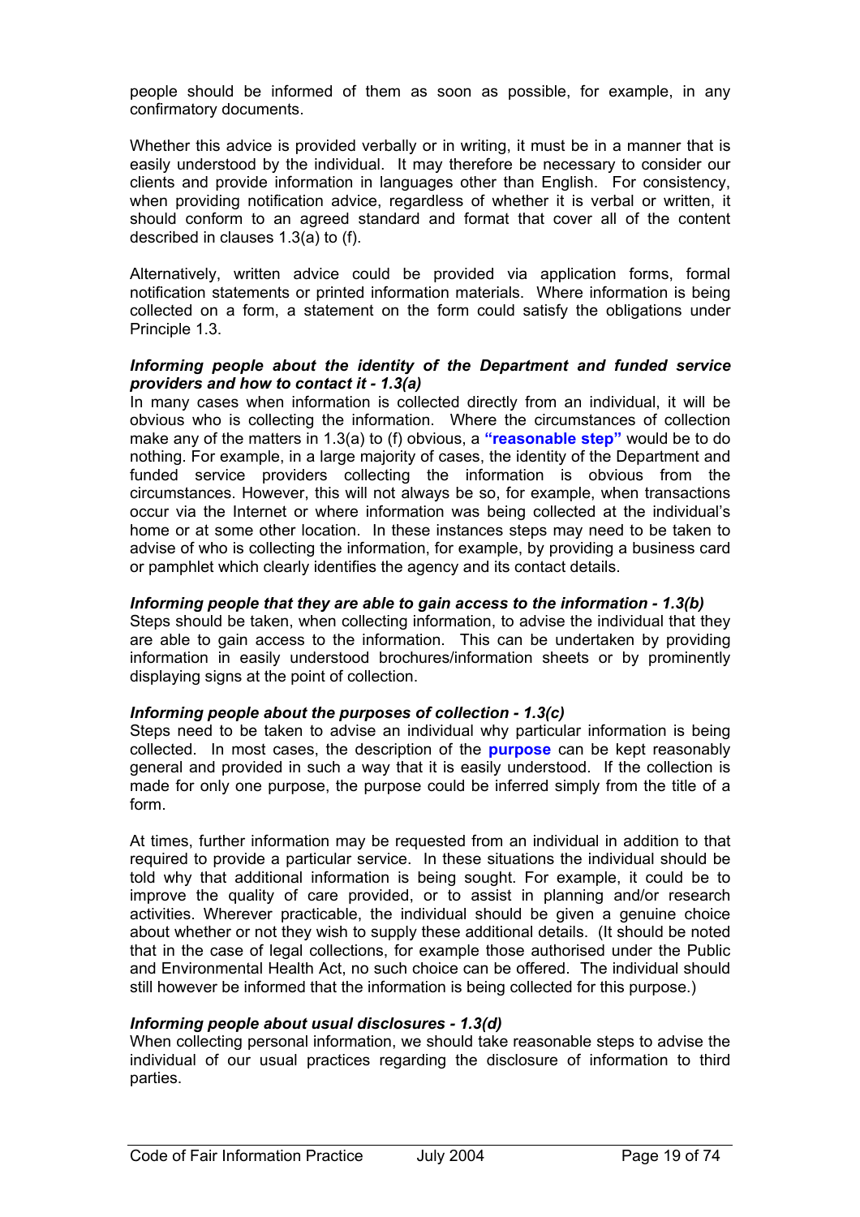people should be informed of them as soon as possible, for example, in any confirmatory documents.

Whether this advice is provided verbally or in writing, it must be in a manner that is easily understood by the individual. It may therefore be necessary to consider our clients and provide information in languages other than English. For consistency, when providing notification advice, regardless of whether it is verbal or written, it should conform to an agreed standard and format that cover all of the content described in clauses 1.3(a) to (f).

Alternatively, written advice could be provided via application forms, formal notification statements or printed information materials. Where information is being collected on a form, a statement on the form could satisfy the obligations under Principle 1.3.

***Informing people about the identity of the Department and funded service providers and how to contact it - 1.3(a)***

In many cases when information is collected directly from an individual, it will be obvious who is collecting the information. Where the circumstances of collection make any of the matters in 1.3(a) to (f) obvious, a **"reasonable step"** would be to do nothing. For example, in a large majority of cases, the identity of the Department and funded service providers collecting the information is obvious from the circumstances. However, this will not always be so, for example, when transactions occur via the Internet or where information was being collected at the individual's home or at some other location. In these instances steps may need to be taken to advise of who is collecting the information, for example, by providing a business card or pamphlet which clearly identifies the agency and its contact details.

***Informing people that they are able to gain access to the information - 1.3(b)***

Steps should be taken, when collecting information, to advise the individual that they are able to gain access to the information. This can be undertaken by providing information in easily understood brochures/information sheets or by prominently displaying signs at the point of collection.

***Informing people about the purposes of collection - 1.3(c)***

Steps need to be taken to advise an individual why particular information is being collected. In most cases, the description of the **purpose** can be kept reasonably general and provided in such a way that it is easily understood. If the collection is made for only one purpose, the purpose could be inferred simply from the title of a form.

At times, further information may be requested from an individual in addition to that required to provide a particular service. In these situations the individual should be told why that additional information is being sought. For example, it could be to improve the quality of care provided, or to assist in planning and/or research activities. Wherever practicable, the individual should be given a genuine choice about whether or not they wish to supply these additional details. (It should be noted that in the case of legal collections, for example those authorised under the Public and Environmental Health Act, no such choice can be offered. The individual should still however be informed that the information is being collected for this purpose.)

***Informing people about usual disclosures - 1.3(d)***

When collecting personal information, we should take reasonable steps to advise the individual of our usual practices regarding the disclosure of information to third parties.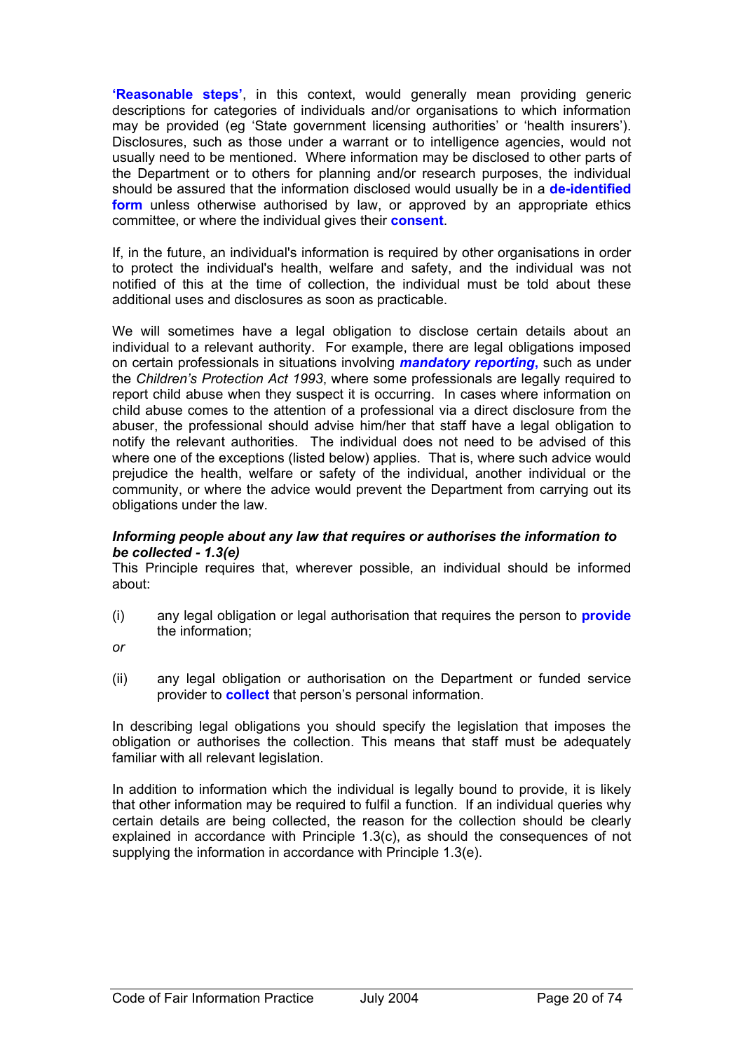**'Reasonable steps'**, in this context, would generally mean providing generic descriptions for categories of individuals and/or organisations to which information may be provided (eg 'State government licensing authorities' or 'health insurers'). Disclosures, such as those under a warrant or to intelligence agencies, would not usually need to be mentioned. Where information may be disclosed to other parts of the Department or to others for planning and/or research purposes, the individual should be assured that the information disclosed would usually be in a **de-identified form** unless otherwise authorised by law, or approved by an appropriate ethics committee, or where the individual gives their **consent**.

If, in the future, an individual's information is required by other organisations in order to protect the individual's health, welfare and safety, and the individual was not notified of this at the time of collection, the individual must be told about these additional uses and disclosures as soon as practicable.

We will sometimes have a legal obligation to disclose certain details about an individual to a relevant authority. For example, there are legal obligations imposed on certain professionals in situations involving ***mandatory reporting*****,** such as under the *Children's Protection Act 1993*, where some professionals are legally required to report child abuse when they suspect it is occurring. In cases where information on child abuse comes to the attention of a professional via a direct disclosure from the abuser, the professional should advise him/her that staff have a legal obligation to notify the relevant authorities. The individual does not need to be advised of this where one of the exceptions (listed below) applies. That is, where such advice would prejudice the health, welfare or safety of the individual, another individual or the community, or where the advice would prevent the Department from carrying out its obligations under the law.

***Informing people about any law that requires or authorises the information to be collected - 1.3(e)***

This Principle requires that, wherever possible, an individual should be informed about:

(i) any legal obligation or legal authorisation that requires the person to **provide** the information;

*or*

(ii) any legal obligation or authorisation on the Department or funded service provider to **collect** that person's personal information.

In describing legal obligations you should specify the legislation that imposes the obligation or authorises the collection. This means that staff must be adequately familiar with all relevant legislation.

In addition to information which the individual is legally bound to provide, it is likely that other information may be required to fulfil a function. If an individual queries why certain details are being collected, the reason for the collection should be clearly explained in accordance with Principle 1.3(c), as should the consequences of not supplying the information in accordance with Principle 1.3(e).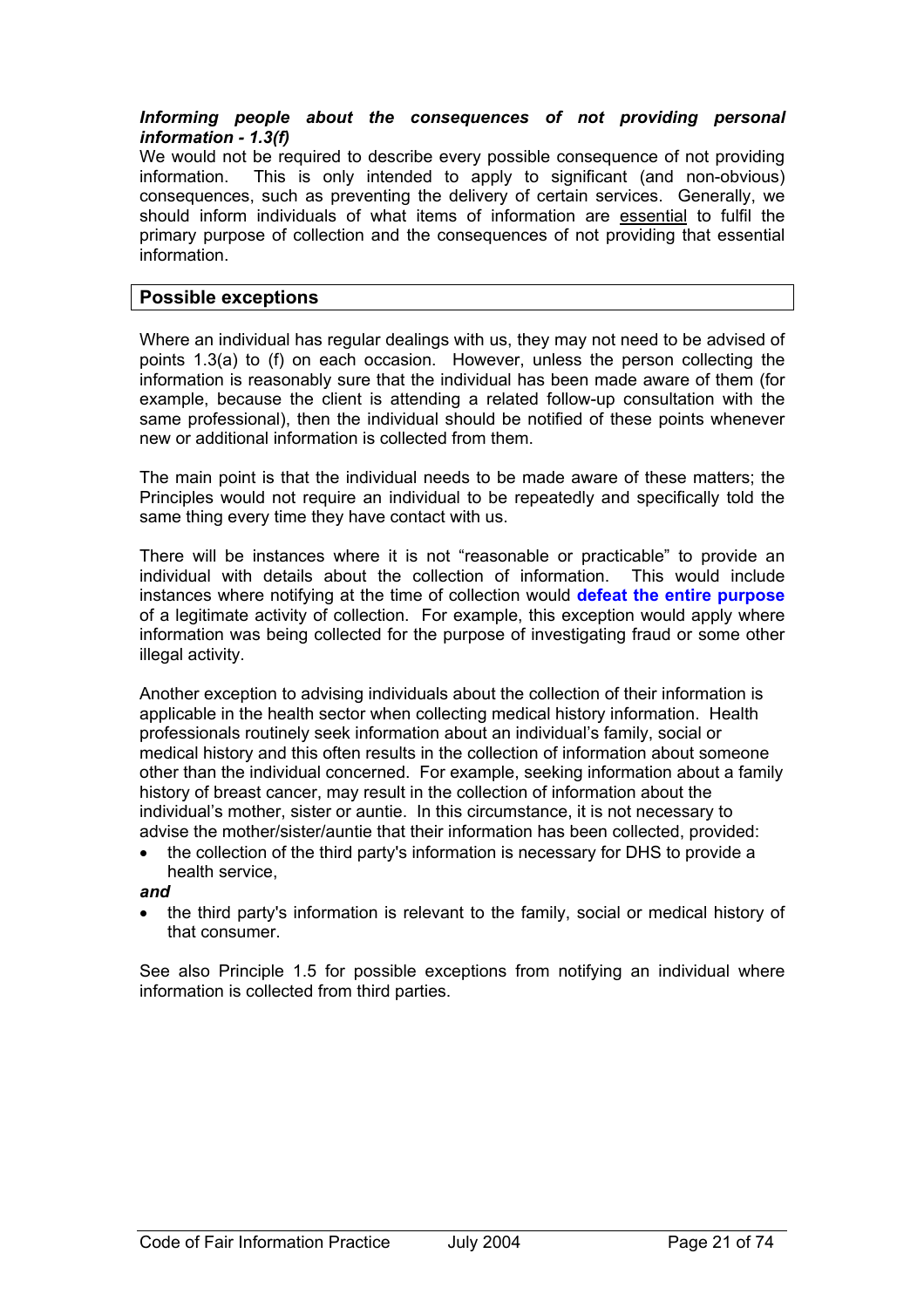***Informing people about the consequences of not providing personal information - 1.3(f)***

We would not be required to describe every possible consequence of not providing information. This is only intended to apply to significant (and non-obvious) consequences, such as preventing the delivery of certain services. Generally, we should inform individuals of what items of information are <u>essential</u> to fulfil the primary purpose of collection and the consequences of not providing that essential information.

## Possible exceptions

Where an individual has regular dealings with us, they may not need to be advised of points 1.3(a) to (f) on each occasion. However, unless the person collecting the information is reasonably sure that the individual has been made aware of them (for example, because the client is attending a related follow-up consultation with the same professional), then the individual should be notified of these points whenever new or additional information is collected from them.

The main point is that the individual needs to be made aware of these matters; the Principles would not require an individual to be repeatedly and specifically told the same thing every time they have contact with us.

There will be instances where it is not "reasonable or practicable" to provide an individual with details about the collection of information. This would include instances where notifying at the time of collection would **defeat the entire purpose** of a legitimate activity of collection. For example, this exception would apply where information was being collected for the purpose of investigating fraud or some other illegal activity.

Another exception to advising individuals about the collection of their information is applicable in the health sector when collecting medical history information. Health professionals routinely seek information about an individual's family, social or medical history and this often results in the collection of information about someone other than the individual concerned. For example, seeking information about a family history of breast cancer, may result in the collection of information about the individual's mother, sister or auntie. In this circumstance, it is not necessary to advise the mother/sister/auntie that their information has been collected, provided:

- the collection of the third party's information is necessary for DHS to provide a health service,

***and***

- the third party's information is relevant to the family, social or medical history of that consumer.

See also Principle 1.5 for possible exceptions from notifying an individual where information is collected from third parties.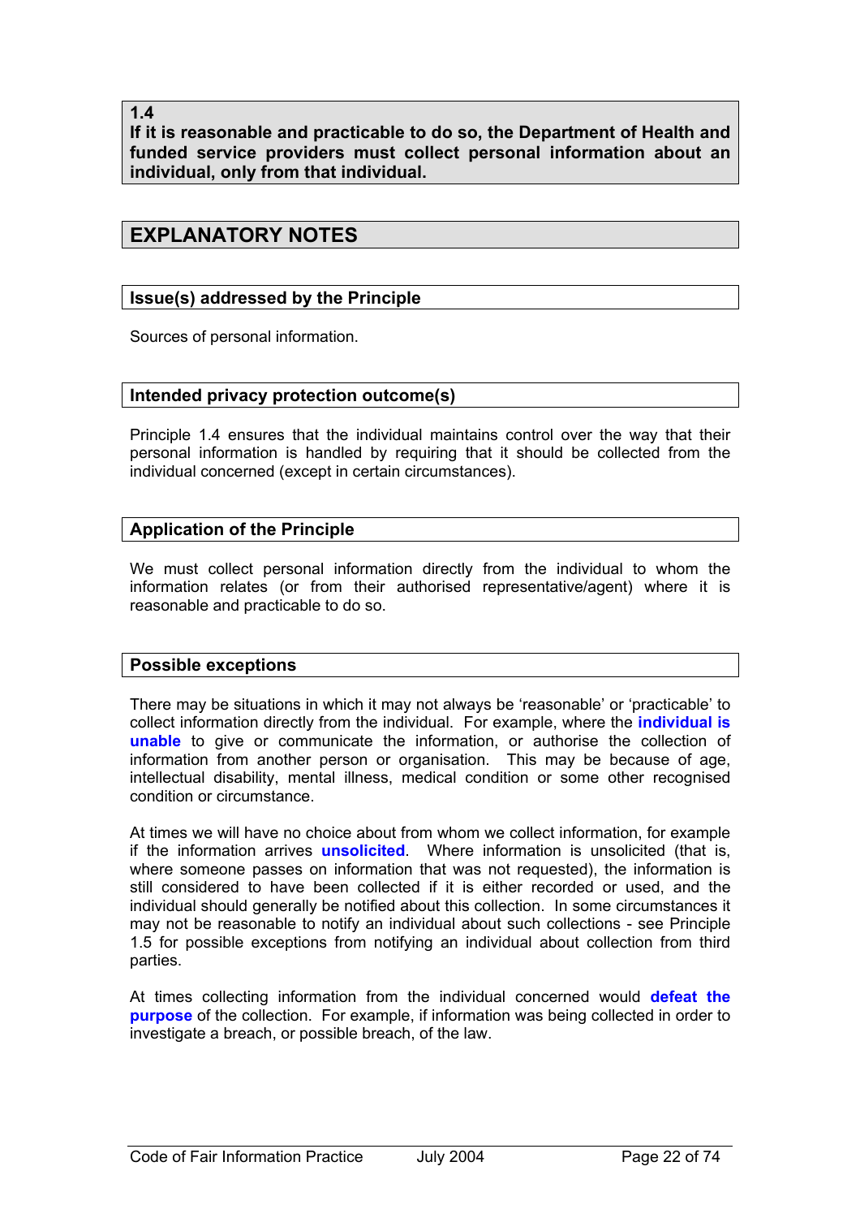**1.4**
**If it is reasonable and practicable to do so, the Department of Health and funded service providers must collect personal information about an individual, only from that individual.**

## EXPLANATORY NOTES

### Issue(s) addressed by the Principle

Sources of personal information.

### Intended privacy protection outcome(s)

Principle 1.4 ensures that the individual maintains control over the way that their personal information is handled by requiring that it should be collected from the individual concerned (except in certain circumstances).

### Application of the Principle

We must collect personal information directly from the individual to whom the information relates (or from their authorised representative/agent) where it is reasonable and practicable to do so.

### Possible exceptions

There may be situations in which it may not always be 'reasonable' or 'practicable' to collect information directly from the individual. For example, where the **individual is unable** to give or communicate the information, or authorise the collection of information from another person or organisation. This may be because of age, intellectual disability, mental illness, medical condition or some other recognised condition or circumstance.

At times we will have no choice about from whom we collect information, for example if the information arrives **unsolicited**. Where information is unsolicited (that is, where someone passes on information that was not requested), the information is still considered to have been collected if it is either recorded or used, and the individual should generally be notified about this collection. In some circumstances it may not be reasonable to notify an individual about such collections - see Principle 1.5 for possible exceptions from notifying an individual about collection from third parties.

At times collecting information from the individual concerned would **defeat the purpose** of the collection. For example, if information was being collected in order to investigate a breach, or possible breach, of the law.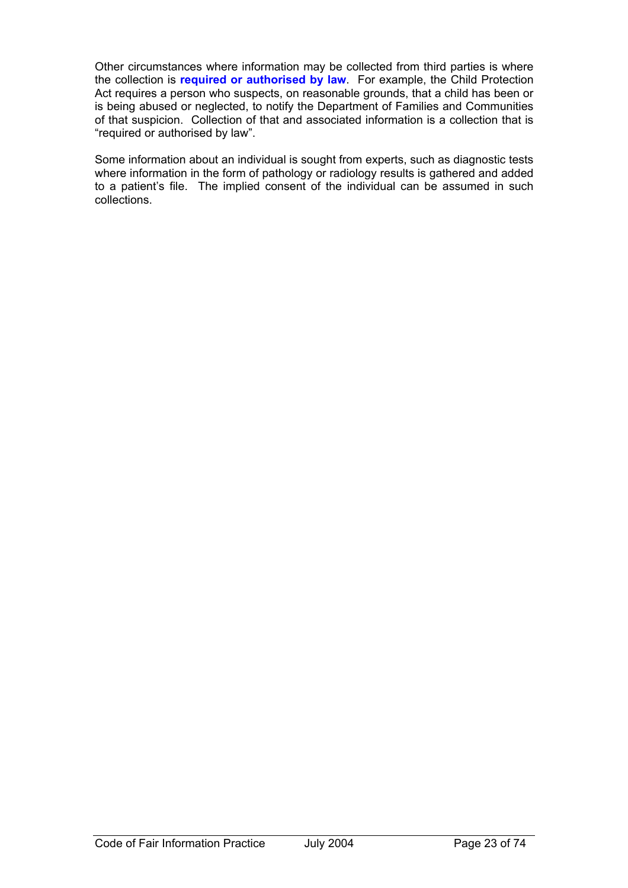Other circumstances where information may be collected from third parties is where the collection is **required or authorised by law**. For example, the Child Protection Act requires a person who suspects, on reasonable grounds, that a child has been or is being abused or neglected, to notify the Department of Families and Communities of that suspicion. Collection of that and associated information is a collection that is "required or authorised by law".

Some information about an individual is sought from experts, such as diagnostic tests where information in the form of pathology or radiology results is gathered and added to a patient's file. The implied consent of the individual can be assumed in such collections.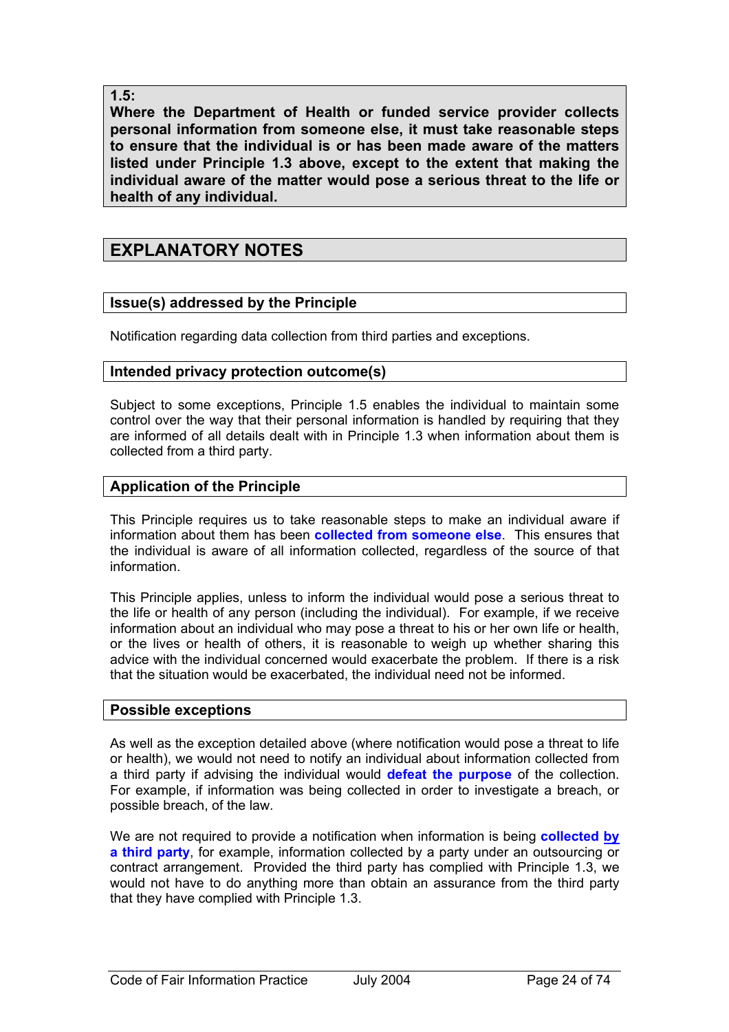**1.5:**
**Where the Department of Health or funded service provider collects personal information from someone else, it must take reasonable steps to ensure that the individual is or has been made aware of the matters listed under Principle 1.3 above, except to the extent that making the individual aware of the matter would pose a serious threat to the life or health of any individual.**

## EXPLANATORY NOTES

### Issue(s) addressed by the Principle

Notification regarding data collection from third parties and exceptions.

### Intended privacy protection outcome(s)

Subject to some exceptions, Principle 1.5 enables the individual to maintain some control over the way that their personal information is handled by requiring that they are informed of all details dealt with in Principle 1.3 when information about them is collected from a third party.

### Application of the Principle

This Principle requires us to take reasonable steps to make an individual aware if information about them has been **collected from someone else**. This ensures that the individual is aware of all information collected, regardless of the source of that information.

This Principle applies, unless to inform the individual would pose a serious threat to the life or health of any person (including the individual). For example, if we receive information about an individual who may pose a threat to his or her own life or health, or the lives or health of others, it is reasonable to weigh up whether sharing this advice with the individual concerned would exacerbate the problem. If there is a risk that the situation would be exacerbated, the individual need not be informed.

### Possible exceptions

As well as the exception detailed above (where notification would pose a threat to life or health), we would not need to notify an individual about information collected from a third party if advising the individual would **defeat the purpose** of the collection. For example, if information was being collected in order to investigate a breach, or possible breach, of the law.

We are not required to provide a notification when information is being **collected by a third party**, for example, information collected by a party under an outsourcing or contract arrangement. Provided the third party has complied with Principle 1.3, we would not have to do anything more than obtain an assurance from the third party that they have complied with Principle 1.3.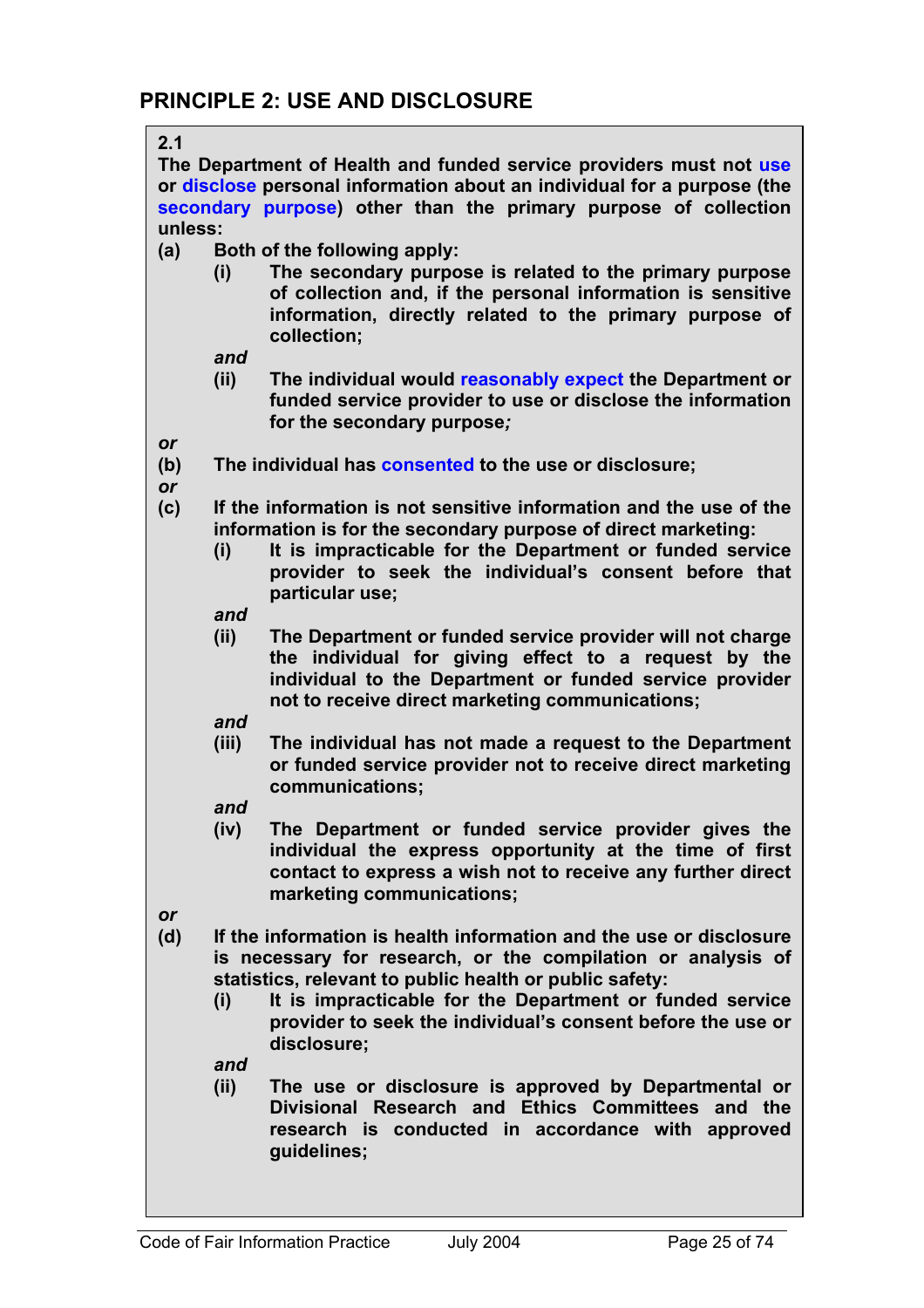## PRINCIPLE 2: USE AND DISCLOSURE

**2.1**

**The Department of Health and funded service providers must not use or disclose personal information about an individual for a purpose (the secondary purpose) other than the primary purpose of collection unless:**

**(a)** **Both of the following apply:**

- **(i)** **The secondary purpose is related to the primary purpose of collection and, if the personal information is sensitive information, directly related to the primary purpose of collection;**

  ***and***

- **(ii)** **The individual would reasonably expect the Department or funded service provider to use or disclose the information for the secondary purpose*;***

***or***

**(b)** **The individual has consented to the use or disclosure;**

***or***

**(c)** **If the information is not sensitive information and the use of the information is for the secondary purpose of direct marketing:**

- **(i)** **It is impracticable for the Department or funded service provider to seek the individual's consent before that particular use;**

  ***and***

- **(ii)** **The Department or funded service provider will not charge the individual for giving effect to a request by the individual to the Department or funded service provider not to receive direct marketing communications;**

  ***and***

- **(iii)** **The individual has not made a request to the Department or funded service provider not to receive direct marketing communications;**

  ***and***

- **(iv)** **The Department or funded service provider gives the individual the express opportunity at the time of first contact to express a wish not to receive any further direct marketing communications;**

***or***

**(d)** **If the information is health information and the use or disclosure is necessary for research, or the compilation or analysis of statistics, relevant to public health or public safety:**

- **(i)** **It is impracticable for the Department or funded service provider to seek the individual's consent before the use or disclosure;**

  ***and***

- **(ii)** **The use or disclosure is approved by Departmental or Divisional Research and Ethics Committees and the research is conducted in accordance with approved guidelines;**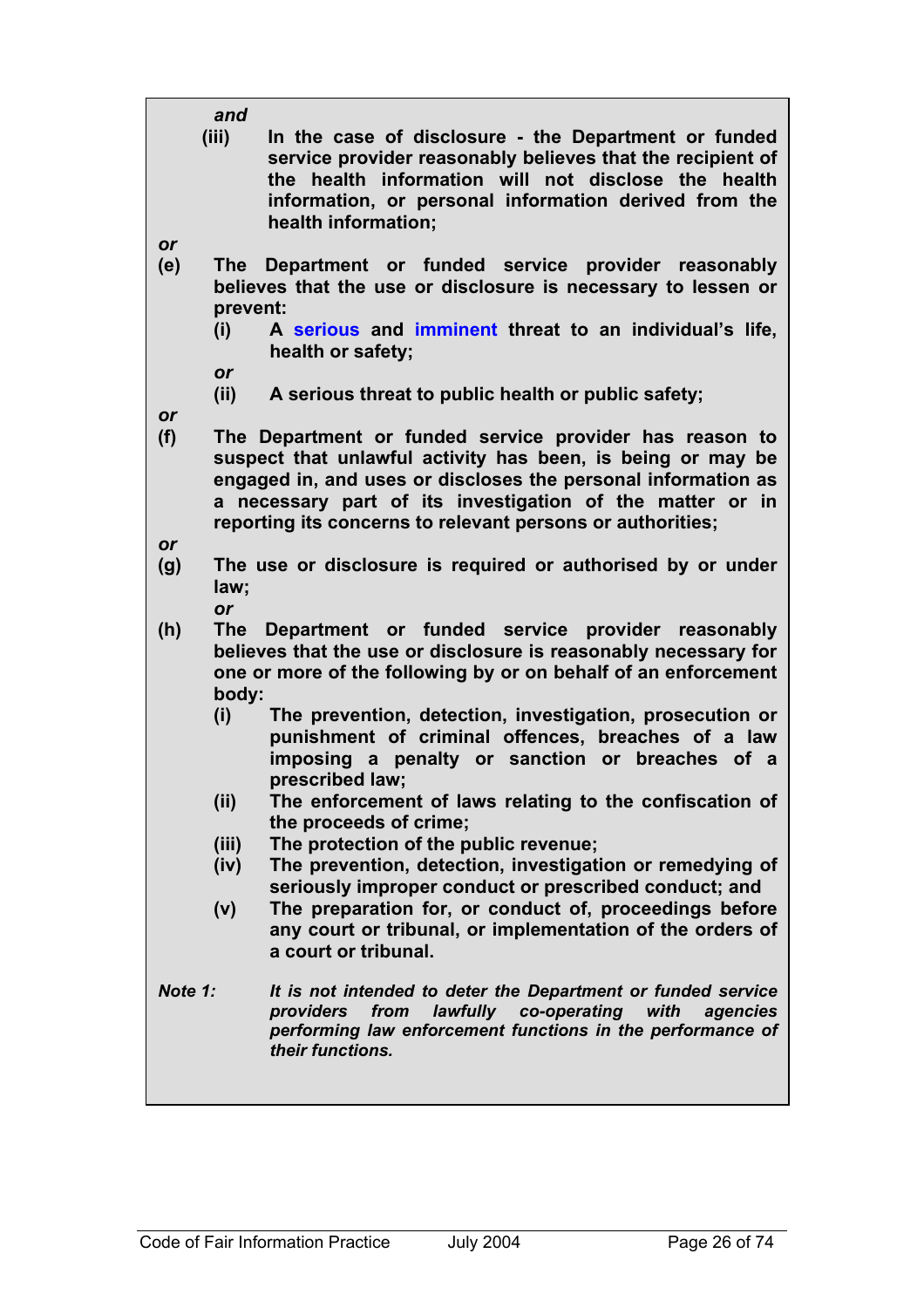*and*

**(iii) In the case of disclosure - the Department or funded service provider reasonably believes that the recipient of the health information will not disclose the health information, or personal information derived from the health information;**

*or*

**(e) The Department or funded service provider reasonably believes that the use or disclosure is necessary to lessen or prevent:**

**(i) A serious and imminent threat to an individual's life, health or safety;**

*or*

**(ii) A serious threat to public health or public safety;**

*or*

**(f) The Department or funded service provider has reason to suspect that unlawful activity has been, is being or may be engaged in, and uses or discloses the personal information as a necessary part of its investigation of the matter or in reporting its concerns to relevant persons or authorities;**

*or*

**(g) The use or disclosure is required or authorised by or under law;**

*or*

**(h) The Department or funded service provider reasonably believes that the use or disclosure is reasonably necessary for one or more of the following by or on behalf of an enforcement body:**

**(i) The prevention, detection, investigation, prosecution or punishment of criminal offences, breaches of a law imposing a penalty or sanction or breaches of a prescribed law;**

**(ii) The enforcement of laws relating to the confiscation of the proceeds of crime;**

**(iii) The protection of the public revenue;**

**(iv) The prevention, detection, investigation or remedying of seriously improper conduct or prescribed conduct; and**

**(v) The preparation for, or conduct of, proceedings before any court or tribunal, or implementation of the orders of a court or tribunal.**

***Note 1:*** ***It is not intended to deter the Department or funded service providers from lawfully co-operating with agencies performing law enforcement functions in the performance of their functions.***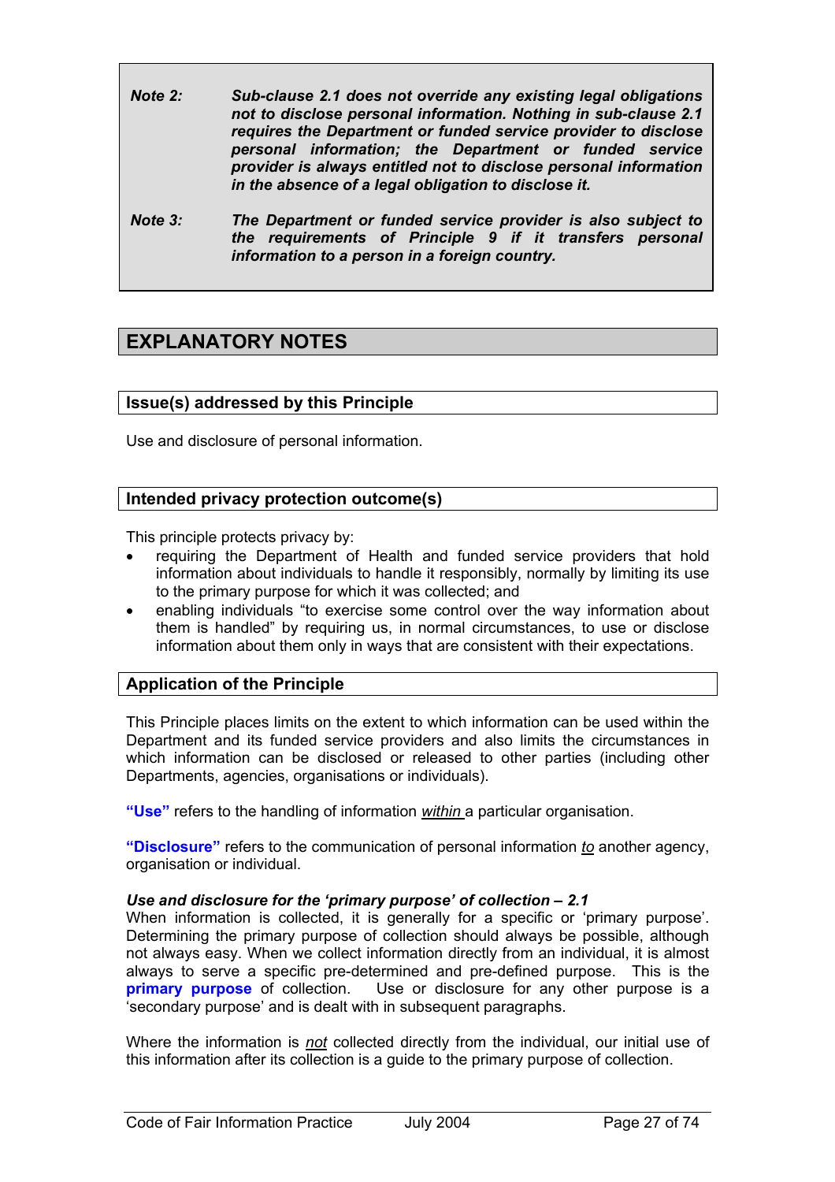***Note 2:*** ***Sub-clause 2.1 does not override any existing legal obligations not to disclose personal information. Nothing in sub-clause 2.1 requires the Department or funded service provider to disclose personal information; the Department or funded service provider is always entitled not to disclose personal information in the absence of a legal obligation to disclose it.***

***Note 3:*** ***The Department or funded service provider is also subject to the requirements of Principle 9 if it transfers personal information to a person in a foreign country.***

# EXPLANATORY NOTES

## Issue(s) addressed by this Principle

Use and disclosure of personal information.

## Intended privacy protection outcome(s)

This principle protects privacy by:

- requiring the Department of Health and funded service providers that hold information about individuals to handle it responsibly, normally by limiting its use to the primary purpose for which it was collected; and
- enabling individuals "to exercise some control over the way information about them is handled" by requiring us, in normal circumstances, to use or disclose information about them only in ways that are consistent with their expectations.

## Application of the Principle

This Principle places limits on the extent to which information can be used within the Department and its funded service providers and also limits the circumstances in which information can be disclosed or released to other parties (including other Departments, agencies, organisations or individuals).

**"Use"** refers to the handling of information *within* a particular organisation.

**"Disclosure"** refers to the communication of personal information *to* another agency, organisation or individual.

***Use and disclosure for the 'primary purpose' of collection – 2.1***

When information is collected, it is generally for a specific or 'primary purpose'. Determining the primary purpose of collection should always be possible, although not always easy. When we collect information directly from an individual, it is almost always to serve a specific pre-determined and pre-defined purpose. This is the **primary purpose** of collection. Use or disclosure for any other purpose is a 'secondary purpose' and is dealt with in subsequent paragraphs.

Where the information is *not* collected directly from the individual, our initial use of this information after its collection is a guide to the primary purpose of collection.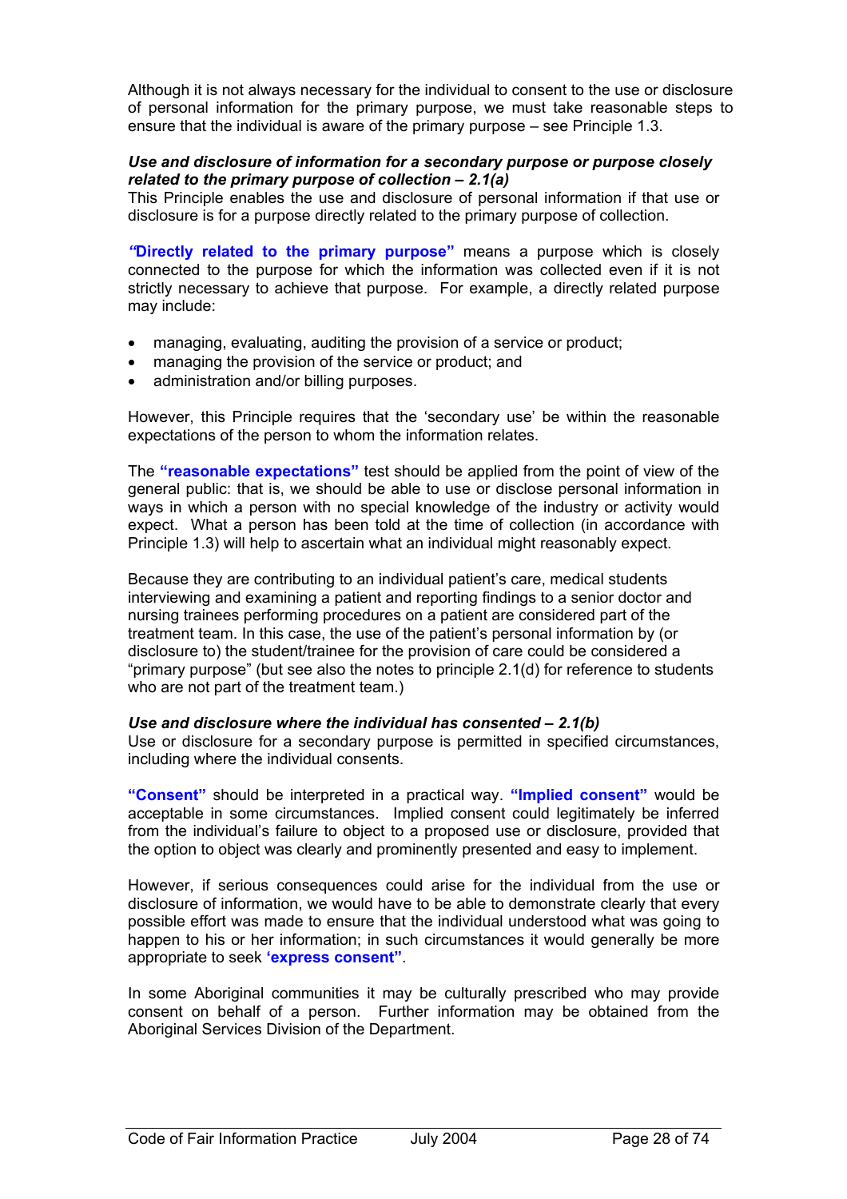Although it is not always necessary for the individual to consent to the use or disclosure of personal information for the primary purpose, we must take reasonable steps to ensure that the individual is aware of the primary purpose – see Principle 1.3.

***Use and disclosure of information for a secondary purpose or purpose closely related to the primary purpose of collection – 2.1(a)***

This Principle enables the use and disclosure of personal information if that use or disclosure is for a purpose directly related to the primary purpose of collection.

***"*Directly related to the primary purpose"** means a purpose which is closely connected to the purpose for which the information was collected even if it is not strictly necessary to achieve that purpose. For example, a directly related purpose may include:

- managing, evaluating, auditing the provision of a service or product;
- managing the provision of the service or product; and
- administration and/or billing purposes.

However, this Principle requires that the 'secondary use' be within the reasonable expectations of the person to whom the information relates.

The **"reasonable expectations"** test should be applied from the point of view of the general public: that is, we should be able to use or disclose personal information in ways in which a person with no special knowledge of the industry or activity would expect. What a person has been told at the time of collection (in accordance with Principle 1.3) will help to ascertain what an individual might reasonably expect.

Because they are contributing to an individual patient's care, medical students interviewing and examining a patient and reporting findings to a senior doctor and nursing trainees performing procedures on a patient are considered part of the treatment team. In this case, the use of the patient's personal information by (or disclosure to) the student/trainee for the provision of care could be considered a "primary purpose" (but see also the notes to principle 2.1(d) for reference to students who are not part of the treatment team.)

***Use and disclosure where the individual has consented – 2.1(b)***

Use or disclosure for a secondary purpose is permitted in specified circumstances, including where the individual consents.

**"Consent"** should be interpreted in a practical way. **"Implied consent"** would be acceptable in some circumstances. Implied consent could legitimately be inferred from the individual's failure to object to a proposed use or disclosure, provided that the option to object was clearly and prominently presented and easy to implement.

However, if serious consequences could arise for the individual from the use or disclosure of information, we would have to be able to demonstrate clearly that every possible effort was made to ensure that the individual understood what was going to happen to his or her information; in such circumstances it would generally be more appropriate to seek **'express consent"**.

In some Aboriginal communities it may be culturally prescribed who may provide consent on behalf of a person. Further information may be obtained from the Aboriginal Services Division of the Department.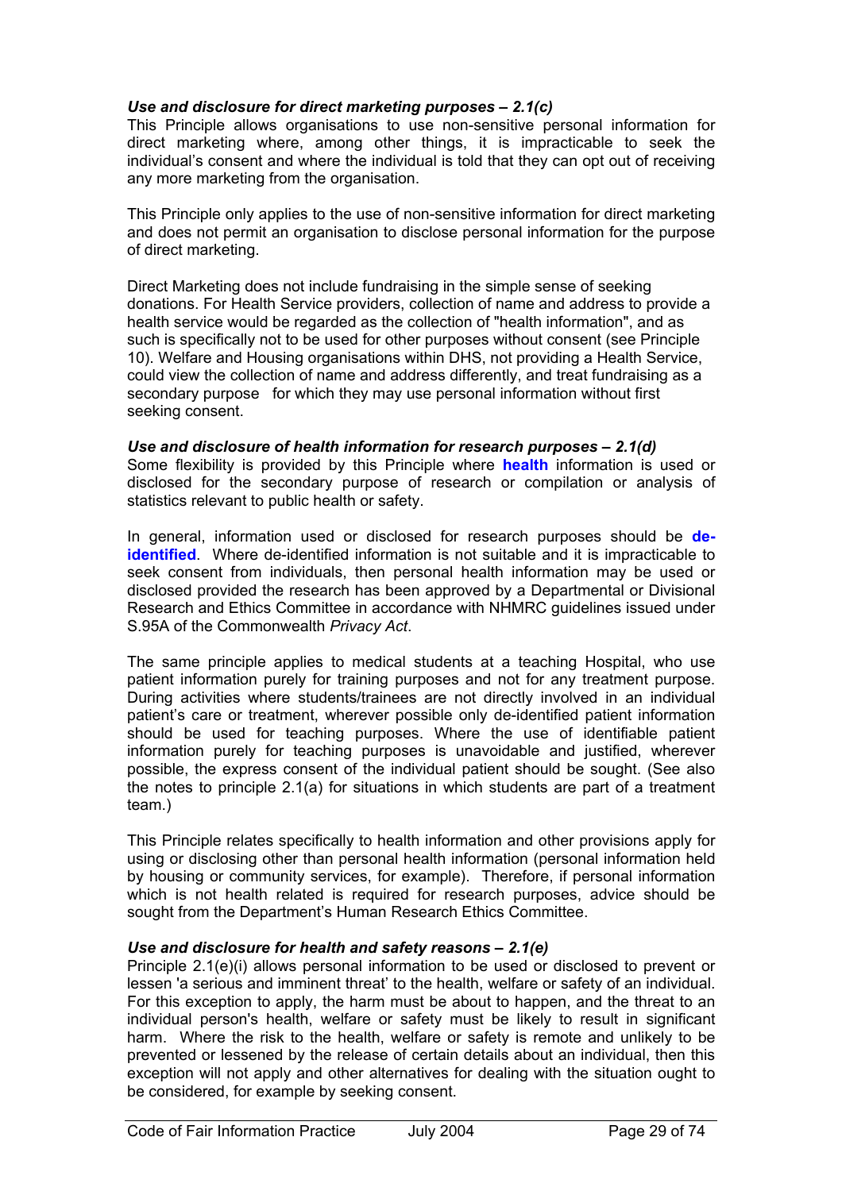### *Use and disclosure for direct marketing purposes – 2.1(c)*

This Principle allows organisations to use non-sensitive personal information for direct marketing where, among other things, it is impracticable to seek the individual's consent and where the individual is told that they can opt out of receiving any more marketing from the organisation.

This Principle only applies to the use of non-sensitive information for direct marketing and does not permit an organisation to disclose personal information for the purpose of direct marketing.

Direct Marketing does not include fundraising in the simple sense of seeking donations. For Health Service providers, collection of name and address to provide a health service would be regarded as the collection of "health information", and as such is specifically not to be used for other purposes without consent (see Principle 10). Welfare and Housing organisations within DHS, not providing a Health Service, could view the collection of name and address differently, and treat fundraising as a secondary purpose for which they may use personal information without first seeking consent.

### *Use and disclosure of health information for research purposes – 2.1(d)*

Some flexibility is provided by this Principle where **health** information is used or disclosed for the secondary purpose of research or compilation or analysis of statistics relevant to public health or safety.

In general, information used or disclosed for research purposes should be **de-identified**. Where de-identified information is not suitable and it is impracticable to seek consent from individuals, then personal health information may be used or disclosed provided the research has been approved by a Departmental or Divisional Research and Ethics Committee in accordance with NHMRC guidelines issued under S.95A of the Commonwealth *Privacy Act*.

The same principle applies to medical students at a teaching Hospital, who use patient information purely for training purposes and not for any treatment purpose. During activities where students/trainees are not directly involved in an individual patient's care or treatment, wherever possible only de-identified patient information should be used for teaching purposes. Where the use of identifiable patient information purely for teaching purposes is unavoidable and justified, wherever possible, the express consent of the individual patient should be sought. (See also the notes to principle 2.1(a) for situations in which students are part of a treatment team.)

This Principle relates specifically to health information and other provisions apply for using or disclosing other than personal health information (personal information held by housing or community services, for example). Therefore, if personal information which is not health related is required for research purposes, advice should be sought from the Department's Human Research Ethics Committee.

### *Use and disclosure for health and safety reasons – 2.1(e)*

Principle 2.1(e)(i) allows personal information to be used or disclosed to prevent or lessen 'a serious and imminent threat' to the health, welfare or safety of an individual. For this exception to apply, the harm must be about to happen, and the threat to an individual person's health, welfare or safety must be likely to result in significant harm. Where the risk to the health, welfare or safety is remote and unlikely to be prevented or lessened by the release of certain details about an individual, then this exception will not apply and other alternatives for dealing with the situation ought to be considered, for example by seeking consent.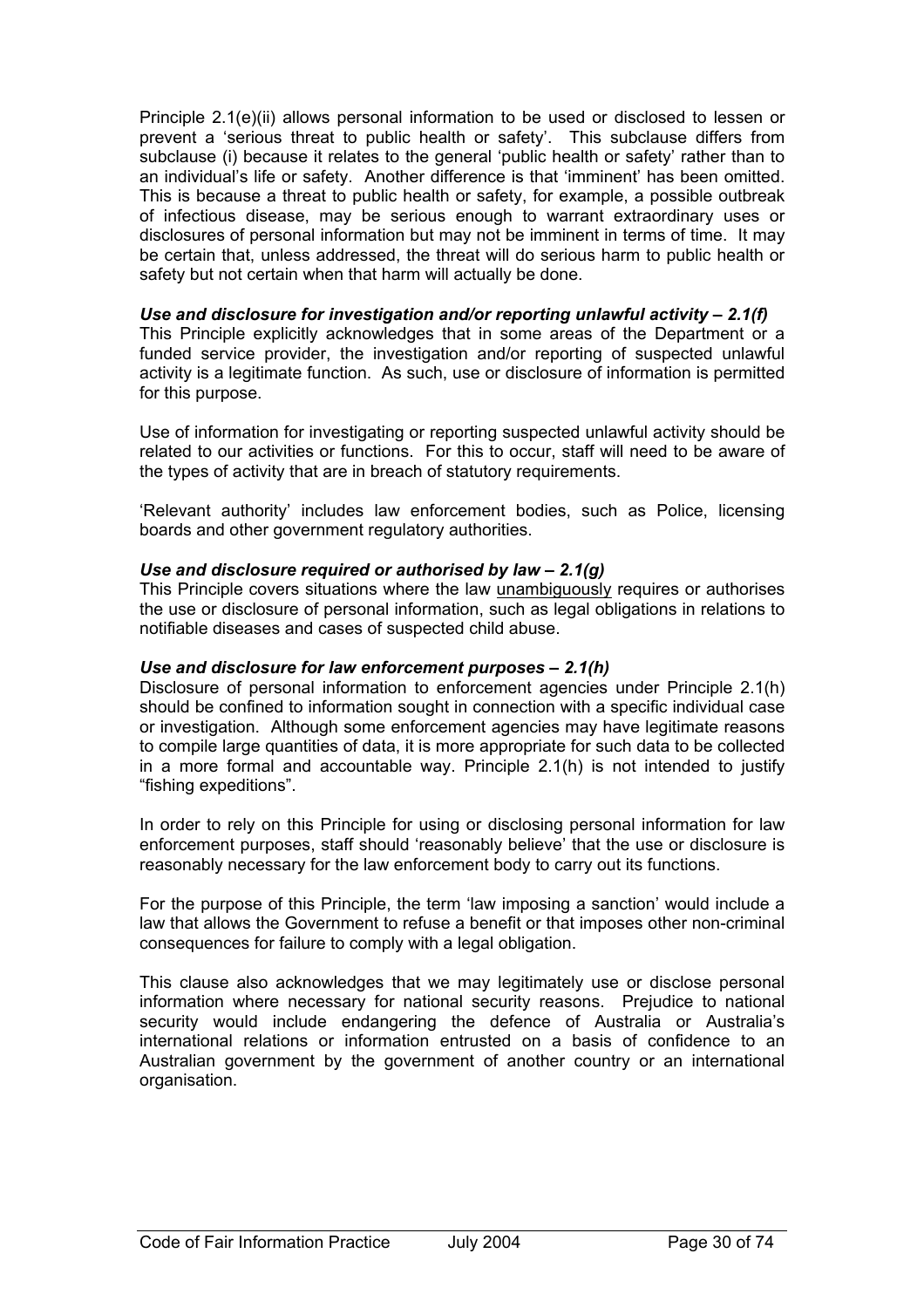Principle 2.1(e)(ii) allows personal information to be used or disclosed to lessen or prevent a 'serious threat to public health or safety'. This subclause differs from subclause (i) because it relates to the general 'public health or safety' rather than to an individual's life or safety. Another difference is that 'imminent' has been omitted. This is because a threat to public health or safety, for example, a possible outbreak of infectious disease, may be serious enough to warrant extraordinary uses or disclosures of personal information but may not be imminent in terms of time. It may be certain that, unless addressed, the threat will do serious harm to public health or safety but not certain when that harm will actually be done.

***Use and disclosure for investigation and/or reporting unlawful activity – 2.1(f)***

This Principle explicitly acknowledges that in some areas of the Department or a funded service provider, the investigation and/or reporting of suspected unlawful activity is a legitimate function. As such, use or disclosure of information is permitted for this purpose.

Use of information for investigating or reporting suspected unlawful activity should be related to our activities or functions. For this to occur, staff will need to be aware of the types of activity that are in breach of statutory requirements.

'Relevant authority' includes law enforcement bodies, such as Police, licensing boards and other government regulatory authorities.

***Use and disclosure required or authorised by law – 2.1(g)***

This Principle covers situations where the law <u>unambiguously</u> requires or authorises the use or disclosure of personal information, such as legal obligations in relations to notifiable diseases and cases of suspected child abuse.

***Use and disclosure for law enforcement purposes – 2.1(h)***

Disclosure of personal information to enforcement agencies under Principle 2.1(h) should be confined to information sought in connection with a specific individual case or investigation. Although some enforcement agencies may have legitimate reasons to compile large quantities of data, it is more appropriate for such data to be collected in a more formal and accountable way. Principle 2.1(h) is not intended to justify "fishing expeditions".

In order to rely on this Principle for using or disclosing personal information for law enforcement purposes, staff should 'reasonably believe' that the use or disclosure is reasonably necessary for the law enforcement body to carry out its functions.

For the purpose of this Principle, the term 'law imposing a sanction' would include a law that allows the Government to refuse a benefit or that imposes other non-criminal consequences for failure to comply with a legal obligation.

This clause also acknowledges that we may legitimately use or disclose personal information where necessary for national security reasons. Prejudice to national security would include endangering the defence of Australia or Australia's international relations or information entrusted on a basis of confidence to an Australian government by the government of another country or an international organisation.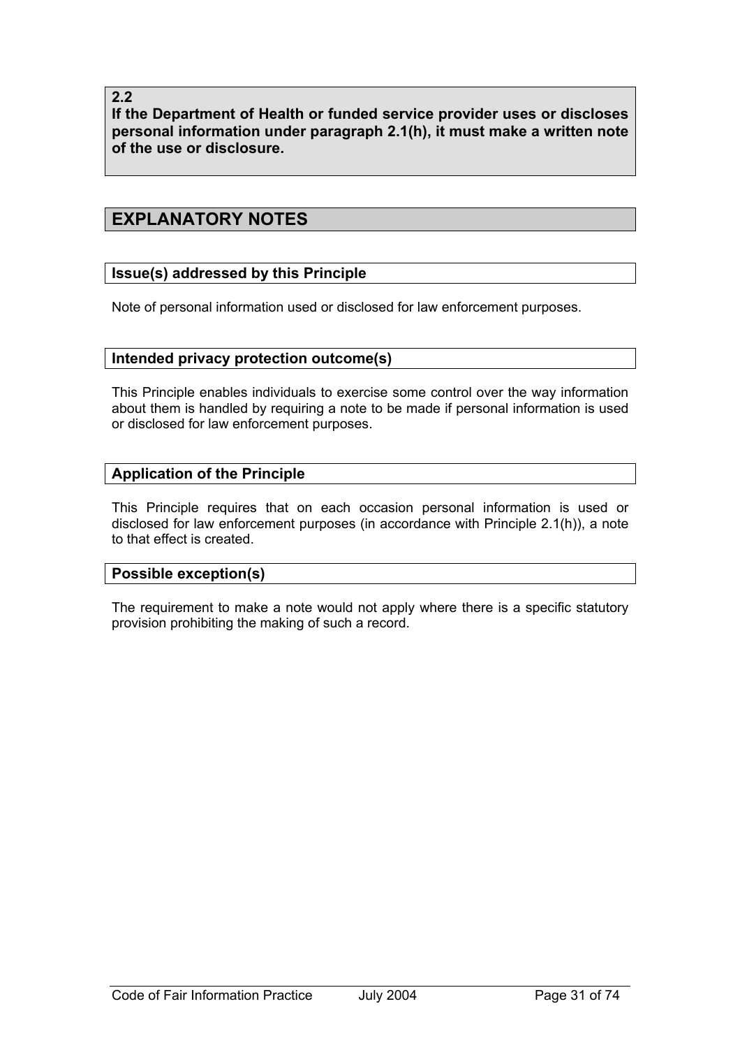**2.2**
**If the Department of Health or funded service provider uses or discloses personal information under paragraph 2.1(h), it must make a written note of the use or disclosure.**

## EXPLANATORY NOTES

### Issue(s) addressed by this Principle

Note of personal information used or disclosed for law enforcement purposes.

### Intended privacy protection outcome(s)

This Principle enables individuals to exercise some control over the way information about them is handled by requiring a note to be made if personal information is used or disclosed for law enforcement purposes.

### Application of the Principle

This Principle requires that on each occasion personal information is used or disclosed for law enforcement purposes (in accordance with Principle 2.1(h)), a note to that effect is created.

### Possible exception(s)

The requirement to make a note would not apply where there is a specific statutory provision prohibiting the making of such a record.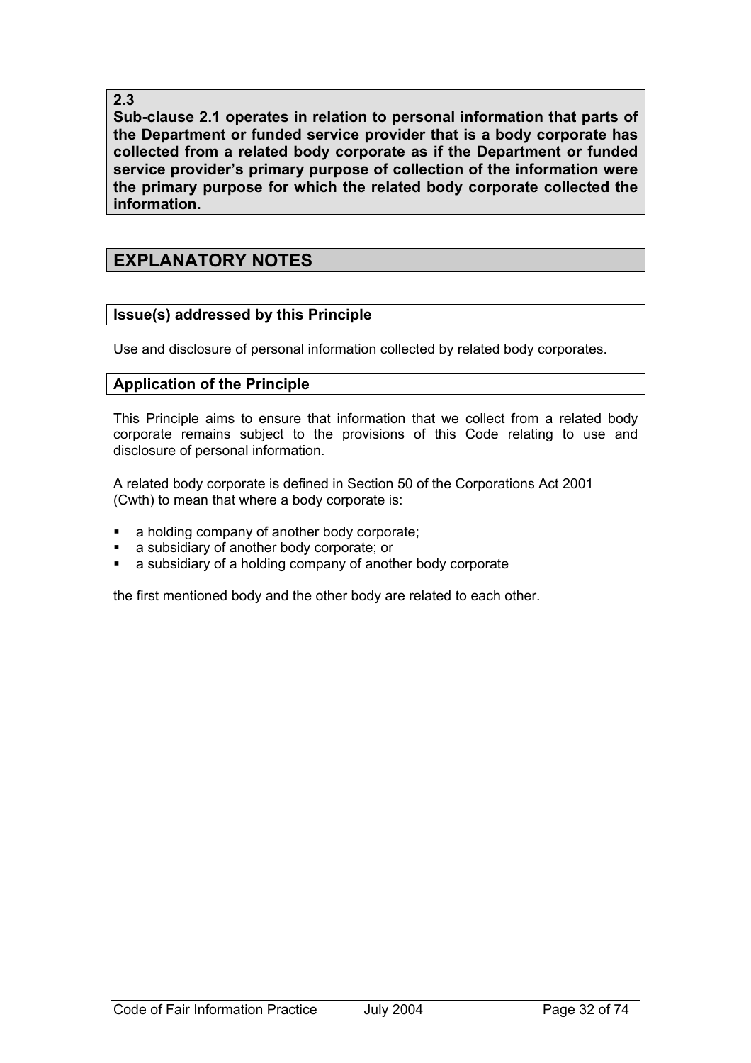**2.3**
**Sub-clause 2.1 operates in relation to personal information that parts of the Department or funded service provider that is a body corporate has collected from a related body corporate as if the Department or funded service provider's primary purpose of collection of the information were the primary purpose for which the related body corporate collected the information.**

## EXPLANATORY NOTES

### Issue(s) addressed by this Principle

Use and disclosure of personal information collected by related body corporates.

### Application of the Principle

This Principle aims to ensure that information that we collect from a related body corporate remains subject to the provisions of this Code relating to use and disclosure of personal information.

A related body corporate is defined in Section 50 of the Corporations Act 2001 (Cwth) to mean that where a body corporate is:

- a holding company of another body corporate;
- a subsidiary of another body corporate; or
- a subsidiary of a holding company of another body corporate

the first mentioned body and the other body are related to each other.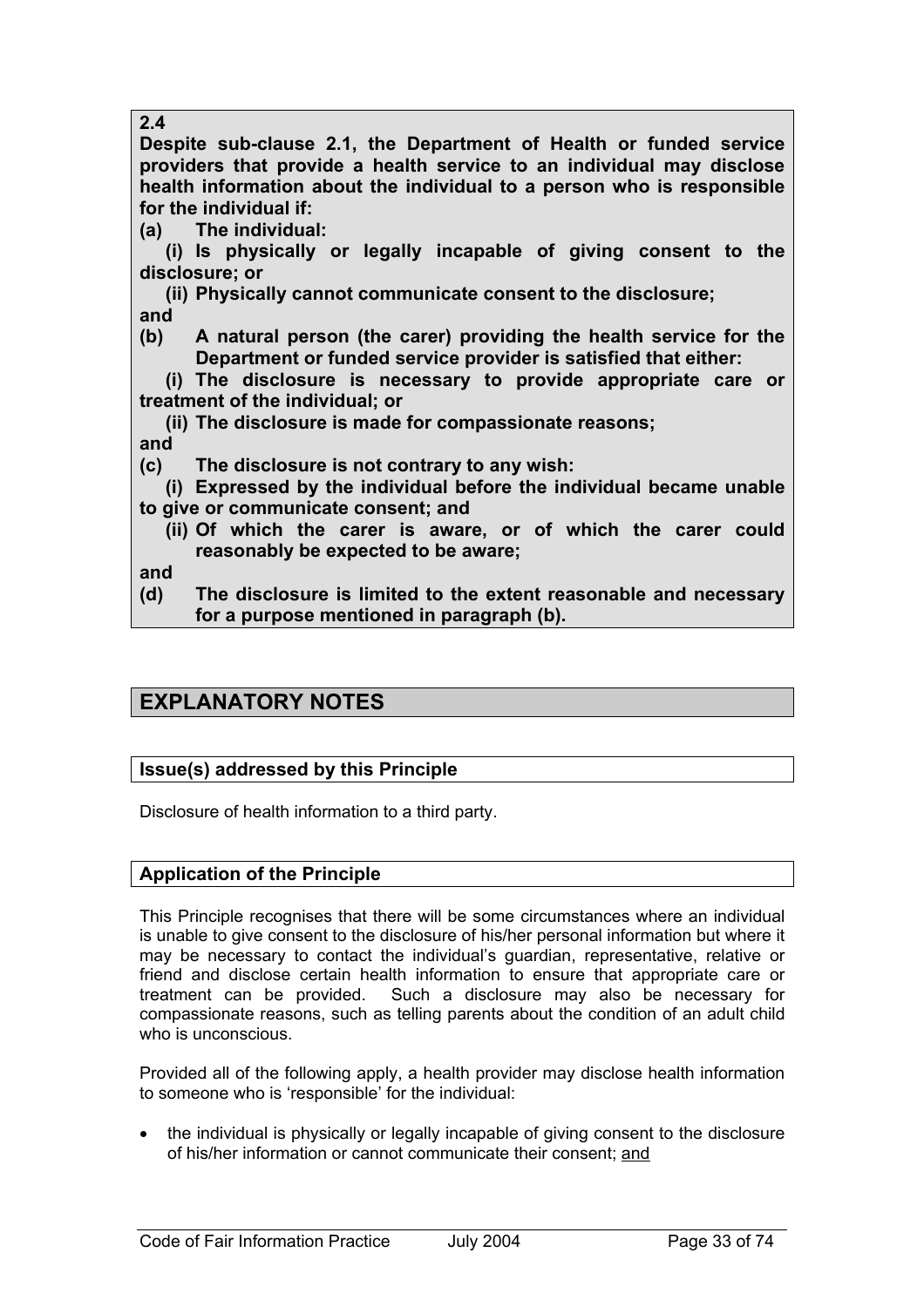**2.4**

**Despite sub-clause 2.1, the Department of Health or funded service providers that provide a health service to an individual may disclose health information about the individual to a person who is responsible for the individual if:**

**(a) The individual:**

**(i) Is physically or legally incapable of giving consent to the disclosure; or**

**(ii) Physically cannot communicate consent to the disclosure;**

**and**

**(b) A natural person (the carer) providing the health service for the Department or funded service provider is satisfied that either:**

**(i) The disclosure is necessary to provide appropriate care or treatment of the individual; or**

**(ii) The disclosure is made for compassionate reasons;**

**and**

**(c) The disclosure is not contrary to any wish:**

**(i) Expressed by the individual before the individual became unable to give or communicate consent; and**

**(ii) Of which the carer is aware, or of which the carer could reasonably be expected to be aware;**

**and**

**(d) The disclosure is limited to the extent reasonable and necessary for a purpose mentioned in paragraph (b).**

## EXPLANATORY NOTES

### Issue(s) addressed by this Principle

Disclosure of health information to a third party.

### Application of the Principle

This Principle recognises that there will be some circumstances where an individual is unable to give consent to the disclosure of his/her personal information but where it may be necessary to contact the individual's guardian, representative, relative or friend and disclose certain health information to ensure that appropriate care or treatment can be provided. Such a disclosure may also be necessary for compassionate reasons, such as telling parents about the condition of an adult child who is unconscious.

Provided all of the following apply, a health provider may disclose health information to someone who is 'responsible' for the individual:

- the individual is physically or legally incapable of giving consent to the disclosure of his/her information or cannot communicate their consent; <u>and</u>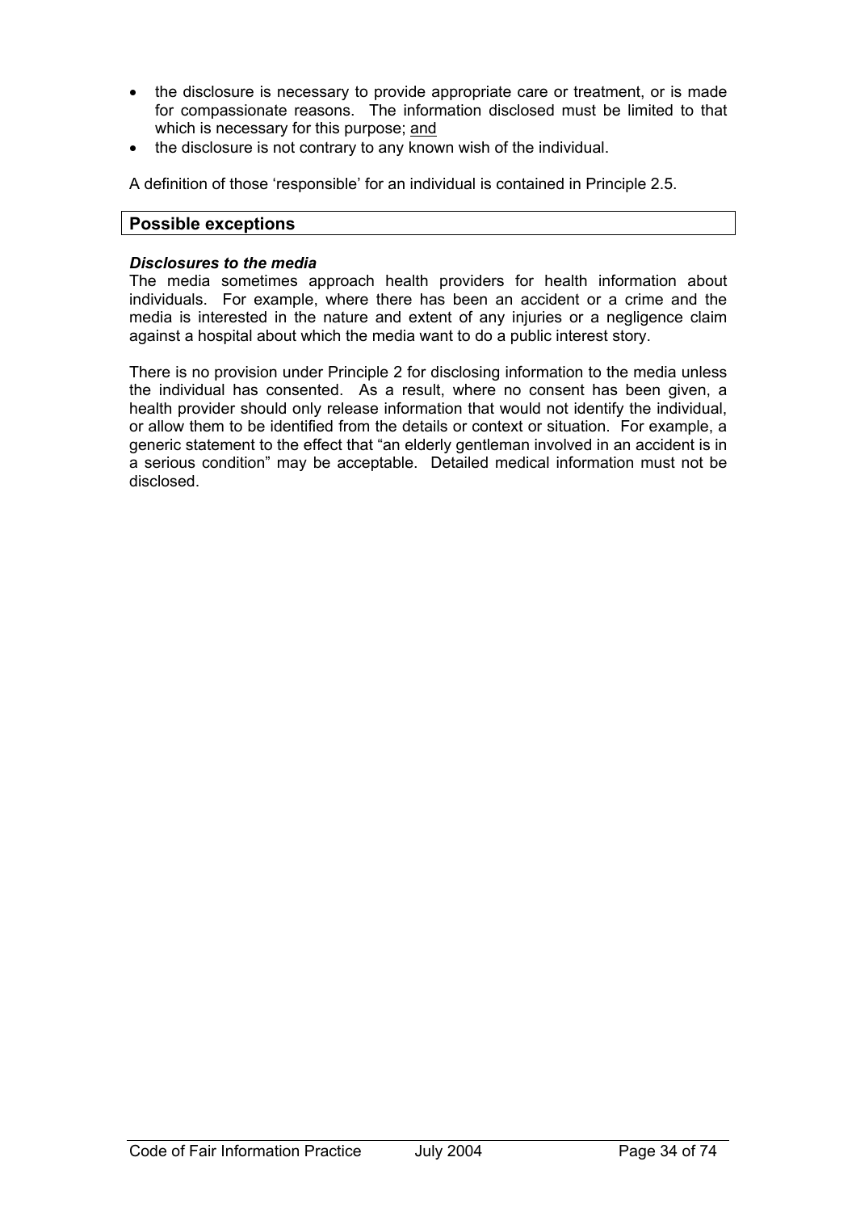- the disclosure is necessary to provide appropriate care or treatment, or is made for compassionate reasons. The information disclosed must be limited to that which is necessary for this purpose; and
- the disclosure is not contrary to any known wish of the individual.

A definition of those 'responsible' for an individual is contained in Principle 2.5.

## Possible exceptions

***Disclosures to the media***

The media sometimes approach health providers for health information about individuals. For example, where there has been an accident or a crime and the media is interested in the nature and extent of any injuries or a negligence claim against a hospital about which the media want to do a public interest story.

There is no provision under Principle 2 for disclosing information to the media unless the individual has consented. As a result, where no consent has been given, a health provider should only release information that would not identify the individual, or allow them to be identified from the details or context or situation. For example, a generic statement to the effect that "an elderly gentleman involved in an accident is in a serious condition" may be acceptable. Detailed medical information must not be disclosed.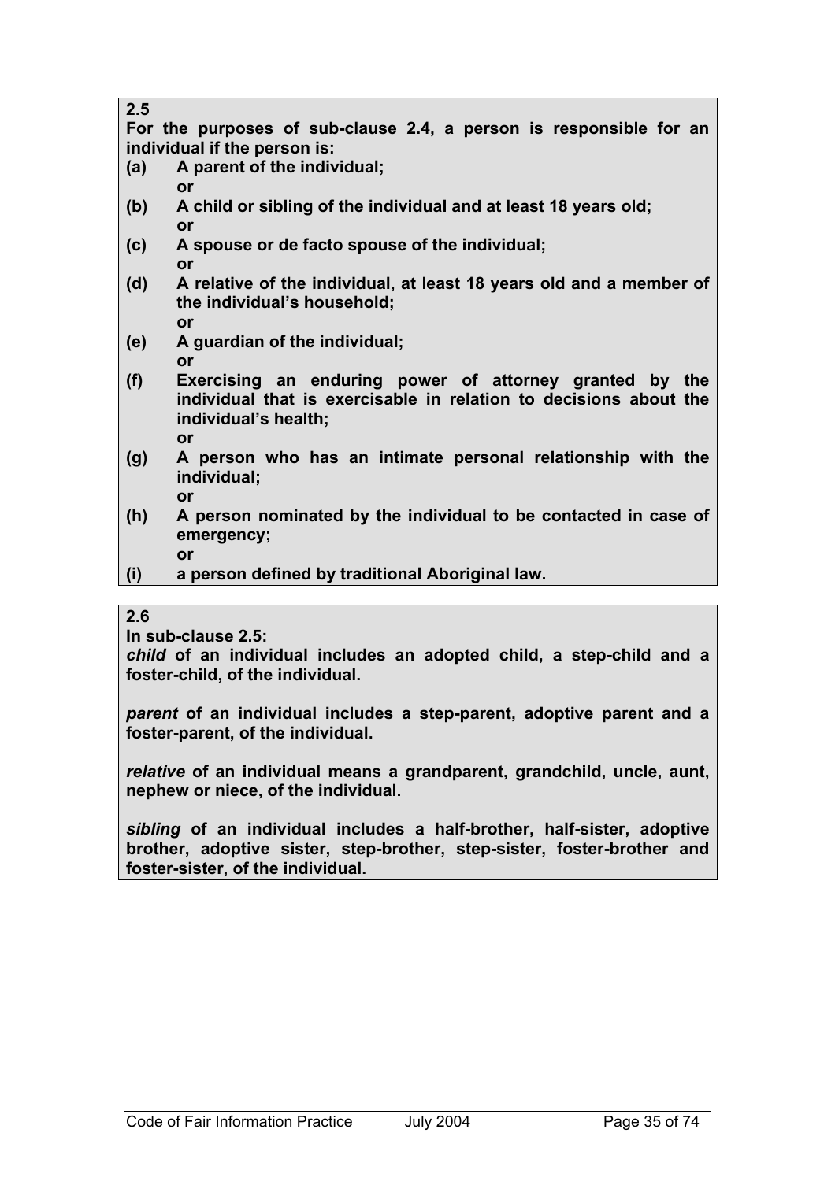**2.5**

**For the purposes of sub-clause 2.4, a person is responsible for an individual if the person is:**

**(a)** **A parent of the individual;**
**or**

**(b)** **A child or sibling of the individual and at least 18 years old;**
**or**

**(c)** **A spouse or de facto spouse of the individual;**
**or**

**(d)** **A relative of the individual, at least 18 years old and a member of the individual's household;**
**or**

**(e)** **A guardian of the individual;**
**or**

**(f)** **Exercising an enduring power of attorney granted by the individual that is exercisable in relation to decisions about the individual's health;**
**or**

**(g)** **A person who has an intimate personal relationship with the individual;**
**or**

**(h)** **A person nominated by the individual to be contacted in case of emergency;**
**or**

**(i)** **a person defined by traditional Aboriginal law.**

**2.6**

**In sub-clause 2.5:**

***child*** **of an individual includes an adopted child, a step-child and a foster-child, of the individual.**

***parent*** **of an individual includes a step-parent, adoptive parent and a foster-parent, of the individual.**

***relative*** **of an individual means a grandparent, grandchild, uncle, aunt, nephew or niece, of the individual.**

***sibling*** **of an individual includes a half-brother, half-sister, adoptive brother, adoptive sister, step-brother, step-sister, foster-brother and foster-sister, of the individual.**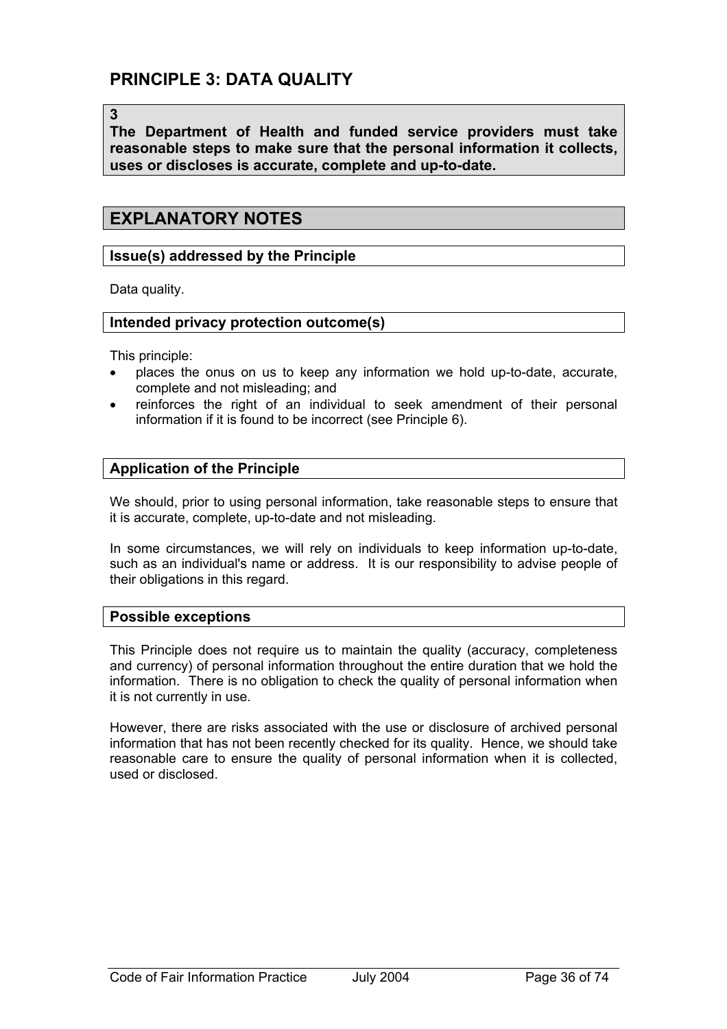## PRINCIPLE 3: DATA QUALITY

**3**
**The Department of Health and funded service providers must take reasonable steps to make sure that the personal information it collects, uses or discloses is accurate, complete and up-to-date.**

## EXPLANATORY NOTES

### Issue(s) addressed by the Principle

Data quality.

### Intended privacy protection outcome(s)

This principle:

- places the onus on us to keep any information we hold up-to-date, accurate, complete and not misleading; and
- reinforces the right of an individual to seek amendment of their personal information if it is found to be incorrect (see Principle 6).

### Application of the Principle

We should, prior to using personal information, take reasonable steps to ensure that it is accurate, complete, up-to-date and not misleading.

In some circumstances, we will rely on individuals to keep information up-to-date, such as an individual's name or address. It is our responsibility to advise people of their obligations in this regard.

### Possible exceptions

This Principle does not require us to maintain the quality (accuracy, completeness and currency) of personal information throughout the entire duration that we hold the information. There is no obligation to check the quality of personal information when it is not currently in use.

However, there are risks associated with the use or disclosure of archived personal information that has not been recently checked for its quality. Hence, we should take reasonable care to ensure the quality of personal information when it is collected, used or disclosed.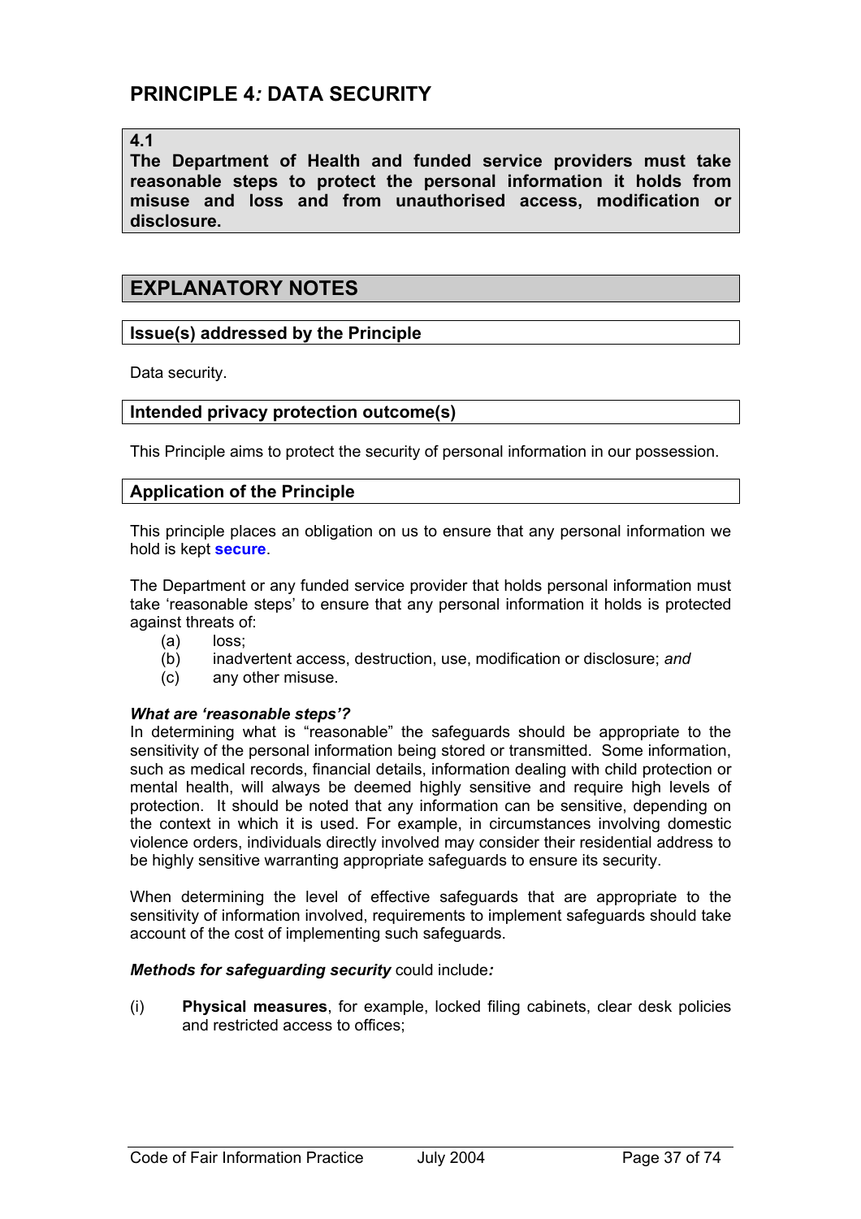## PRINCIPLE 4*:* DATA SECURITY

**4.1**
**The Department of Health and funded service providers must take reasonable steps to protect the personal information it holds from misuse and loss and from unauthorised access, modification or disclosure.**

## EXPLANATORY NOTES

### Issue(s) addressed by the Principle

Data security.

### Intended privacy protection outcome(s)

This Principle aims to protect the security of personal information in our possession.

### Application of the Principle

This principle places an obligation on us to ensure that any personal information we hold is kept **secure**.

The Department or any funded service provider that holds personal information must take 'reasonable steps' to ensure that any personal information it holds is protected against threats of:

- (a) loss;
- (b) inadvertent access, destruction, use, modification or disclosure; *and*
- (c) any other misuse.

***What are 'reasonable steps'?***
In determining what is "reasonable" the safeguards should be appropriate to the sensitivity of the personal information being stored or transmitted. Some information, such as medical records, financial details, information dealing with child protection or mental health, will always be deemed highly sensitive and require high levels of protection. It should be noted that any information can be sensitive, depending on the context in which it is used. For example, in circumstances involving domestic violence orders, individuals directly involved may consider their residential address to be highly sensitive warranting appropriate safeguards to ensure its security.

When determining the level of effective safeguards that are appropriate to the sensitivity of information involved, requirements to implement safeguards should take account of the cost of implementing such safeguards.

***Methods for safeguarding security*** could include*:*

- (i) **Physical measures**, for example, locked filing cabinets, clear desk policies and restricted access to offices;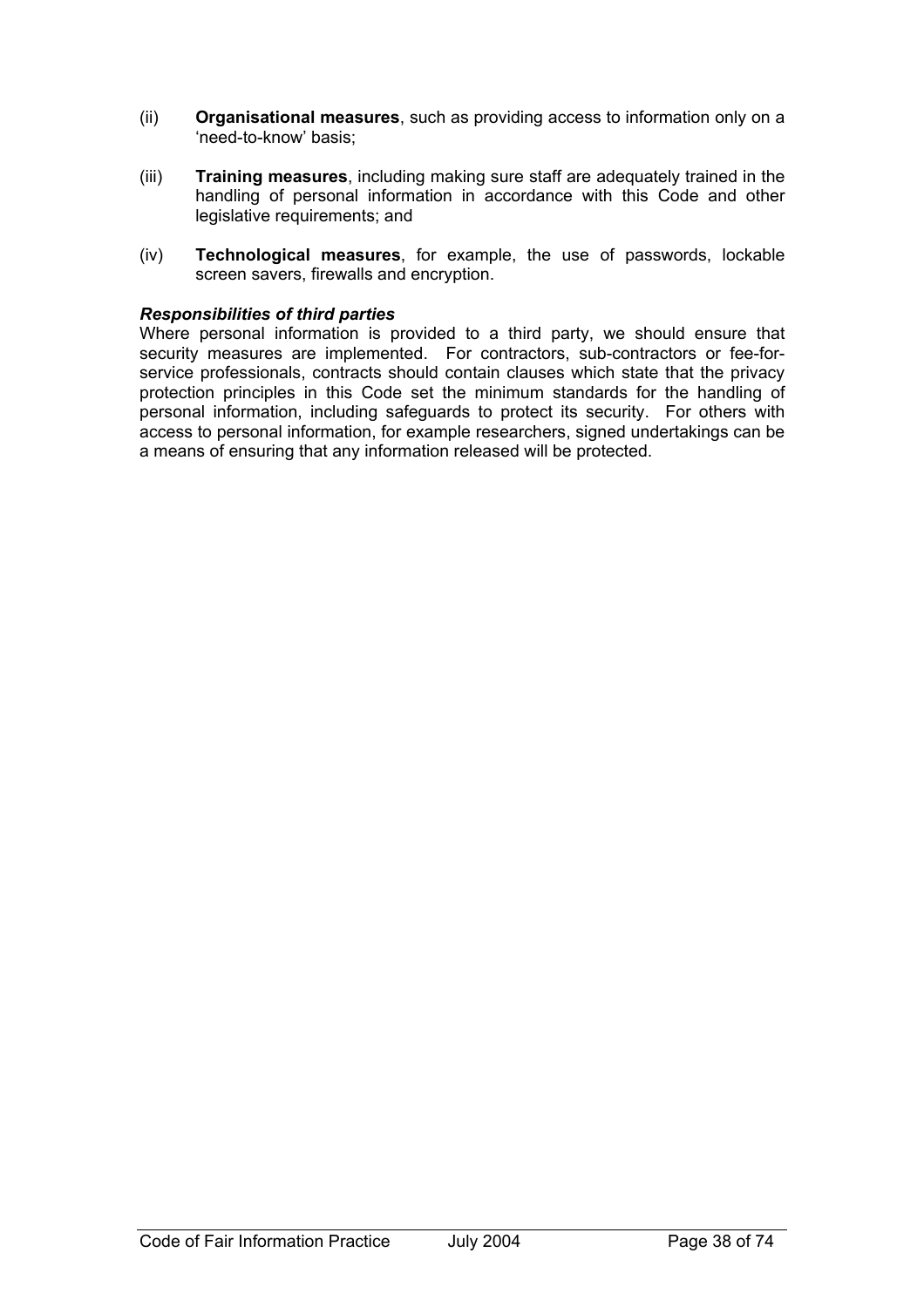(ii) **Organisational measures**, such as providing access to information only on a 'need-to-know' basis;

(iii) **Training measures**, including making sure staff are adequately trained in the handling of personal information in accordance with this Code and other legislative requirements; and

(iv) **Technological measures**, for example, the use of passwords, lockable screen savers, firewalls and encryption.

***Responsibilities of third parties***

Where personal information is provided to a third party, we should ensure that security measures are implemented. For contractors, sub-contractors or fee-for-service professionals, contracts should contain clauses which state that the privacy protection principles in this Code set the minimum standards for the handling of personal information, including safeguards to protect its security. For others with access to personal information, for example researchers, signed undertakings can be a means of ensuring that any information released will be protected.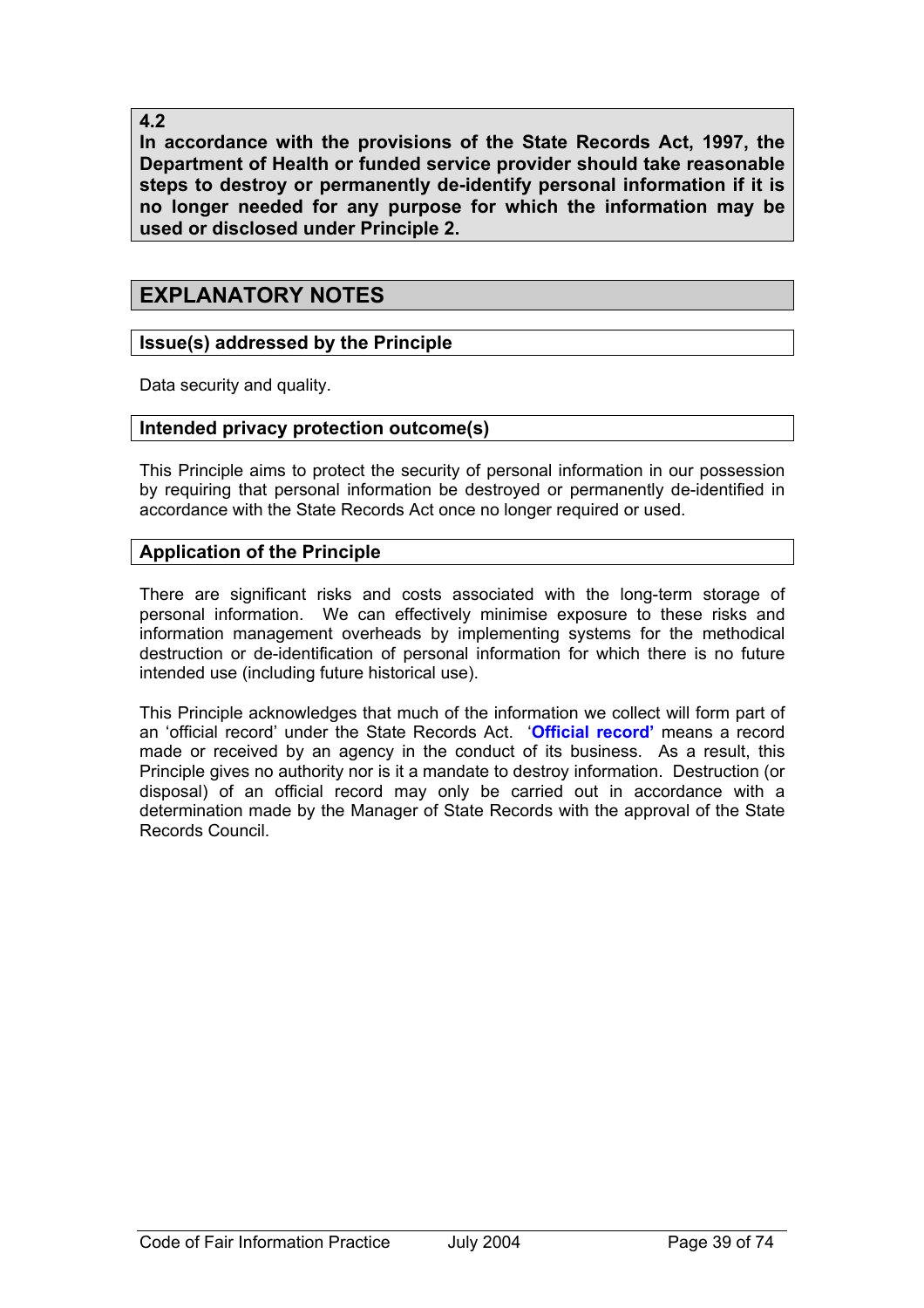**4.2**
**In accordance with the provisions of the State Records Act, 1997, the Department of Health or funded service provider should take reasonable steps to destroy or permanently de-identify personal information if it is no longer needed for any purpose for which the information may be used or disclosed under Principle 2.**

## EXPLANATORY NOTES

### Issue(s) addressed by the Principle

Data security and quality.

### Intended privacy protection outcome(s)

This Principle aims to protect the security of personal information in our possession by requiring that personal information be destroyed or permanently de-identified in accordance with the State Records Act once no longer required or used.

### Application of the Principle

There are significant risks and costs associated with the long-term storage of personal information. We can effectively minimise exposure to these risks and information management overheads by implementing systems for the methodical destruction or de-identification of personal information for which there is no future intended use (including future historical use).

This Principle acknowledges that much of the information we collect will form part of an 'official record' under the State Records Act. '**Official record'** means a record made or received by an agency in the conduct of its business. As a result, this Principle gives no authority nor is it a mandate to destroy information. Destruction (or disposal) of an official record may only be carried out in accordance with a determination made by the Manager of State Records with the approval of the State Records Council.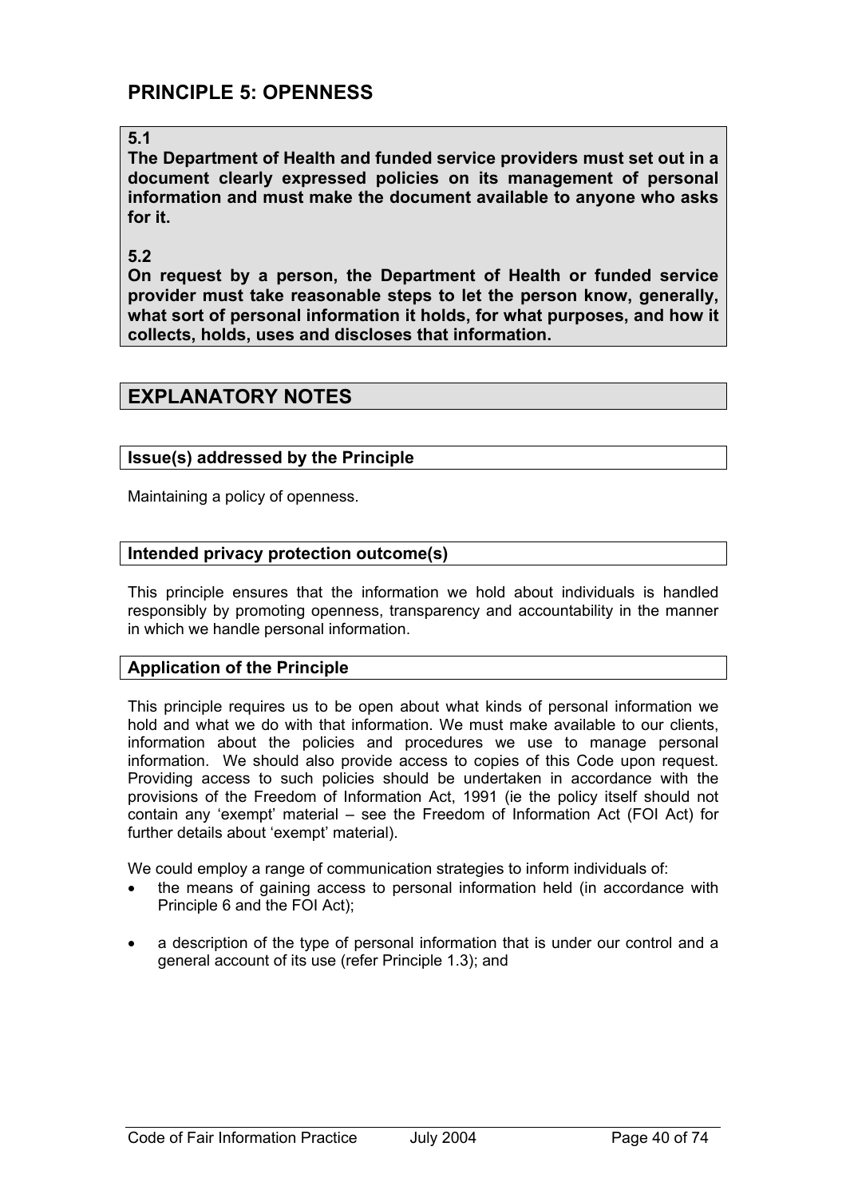## PRINCIPLE 5: OPENNESS

**5.1**
**The Department of Health and funded service providers must set out in a document clearly expressed policies on its management of personal information and must make the document available to anyone who asks for it.**

**5.2**
**On request by a person, the Department of Health or funded service provider must take reasonable steps to let the person know, generally, what sort of personal information it holds, for what purposes, and how it collects, holds, uses and discloses that information.**

## EXPLANATORY NOTES

### Issue(s) addressed by the Principle

Maintaining a policy of openness.

### Intended privacy protection outcome(s)

This principle ensures that the information we hold about individuals is handled responsibly by promoting openness, transparency and accountability in the manner in which we handle personal information.

### Application of the Principle

This principle requires us to be open about what kinds of personal information we hold and what we do with that information. We must make available to our clients, information about the policies and procedures we use to manage personal information. We should also provide access to copies of this Code upon request. Providing access to such policies should be undertaken in accordance with the provisions of the Freedom of Information Act, 1991 (ie the policy itself should not contain any 'exempt' material – see the Freedom of Information Act (FOI Act) for further details about 'exempt' material).

We could employ a range of communication strategies to inform individuals of:

- the means of gaining access to personal information held (in accordance with Principle 6 and the FOI Act);
- a description of the type of personal information that is under our control and a general account of its use (refer Principle 1.3); and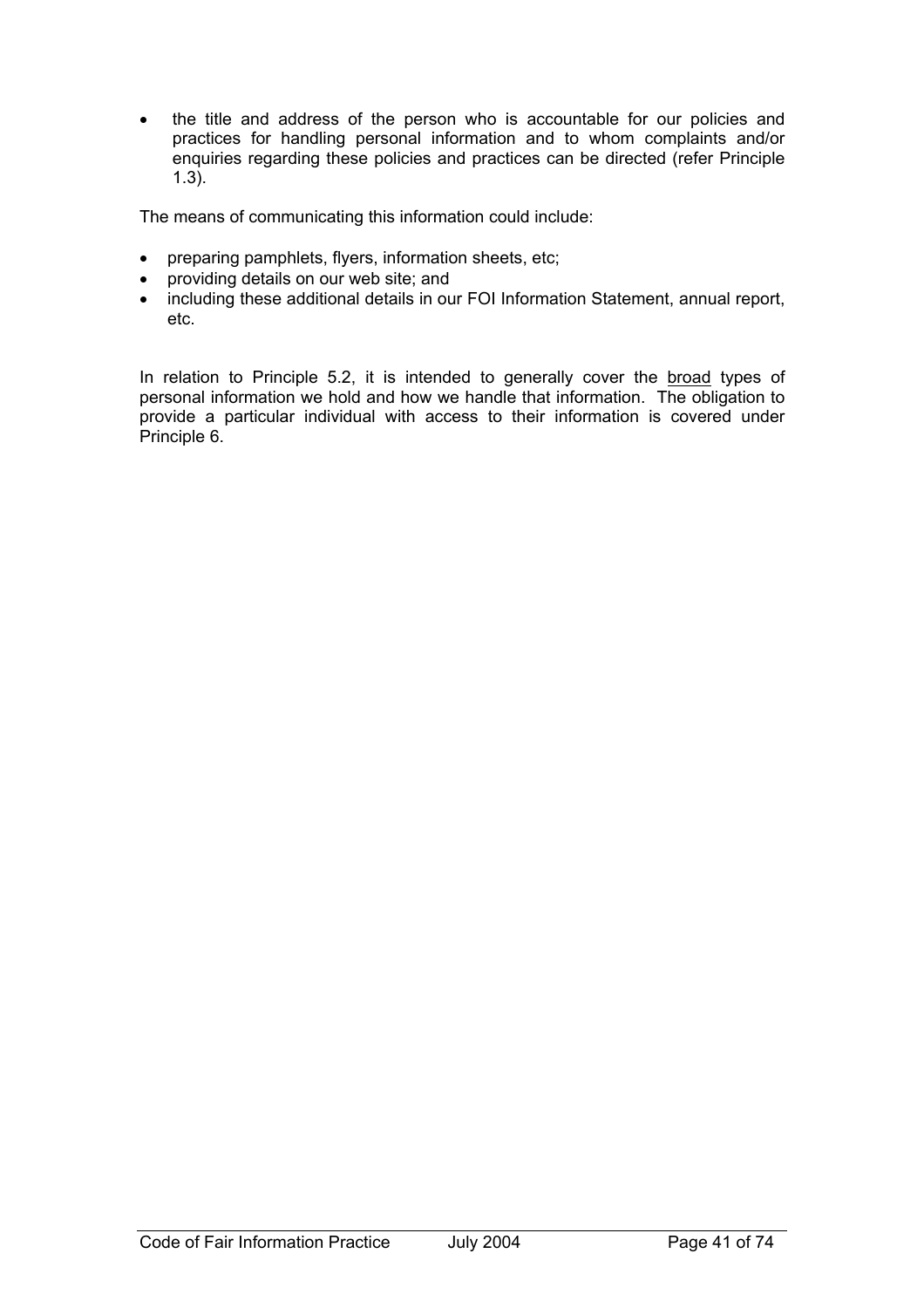- the title and address of the person who is accountable for our policies and practices for handling personal information and to whom complaints and/or enquiries regarding these policies and practices can be directed (refer Principle 1.3).

The means of communicating this information could include:

- preparing pamphlets, flyers, information sheets, etc;
- providing details on our web site; and
- including these additional details in our FOI Information Statement, annual report, etc.

In relation to Principle 5.2, it is intended to generally cover the <u>broad</u> types of personal information we hold and how we handle that information. The obligation to provide a particular individual with access to their information is covered under Principle 6.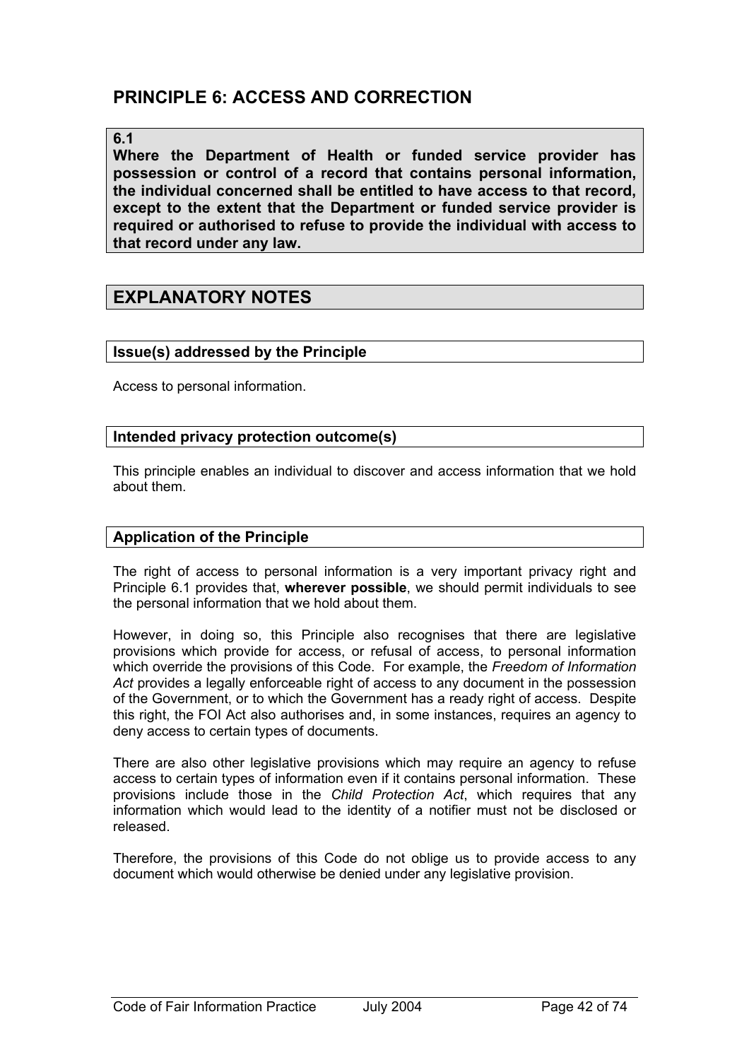## PRINCIPLE 6: ACCESS AND CORRECTION

**6.1**
**Where the Department of Health or funded service provider has possession or control of a record that contains personal information, the individual concerned shall be entitled to have access to that record, except to the extent that the Department or funded service provider is required or authorised to refuse to provide the individual with access to that record under any law.**

## EXPLANATORY NOTES

### Issue(s) addressed by the Principle

Access to personal information.

### Intended privacy protection outcome(s)

This principle enables an individual to discover and access information that we hold about them.

### Application of the Principle

The right of access to personal information is a very important privacy right and Principle 6.1 provides that, **wherever possible**, we should permit individuals to see the personal information that we hold about them.

However, in doing so, this Principle also recognises that there are legislative provisions which provide for access, or refusal of access, to personal information which override the provisions of this Code. For example, the *Freedom of Information Act* provides a legally enforceable right of access to any document in the possession of the Government, or to which the Government has a ready right of access. Despite this right, the FOI Act also authorises and, in some instances, requires an agency to deny access to certain types of documents.

There are also other legislative provisions which may require an agency to refuse access to certain types of information even if it contains personal information. These provisions include those in the *Child Protection Act*, which requires that any information which would lead to the identity of a notifier must not be disclosed or released.

Therefore, the provisions of this Code do not oblige us to provide access to any document which would otherwise be denied under any legislative provision.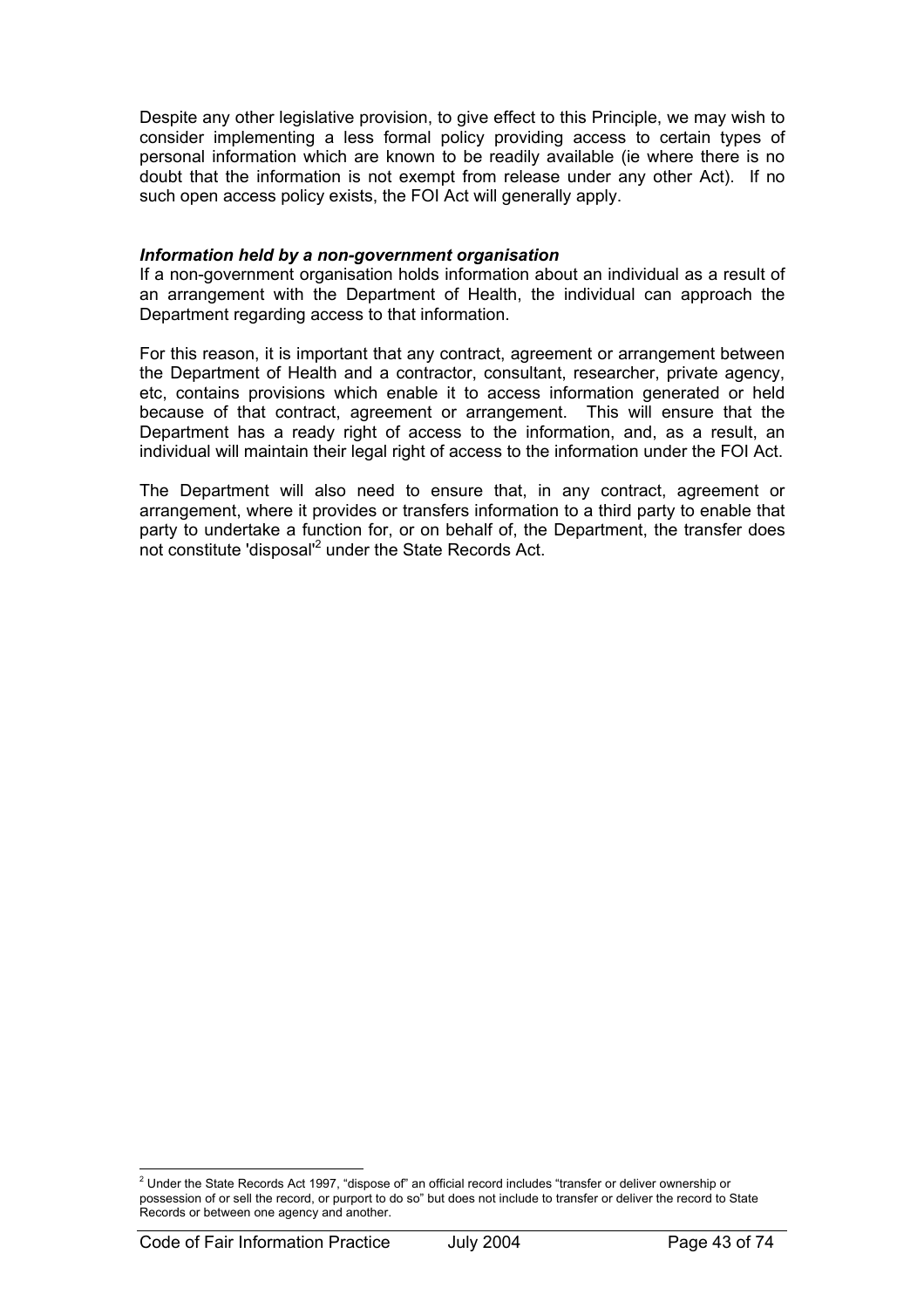Despite any other legislative provision, to give effect to this Principle, we may wish to consider implementing a less formal policy providing access to certain types of personal information which are known to be readily available (ie where there is no doubt that the information is not exempt from release under any other Act). If no such open access policy exists, the FOI Act will generally apply.

***Information held by a non-government organisation***

If a non-government organisation holds information about an individual as a result of an arrangement with the Department of Health, the individual can approach the Department regarding access to that information.

For this reason, it is important that any contract, agreement or arrangement between the Department of Health and a contractor, consultant, researcher, private agency, etc, contains provisions which enable it to access information generated or held because of that contract, agreement or arrangement. This will ensure that the Department has a ready right of access to the information, and, as a result, an individual will maintain their legal right of access to the information under the FOI Act.

The Department will also need to ensure that, in any contract, agreement or arrangement, where it provides or transfers information to a third party to enable that party to undertake a function for, or on behalf of, the Department, the transfer does not constitute 'disposal'[2] under the State Records Act.

---

[2] Under the State Records Act 1997, "dispose of" an official record includes "transfer or deliver ownership or possession of or sell the record, or purport to do so" but does not include to transfer or deliver the record to State Records or between one agency and another.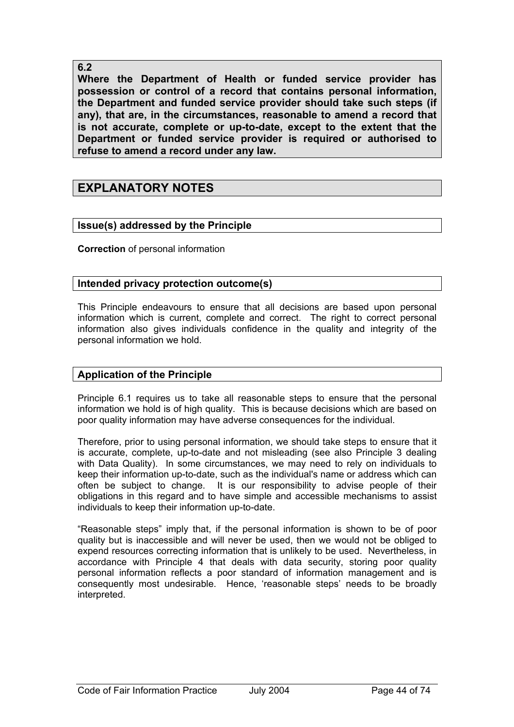**6.2**
**Where the Department of Health or funded service provider has possession or control of a record that contains personal information, the Department and funded service provider should take such steps (if any), that are, in the circumstances, reasonable to amend a record that is not accurate, complete or up-to-date, except to the extent that the Department or funded service provider is required or authorised to refuse to amend a record under any law.**

## EXPLANATORY NOTES

### Issue(s) addressed by the Principle

**Correction** of personal information

### Intended privacy protection outcome(s)

This Principle endeavours to ensure that all decisions are based upon personal information which is current, complete and correct. The right to correct personal information also gives individuals confidence in the quality and integrity of the personal information we hold.

### Application of the Principle

Principle 6.1 requires us to take all reasonable steps to ensure that the personal information we hold is of high quality. This is because decisions which are based on poor quality information may have adverse consequences for the individual.

Therefore, prior to using personal information, we should take steps to ensure that it is accurate, complete, up-to-date and not misleading (see also Principle 3 dealing with Data Quality). In some circumstances, we may need to rely on individuals to keep their information up-to-date, such as the individual's name or address which can often be subject to change. It is our responsibility to advise people of their obligations in this regard and to have simple and accessible mechanisms to assist individuals to keep their information up-to-date.

"Reasonable steps" imply that, if the personal information is shown to be of poor quality but is inaccessible and will never be used, then we would not be obliged to expend resources correcting information that is unlikely to be used. Nevertheless, in accordance with Principle 4 that deals with data security, storing poor quality personal information reflects a poor standard of information management and is consequently most undesirable. Hence, 'reasonable steps' needs to be broadly interpreted.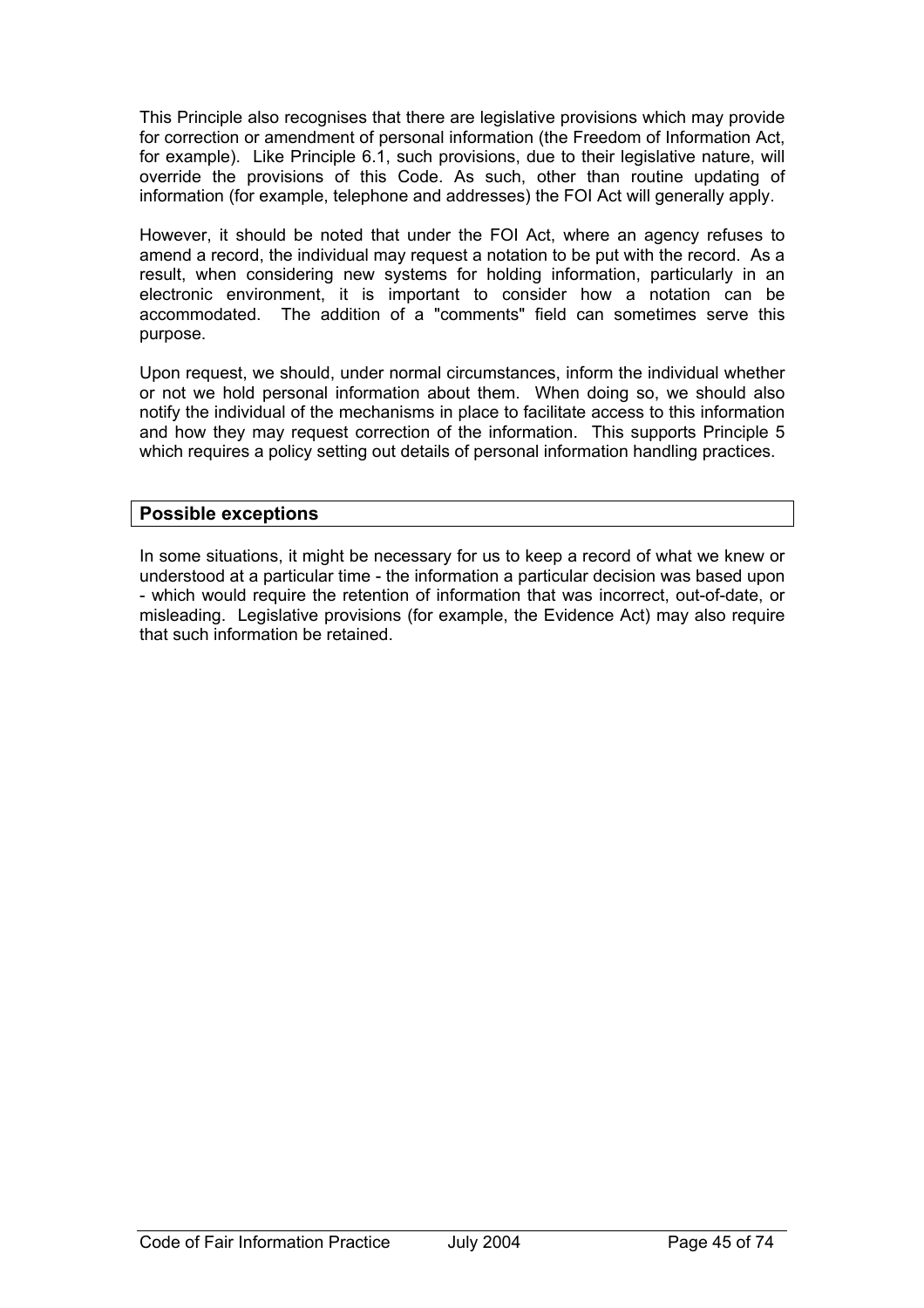This Principle also recognises that there are legislative provisions which may provide for correction or amendment of personal information (the Freedom of Information Act, for example). Like Principle 6.1, such provisions, due to their legislative nature, will override the provisions of this Code. As such, other than routine updating of information (for example, telephone and addresses) the FOI Act will generally apply.

However, it should be noted that under the FOI Act, where an agency refuses to amend a record, the individual may request a notation to be put with the record. As a result, when considering new systems for holding information, particularly in an electronic environment, it is important to consider how a notation can be accommodated. The addition of a "comments" field can sometimes serve this purpose.

Upon request, we should, under normal circumstances, inform the individual whether or not we hold personal information about them. When doing so, we should also notify the individual of the mechanisms in place to facilitate access to this information and how they may request correction of the information. This supports Principle 5 which requires a policy setting out details of personal information handling practices.

## Possible exceptions

In some situations, it might be necessary for us to keep a record of what we knew or understood at a particular time - the information a particular decision was based upon - which would require the retention of information that was incorrect, out-of-date, or misleading. Legislative provisions (for example, the Evidence Act) may also require that such information be retained.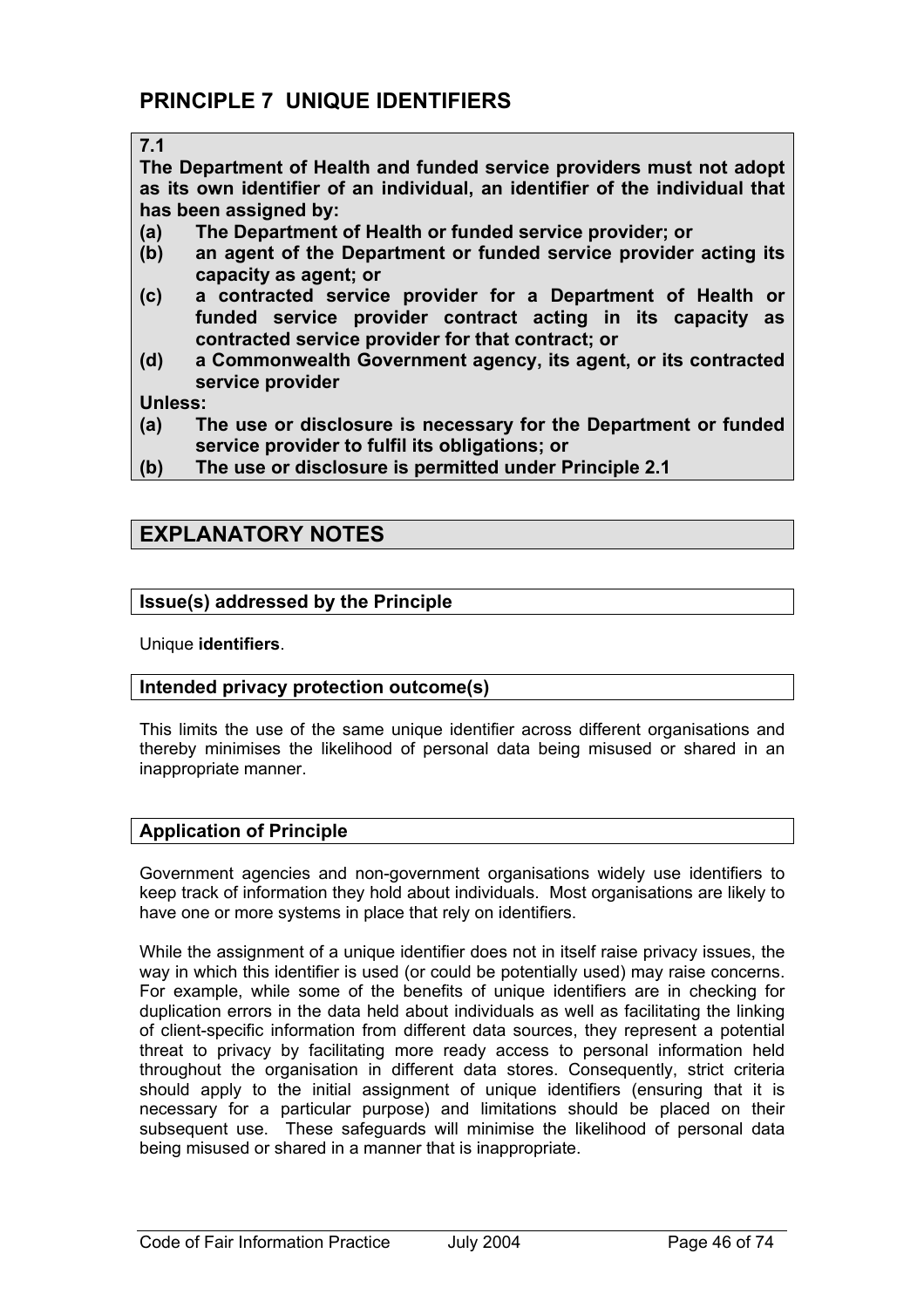## PRINCIPLE 7 UNIQUE IDENTIFIERS

**7.1**

**The Department of Health and funded service providers must not adopt as its own identifier of an individual, an identifier of the individual that has been assigned by:**

**(a) The Department of Health or funded service provider; or**

**(b) an agent of the Department or funded service provider acting its capacity as agent; or**

**(c) a contracted service provider for a Department of Health or funded service provider contract acting in its capacity as contracted service provider for that contract; or**

**(d) a Commonwealth Government agency, its agent, or its contracted service provider**

**Unless:**

**(a) The use or disclosure is necessary for the Department or funded service provider to fulfil its obligations; or**

**(b) The use or disclosure is permitted under Principle 2.1**

## EXPLANATORY NOTES

### Issue(s) addressed by the Principle

Unique **identifiers**.

### Intended privacy protection outcome(s)

This limits the use of the same unique identifier across different organisations and thereby minimises the likelihood of personal data being misused or shared in an inappropriate manner.

### Application of Principle

Government agencies and non-government organisations widely use identifiers to keep track of information they hold about individuals. Most organisations are likely to have one or more systems in place that rely on identifiers.

While the assignment of a unique identifier does not in itself raise privacy issues, the way in which this identifier is used (or could be potentially used) may raise concerns. For example, while some of the benefits of unique identifiers are in checking for duplication errors in the data held about individuals as well as facilitating the linking of client-specific information from different data sources, they represent a potential threat to privacy by facilitating more ready access to personal information held throughout the organisation in different data stores. Consequently, strict criteria should apply to the initial assignment of unique identifiers (ensuring that it is necessary for a particular purpose) and limitations should be placed on their subsequent use. These safeguards will minimise the likelihood of personal data being misused or shared in a manner that is inappropriate.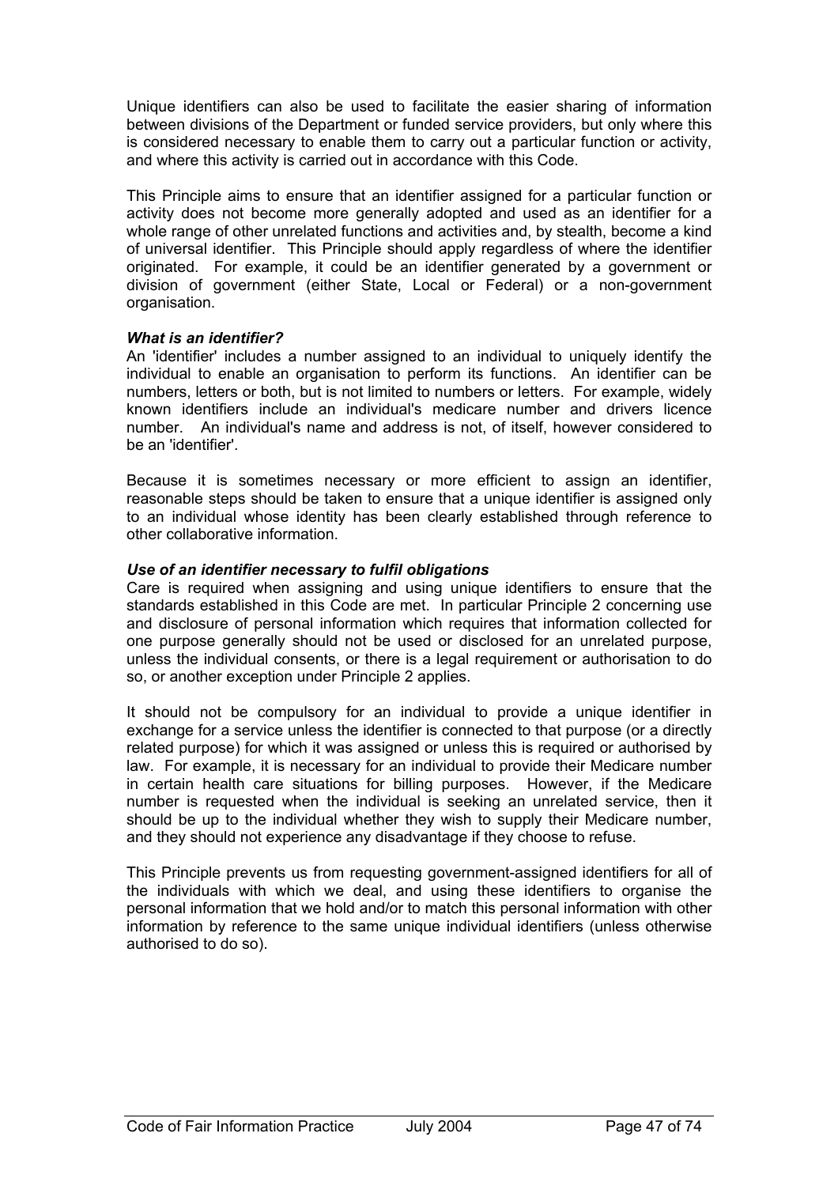Unique identifiers can also be used to facilitate the easier sharing of information between divisions of the Department or funded service providers, but only where this is considered necessary to enable them to carry out a particular function or activity, and where this activity is carried out in accordance with this Code.

This Principle aims to ensure that an identifier assigned for a particular function or activity does not become more generally adopted and used as an identifier for a whole range of other unrelated functions and activities and, by stealth, become a kind of universal identifier. This Principle should apply regardless of where the identifier originated. For example, it could be an identifier generated by a government or division of government (either State, Local or Federal) or a non-government organisation.

***What is an identifier?***

An 'identifier' includes a number assigned to an individual to uniquely identify the individual to enable an organisation to perform its functions. An identifier can be numbers, letters or both, but is not limited to numbers or letters. For example, widely known identifiers include an individual's medicare number and drivers licence number. An individual's name and address is not, of itself, however considered to be an 'identifier'.

Because it is sometimes necessary or more efficient to assign an identifier, reasonable steps should be taken to ensure that a unique identifier is assigned only to an individual whose identity has been clearly established through reference to other collaborative information.

***Use of an identifier necessary to fulfil obligations***

Care is required when assigning and using unique identifiers to ensure that the standards established in this Code are met. In particular Principle 2 concerning use and disclosure of personal information which requires that information collected for one purpose generally should not be used or disclosed for an unrelated purpose, unless the individual consents, or there is a legal requirement or authorisation to do so, or another exception under Principle 2 applies.

It should not be compulsory for an individual to provide a unique identifier in exchange for a service unless the identifier is connected to that purpose (or a directly related purpose) for which it was assigned or unless this is required or authorised by law. For example, it is necessary for an individual to provide their Medicare number in certain health care situations for billing purposes. However, if the Medicare number is requested when the individual is seeking an unrelated service, then it should be up to the individual whether they wish to supply their Medicare number, and they should not experience any disadvantage if they choose to refuse.

This Principle prevents us from requesting government-assigned identifiers for all of the individuals with which we deal, and using these identifiers to organise the personal information that we hold and/or to match this personal information with other information by reference to the same unique individual identifiers (unless otherwise authorised to do so).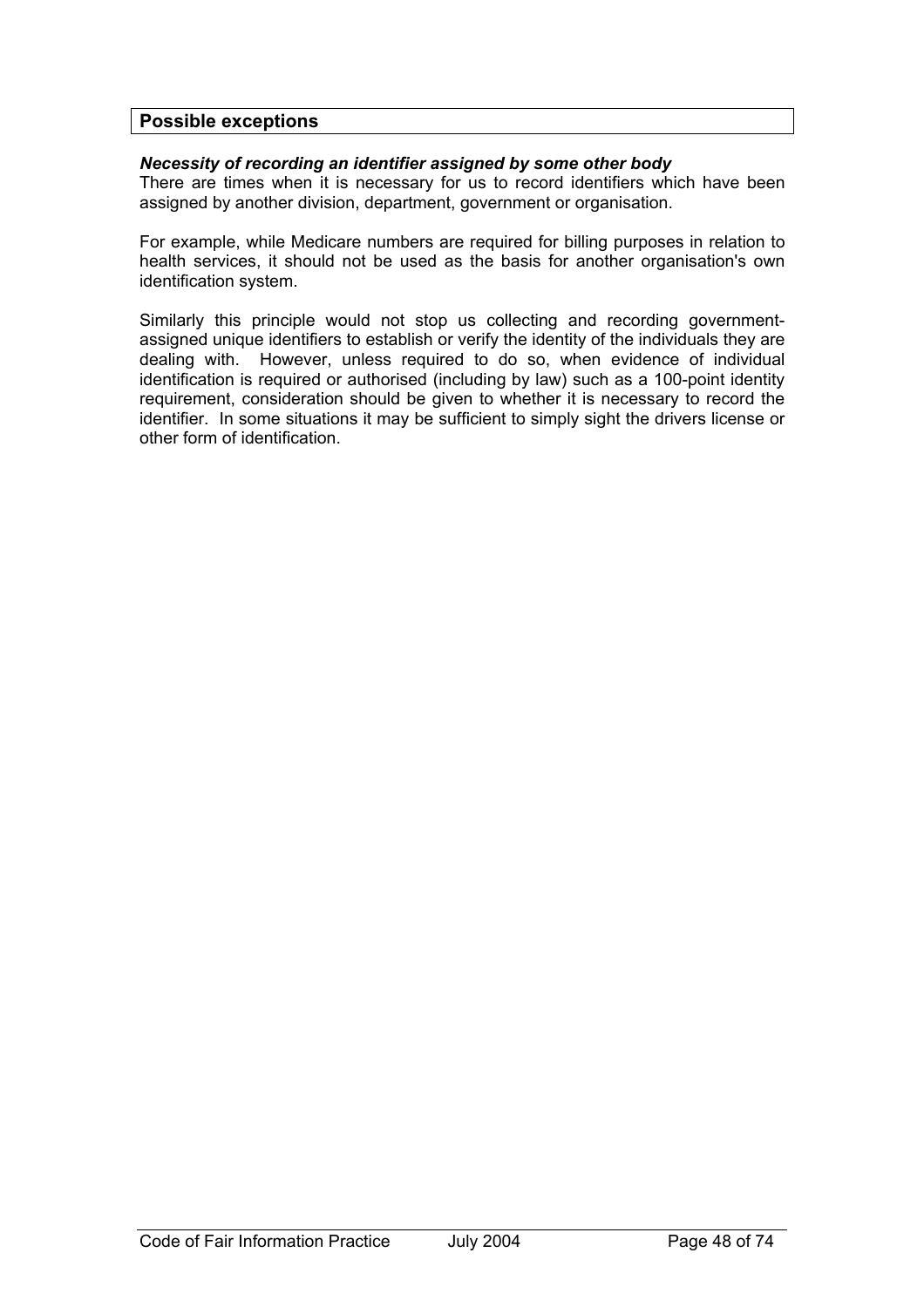## Possible exceptions

***Necessity of recording an identifier assigned by some other body***

There are times when it is necessary for us to record identifiers which have been assigned by another division, department, government or organisation.

For example, while Medicare numbers are required for billing purposes in relation to health services, it should not be used as the basis for another organisation's own identification system.

Similarly this principle would not stop us collecting and recording government-assigned unique identifiers to establish or verify the identity of the individuals they are dealing with. However, unless required to do so, when evidence of individual identification is required or authorised (including by law) such as a 100-point identity requirement, consideration should be given to whether it is necessary to record the identifier. In some situations it may be sufficient to simply sight the drivers license or other form of identification.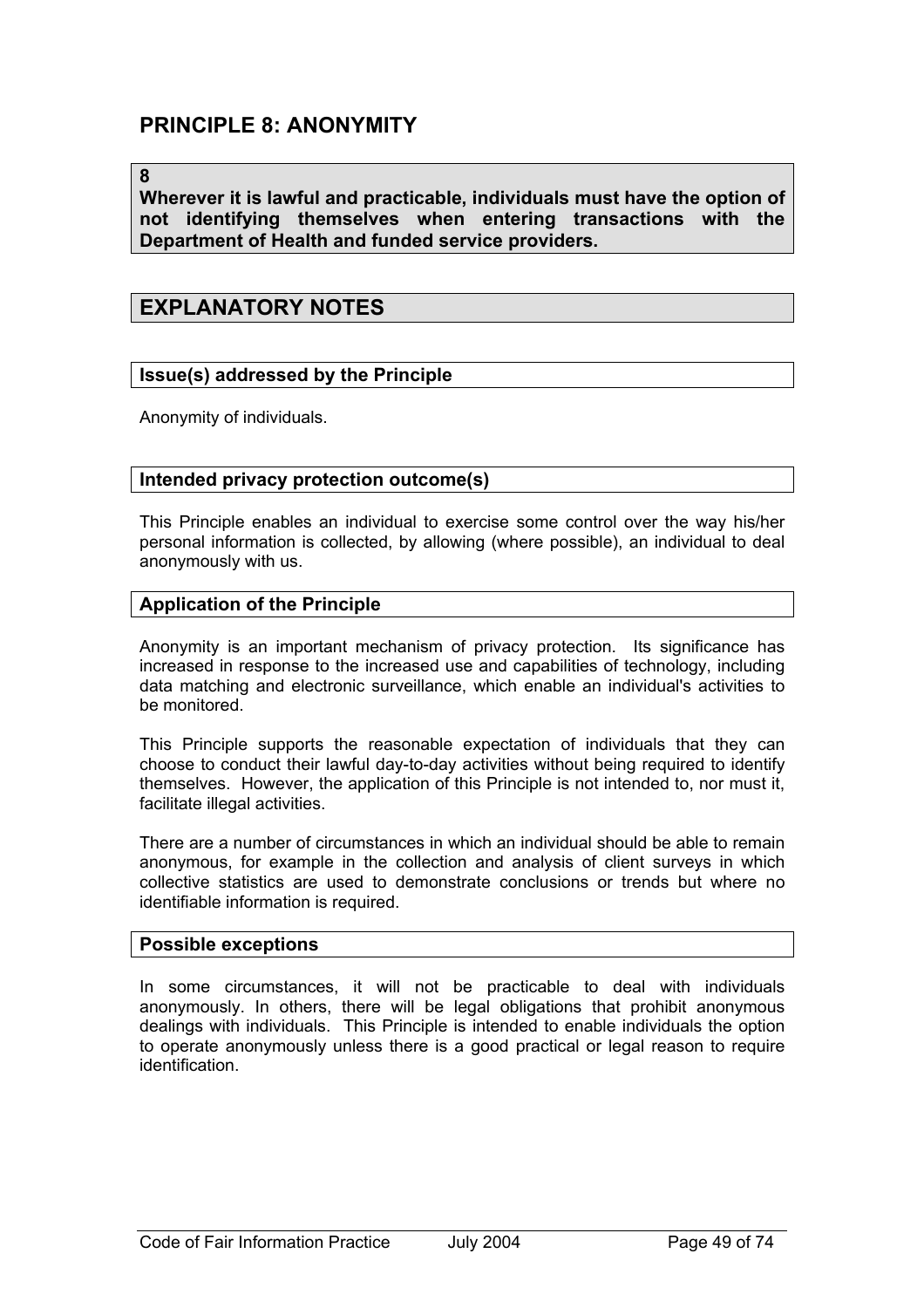## PRINCIPLE 8: ANONYMITY

**8**

**Wherever it is lawful and practicable, individuals must have the option of not identifying themselves when entering transactions with the Department of Health and funded service providers.**

## EXPLANATORY NOTES

### Issue(s) addressed by the Principle

Anonymity of individuals.

### Intended privacy protection outcome(s)

This Principle enables an individual to exercise some control over the way his/her personal information is collected, by allowing (where possible), an individual to deal anonymously with us.

### Application of the Principle

Anonymity is an important mechanism of privacy protection. Its significance has increased in response to the increased use and capabilities of technology, including data matching and electronic surveillance, which enable an individual's activities to be monitored.

This Principle supports the reasonable expectation of individuals that they can choose to conduct their lawful day-to-day activities without being required to identify themselves. However, the application of this Principle is not intended to, nor must it, facilitate illegal activities.

There are a number of circumstances in which an individual should be able to remain anonymous, for example in the collection and analysis of client surveys in which collective statistics are used to demonstrate conclusions or trends but where no identifiable information is required.

### Possible exceptions

In some circumstances, it will not be practicable to deal with individuals anonymously. In others, there will be legal obligations that prohibit anonymous dealings with individuals. This Principle is intended to enable individuals the option to operate anonymously unless there is a good practical or legal reason to require identification.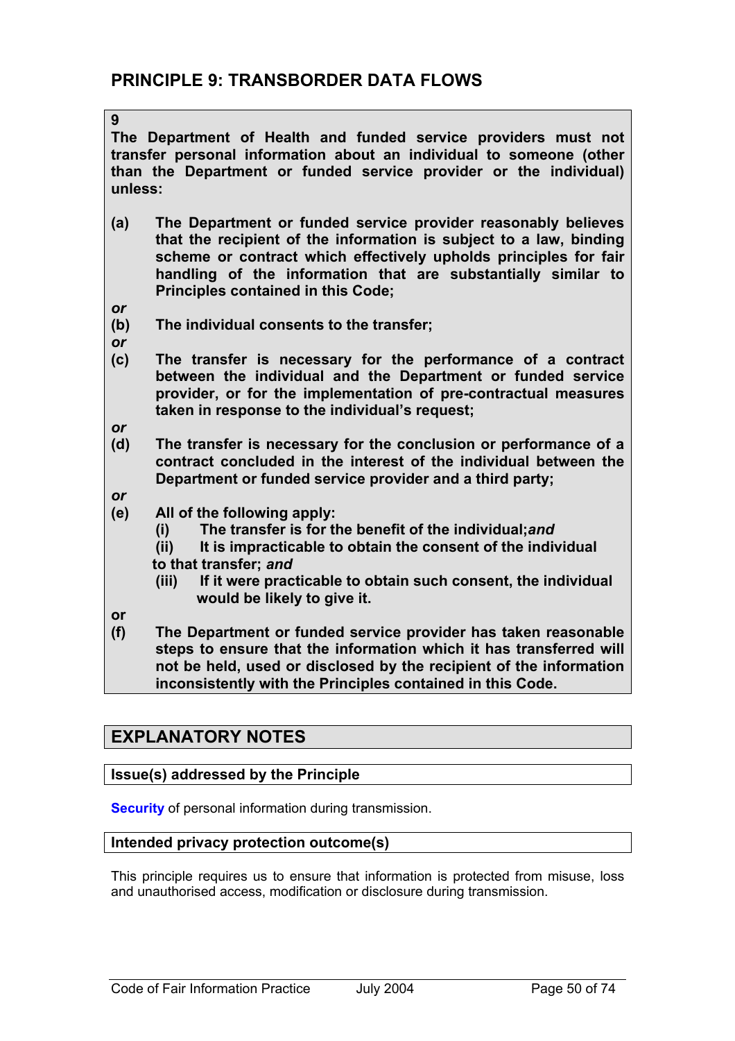## PRINCIPLE 9: TRANSBORDER DATA FLOWS

**9**

**The Department of Health and funded service providers must not transfer personal information about an individual to someone (other than the Department or funded service provider or the individual) unless:**

**(a)** **The Department or funded service provider reasonably believes that the recipient of the information is subject to a law, binding scheme or contract which effectively upholds principles for fair handling of the information that are substantially similar to Principles contained in this Code;**

***or***

**(b)** **The individual consents to the transfer;**

***or***

**(c)** **The transfer is necessary for the performance of a contract between the individual and the Department or funded service provider, or for the implementation of pre-contractual measures taken in response to the individual's request;**

***or***

**(d)** **The transfer is necessary for the conclusion or performance of a contract concluded in the interest of the individual between the Department or funded service provider and a third party;**

***or***

**(e)** **All of the following apply:**

- **(i)** **The transfer is for the benefit of the individual;*and***
- **(ii)** **It is impracticable to obtain the consent of the individual to that transfer; *and***
- **(iii)** **If it were practicable to obtain such consent, the individual would be likely to give it.**

**or**

**(f)** **The Department or funded service provider has taken reasonable steps to ensure that the information which it has transferred will not be held, used or disclosed by the recipient of the information inconsistently with the Principles contained in this Code.**

## EXPLANATORY NOTES

### Issue(s) addressed by the Principle

**Security** of personal information during transmission.

### Intended privacy protection outcome(s)

This principle requires us to ensure that information is protected from misuse, loss and unauthorised access, modification or disclosure during transmission.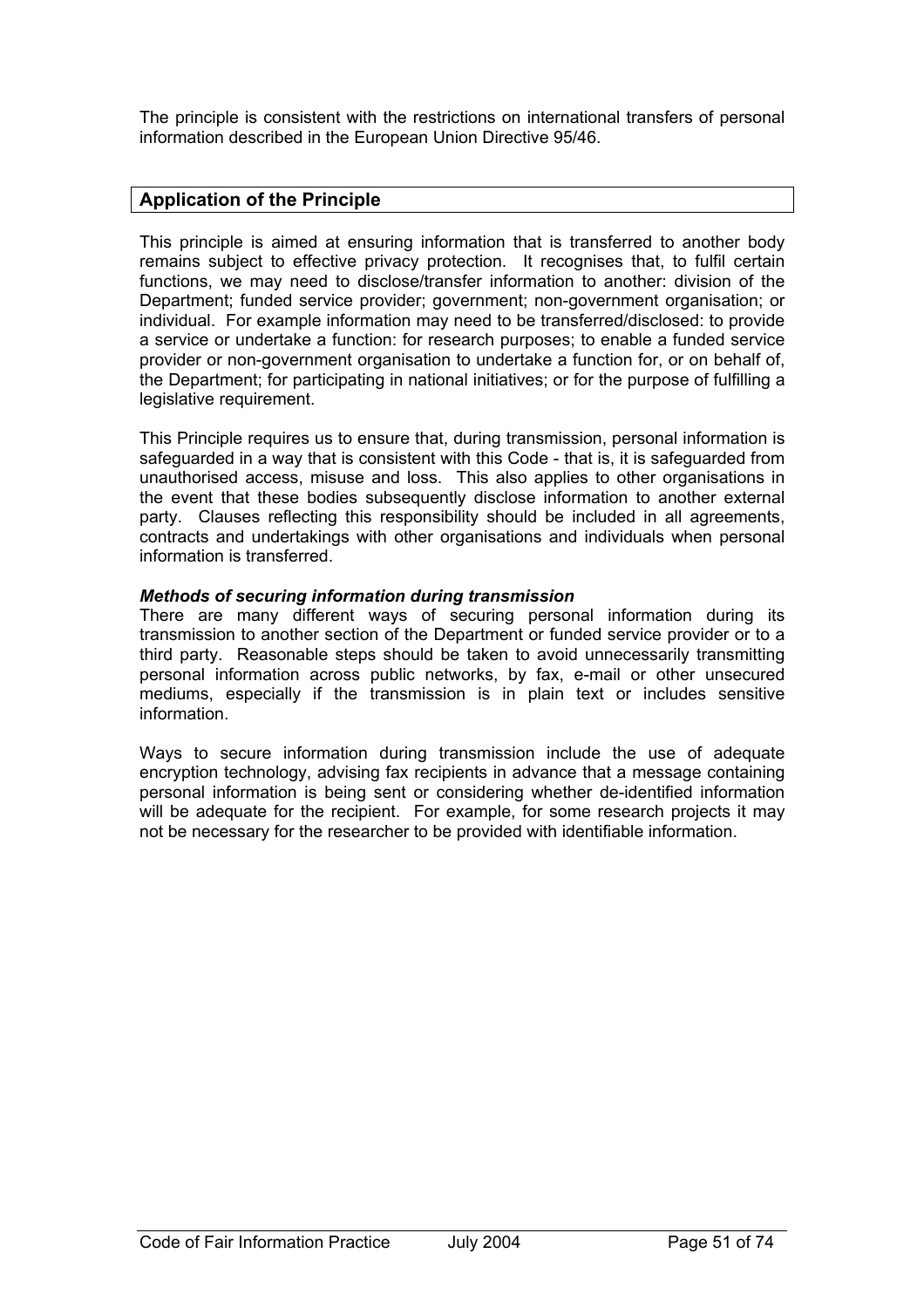The principle is consistent with the restrictions on international transfers of personal information described in the European Union Directive 95/46.

## Application of the Principle

This principle is aimed at ensuring information that is transferred to another body remains subject to effective privacy protection. It recognises that, to fulfil certain functions, we may need to disclose/transfer information to another: division of the Department; funded service provider; government; non-government organisation; or individual. For example information may need to be transferred/disclosed: to provide a service or undertake a function: for research purposes; to enable a funded service provider or non-government organisation to undertake a function for, or on behalf of, the Department; for participating in national initiatives; or for the purpose of fulfilling a legislative requirement.

This Principle requires us to ensure that, during transmission, personal information is safeguarded in a way that is consistent with this Code - that is, it is safeguarded from unauthorised access, misuse and loss. This also applies to other organisations in the event that these bodies subsequently disclose information to another external party. Clauses reflecting this responsibility should be included in all agreements, contracts and undertakings with other organisations and individuals when personal information is transferred.

***Methods of securing information during transmission***

There are many different ways of securing personal information during its transmission to another section of the Department or funded service provider or to a third party. Reasonable steps should be taken to avoid unnecessarily transmitting personal information across public networks, by fax, e-mail or other unsecured mediums, especially if the transmission is in plain text or includes sensitive information.

Ways to secure information during transmission include the use of adequate encryption technology, advising fax recipients in advance that a message containing personal information is being sent or considering whether de-identified information will be adequate for the recipient. For example, for some research projects it may not be necessary for the researcher to be provided with identifiable information.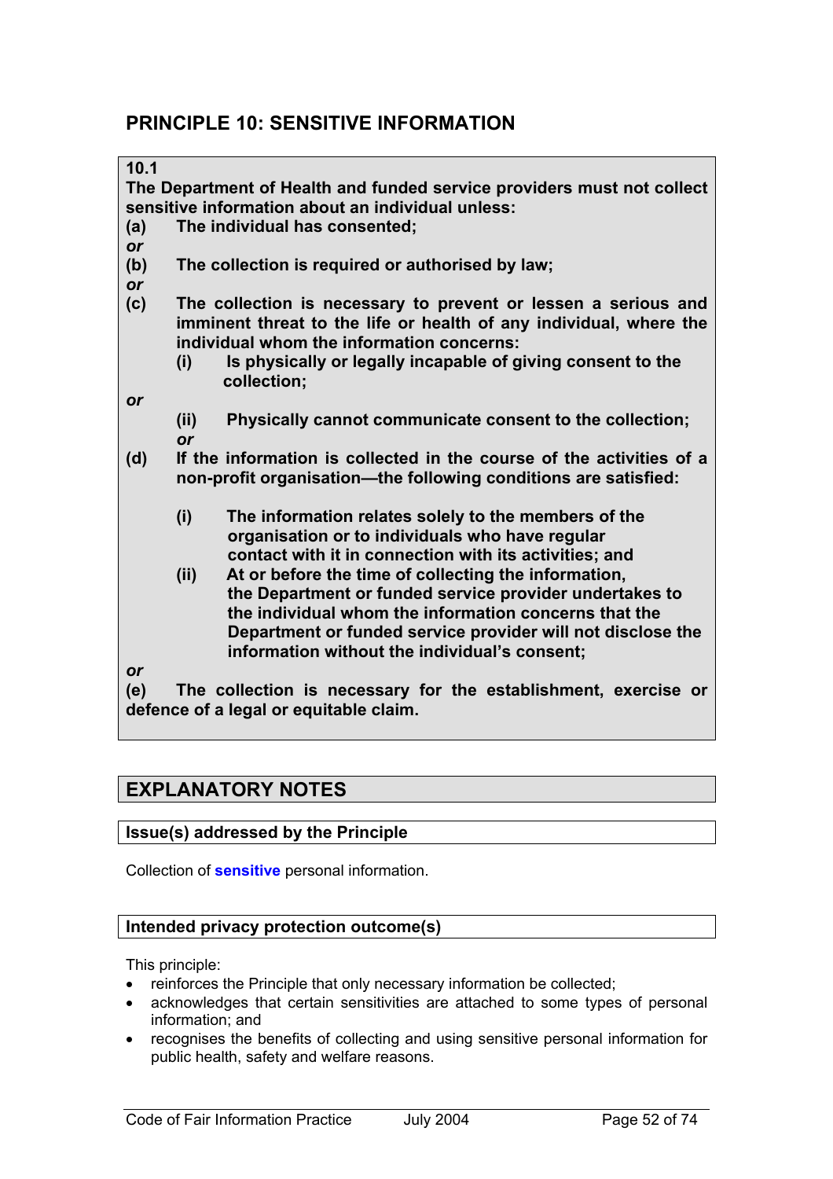## PRINCIPLE 10: SENSITIVE INFORMATION

**10.1**

**The Department of Health and funded service providers must not collect sensitive information about an individual unless:**

**(a) The individual has consented;**

***or***

**(b) The collection is required or authorised by law;**

***or***

**(c) The collection is necessary to prevent or lessen a serious and imminent threat to the life or health of any individual, where the individual whom the information concerns:**

- **(i) Is physically or legally incapable of giving consent to the collection;**

***or***

- **(ii) Physically cannot communicate consent to the collection;**

***or***

**(d) If the information is collected in the course of the activities of a non-profit organisation—the following conditions are satisfied:**

- **(i) The information relates solely to the members of the organisation or to individuals who have regular contact with it in connection with its activities; and**
- **(ii) At or before the time of collecting the information, the Department or funded service provider undertakes to the individual whom the information concerns that the Department or funded service provider will not disclose the information without the individual's consent;**

***or***

**(e) The collection is necessary for the establishment, exercise or defence of a legal or equitable claim.**

## EXPLANATORY NOTES

### Issue(s) addressed by the Principle

Collection of **sensitive** personal information.

### Intended privacy protection outcome(s)

This principle:

- reinforces the Principle that only necessary information be collected;
- acknowledges that certain sensitivities are attached to some types of personal information; and
- recognises the benefits of collecting and using sensitive personal information for public health, safety and welfare reasons.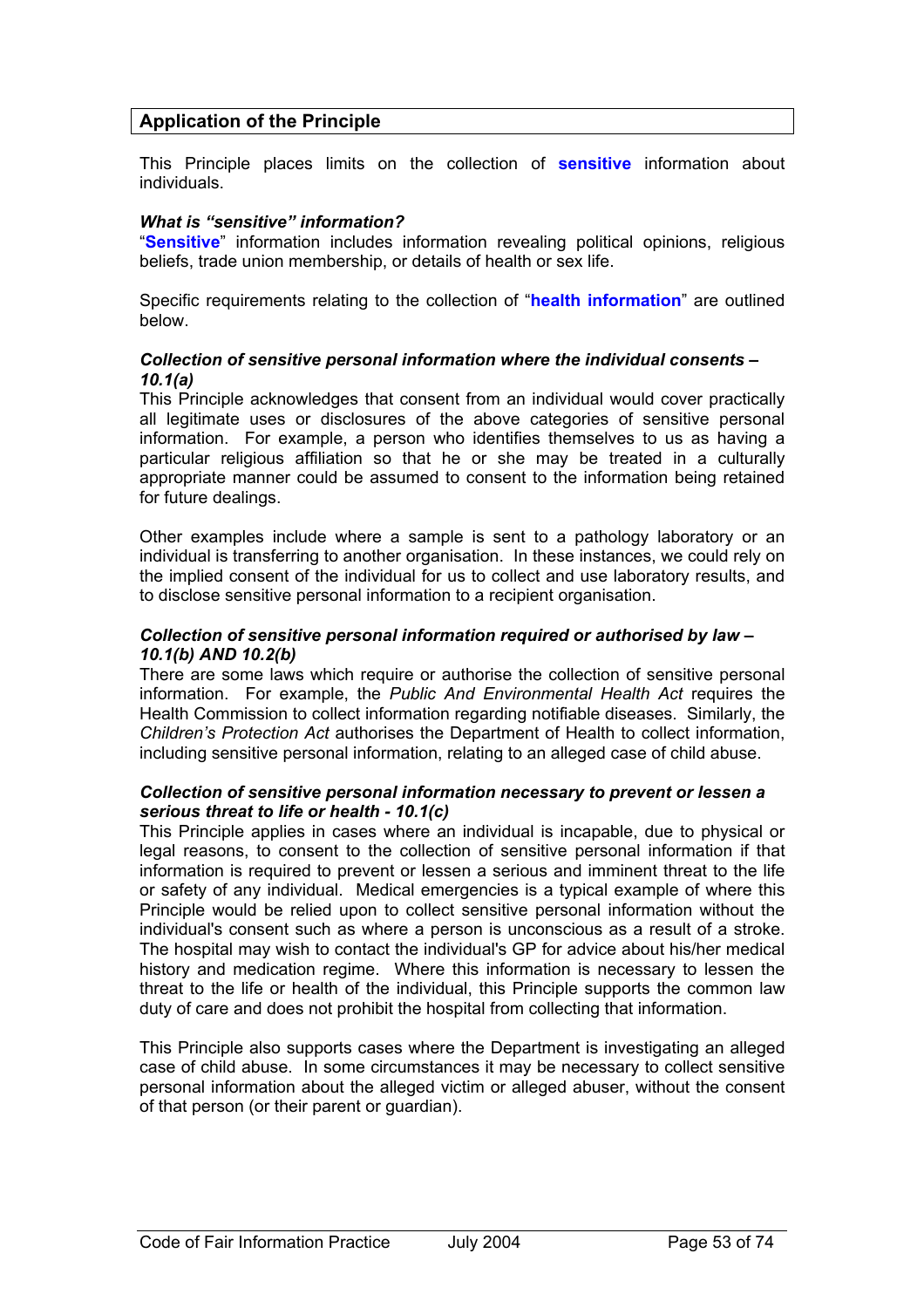## Application of the Principle

This Principle places limits on the collection of **sensitive** information about individuals.

***What is "sensitive" information?***

"**Sensitive**" information includes information revealing political opinions, religious beliefs, trade union membership, or details of health or sex life.

Specific requirements relating to the collection of "**health information**" are outlined below.

***Collection of sensitive personal information where the individual consents – 10.1(a)***

This Principle acknowledges that consent from an individual would cover practically all legitimate uses or disclosures of the above categories of sensitive personal information. For example, a person who identifies themselves to us as having a particular religious affiliation so that he or she may be treated in a culturally appropriate manner could be assumed to consent to the information being retained for future dealings.

Other examples include where a sample is sent to a pathology laboratory or an individual is transferring to another organisation. In these instances, we could rely on the implied consent of the individual for us to collect and use laboratory results, and to disclose sensitive personal information to a recipient organisation.

***Collection of sensitive personal information required or authorised by law – 10.1(b) AND 10.2(b)***

There are some laws which require or authorise the collection of sensitive personal information. For example, the *Public And Environmental Health Act* requires the Health Commission to collect information regarding notifiable diseases. Similarly, the *Children's Protection Act* authorises the Department of Health to collect information, including sensitive personal information, relating to an alleged case of child abuse.

***Collection of sensitive personal information necessary to prevent or lessen a serious threat to life or health - 10.1(c)***

This Principle applies in cases where an individual is incapable, due to physical or legal reasons, to consent to the collection of sensitive personal information if that information is required to prevent or lessen a serious and imminent threat to the life or safety of any individual. Medical emergencies is a typical example of where this Principle would be relied upon to collect sensitive personal information without the individual's consent such as where a person is unconscious as a result of a stroke. The hospital may wish to contact the individual's GP for advice about his/her medical history and medication regime. Where this information is necessary to lessen the threat to the life or health of the individual, this Principle supports the common law duty of care and does not prohibit the hospital from collecting that information.

This Principle also supports cases where the Department is investigating an alleged case of child abuse. In some circumstances it may be necessary to collect sensitive personal information about the alleged victim or alleged abuser, without the consent of that person (or their parent or guardian).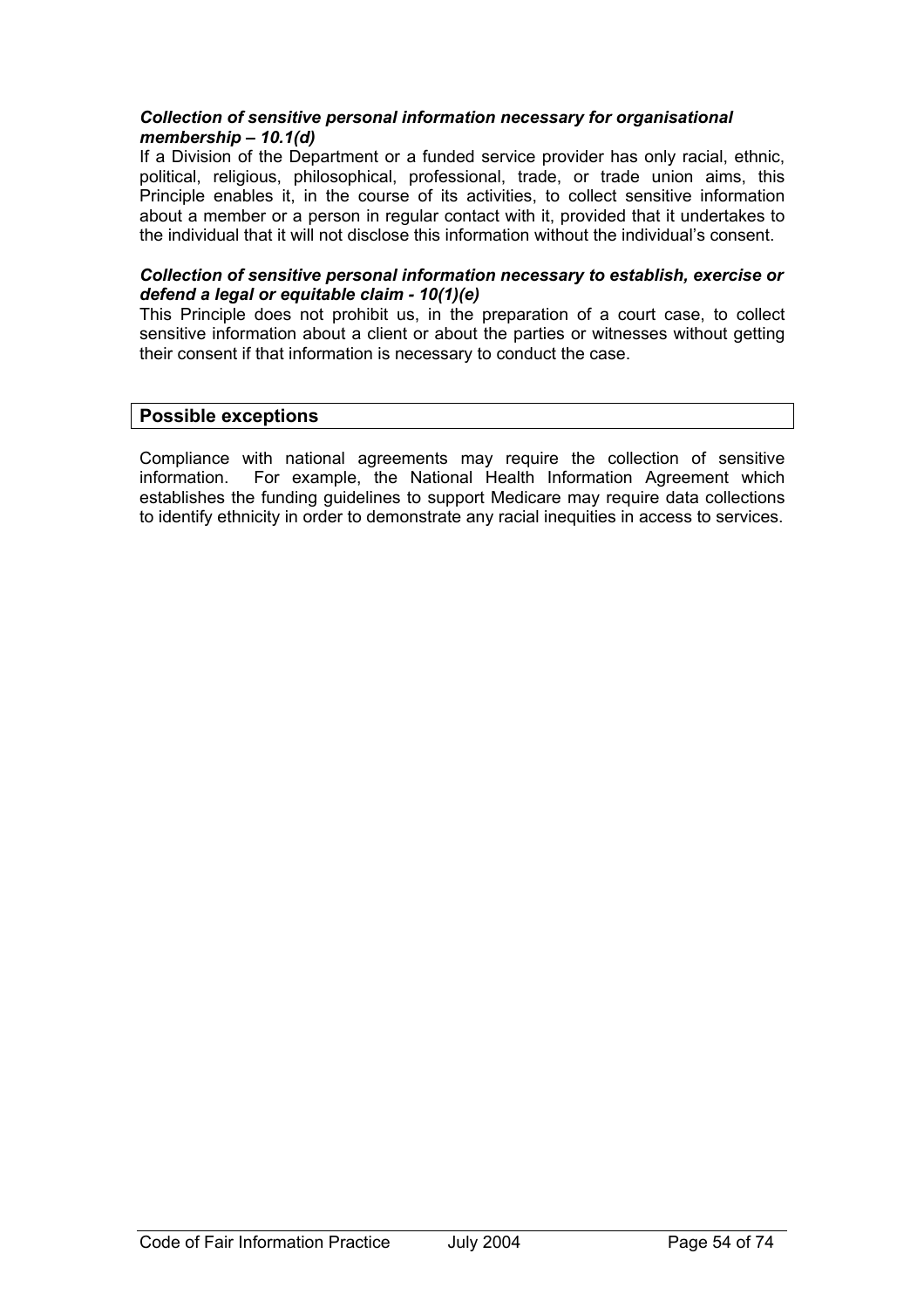***Collection of sensitive personal information necessary for organisational membership – 10.1(d)***

If a Division of the Department or a funded service provider has only racial, ethnic, political, religious, philosophical, professional, trade, or trade union aims, this Principle enables it, in the course of its activities, to collect sensitive information about a member or a person in regular contact with it, provided that it undertakes to the individual that it will not disclose this information without the individual's consent.

***Collection of sensitive personal information necessary to establish, exercise or defend a legal or equitable claim - 10(1)(e)***

This Principle does not prohibit us, in the preparation of a court case, to collect sensitive information about a client or about the parties or witnesses without getting their consent if that information is necessary to conduct the case.

## Possible exceptions

Compliance with national agreements may require the collection of sensitive information. For example, the National Health Information Agreement which establishes the funding guidelines to support Medicare may require data collections to identify ethnicity in order to demonstrate any racial inequities in access to services.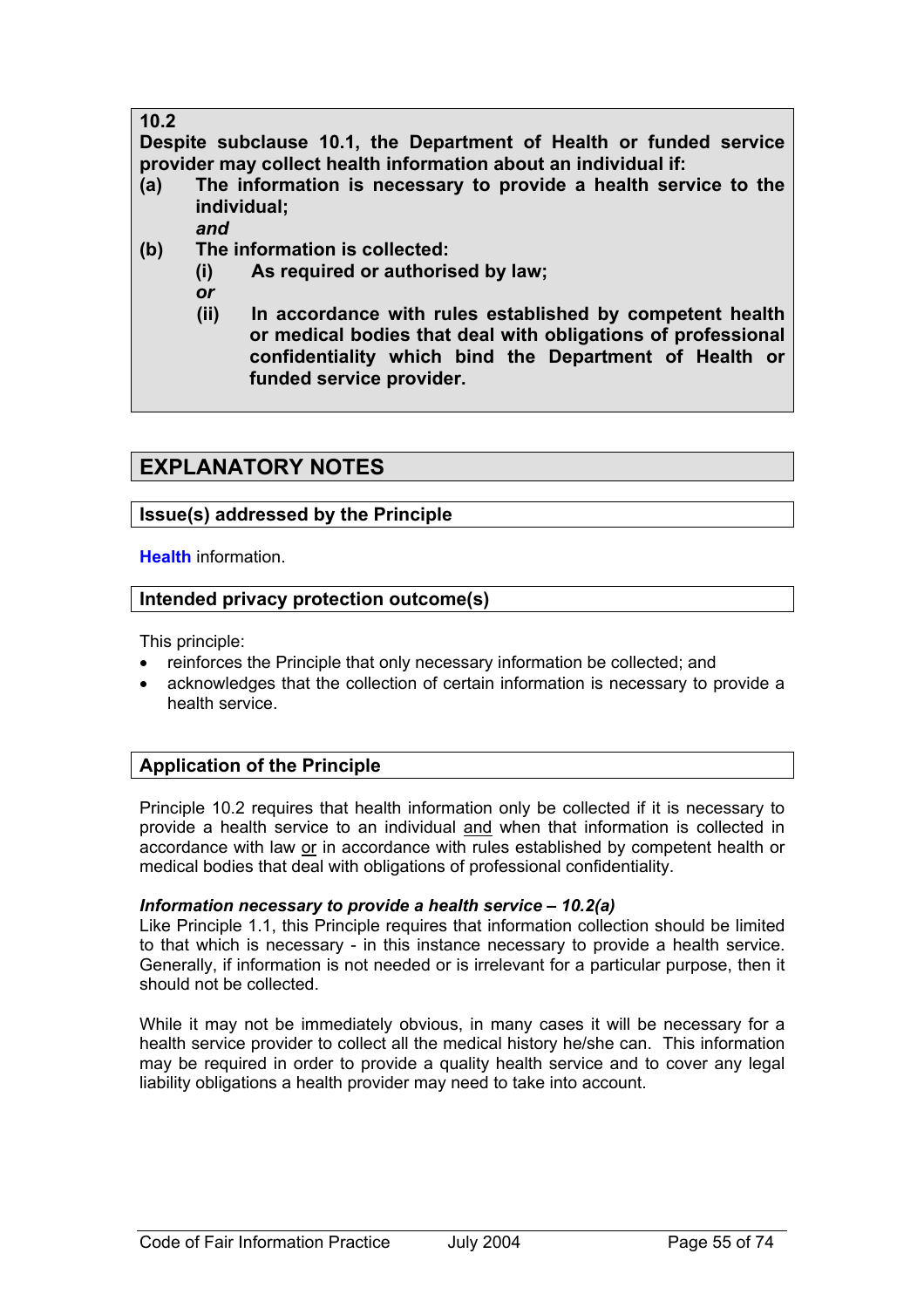**10.2**

**Despite subclause 10.1, the Department of Health or funded service provider may collect health information about an individual if:**

**(a) The information is necessary to provide a health service to the individual;**

***and***

**(b) The information is collected:**

**(i) As required or authorised by law;**

***or***

**(ii) In accordance with rules established by competent health or medical bodies that deal with obligations of professional confidentiality which bind the Department of Health or funded service provider.**

## EXPLANATORY NOTES

### Issue(s) addressed by the Principle

**Health** information.

### Intended privacy protection outcome(s)

This principle:

- reinforces the Principle that only necessary information be collected; and
- acknowledges that the collection of certain information is necessary to provide a health service.

### Application of the Principle

Principle 10.2 requires that health information only be collected if it is necessary to provide a health service to an individual and when that information is collected in accordance with law or in accordance with rules established by competent health or medical bodies that deal with obligations of professional confidentiality.

***Information necessary to provide a health service – 10.2(a)***

Like Principle 1.1, this Principle requires that information collection should be limited to that which is necessary - in this instance necessary to provide a health service. Generally, if information is not needed or is irrelevant for a particular purpose, then it should not be collected.

While it may not be immediately obvious, in many cases it will be necessary for a health service provider to collect all the medical history he/she can. This information may be required in order to provide a quality health service and to cover any legal liability obligations a health provider may need to take into account.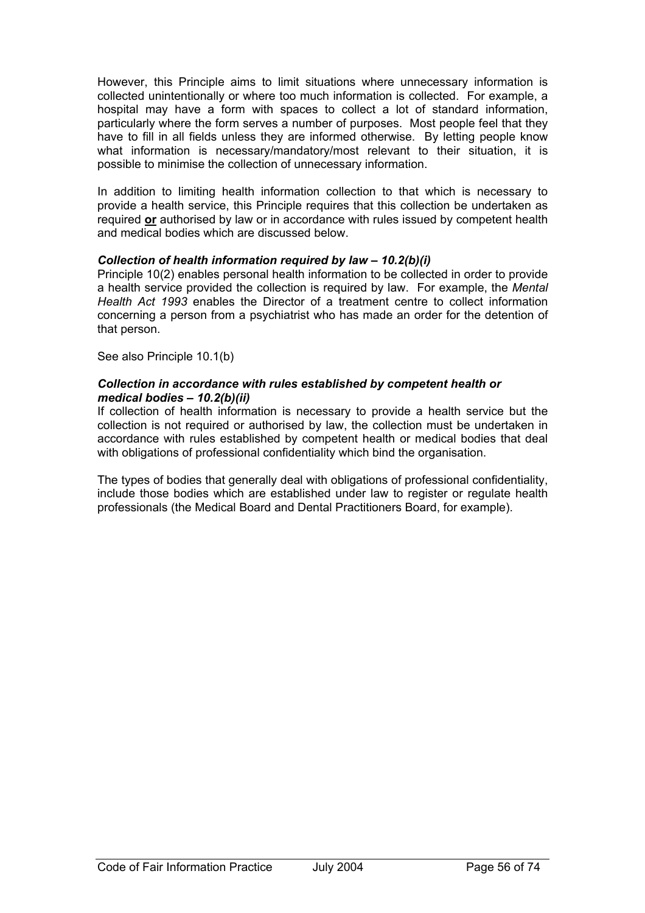However, this Principle aims to limit situations where unnecessary information is collected unintentionally or where too much information is collected. For example, a hospital may have a form with spaces to collect a lot of standard information, particularly where the form serves a number of purposes. Most people feel that they have to fill in all fields unless they are informed otherwise. By letting people know what information is necessary/mandatory/most relevant to their situation, it is possible to minimise the collection of unnecessary information.

In addition to limiting health information collection to that which is necessary to provide a health service, this Principle requires that this collection be undertaken as required **or** authorised by law or in accordance with rules issued by competent health and medical bodies which are discussed below.

***Collection of health information required by law – 10.2(b)(i)***

Principle 10(2) enables personal health information to be collected in order to provide a health service provided the collection is required by law. For example, the *Mental Health Act 1993* enables the Director of a treatment centre to collect information concerning a person from a psychiatrist who has made an order for the detention of that person.

See also Principle 10.1(b)

***Collection in accordance with rules established by competent health or medical bodies – 10.2(b)(ii)***

If collection of health information is necessary to provide a health service but the collection is not required or authorised by law, the collection must be undertaken in accordance with rules established by competent health or medical bodies that deal with obligations of professional confidentiality which bind the organisation.

The types of bodies that generally deal with obligations of professional confidentiality, include those bodies which are established under law to register or regulate health professionals (the Medical Board and Dental Practitioners Board, for example).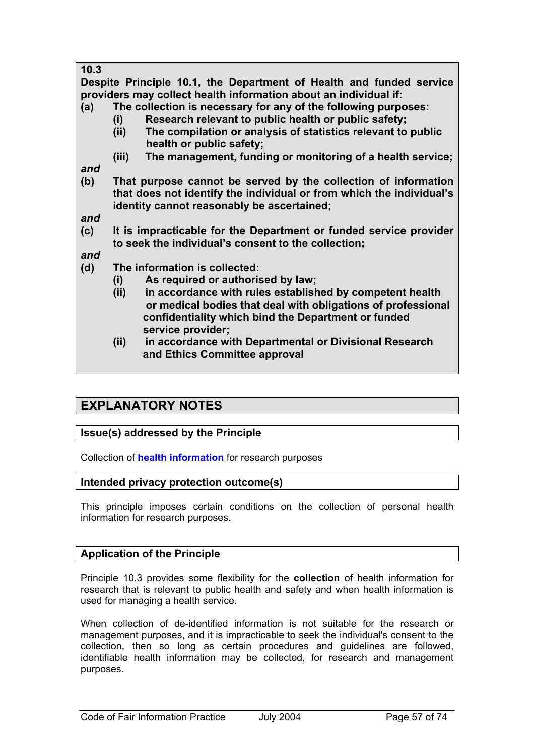**10.3**

**Despite Principle 10.1, the Department of Health and funded service providers may collect health information about an individual if:**

**(a) The collection is necessary for any of the following purposes:**

- **(i) Research relevant to public health or public safety;**
- **(ii) The compilation or analysis of statistics relevant to public health or public safety;**
- **(iii) The management, funding or monitoring of a health service;**

***and***

**(b) That purpose cannot be served by the collection of information that does not identify the individual or from which the individual's identity cannot reasonably be ascertained;**

***and***

**(c) It is impracticable for the Department or funded service provider to seek the individual's consent to the collection;**

***and***

**(d) The information is collected:**

- **(i) As required or authorised by law;**
- **(ii) in accordance with rules established by competent health or medical bodies that deal with obligations of professional confidentiality which bind the Department or funded service provider;**
- **(ii) in accordance with Departmental or Divisional Research and Ethics Committee approval**

## EXPLANATORY NOTES

### Issue(s) addressed by the Principle

Collection of **health information** for research purposes

### Intended privacy protection outcome(s)

This principle imposes certain conditions on the collection of personal health information for research purposes.

### Application of the Principle

Principle 10.3 provides some flexibility for the **collection** of health information for research that is relevant to public health and safety and when health information is used for managing a health service.

When collection of de-identified information is not suitable for the research or management purposes, and it is impracticable to seek the individual's consent to the collection, then so long as certain procedures and guidelines are followed, identifiable health information may be collected, for research and management purposes.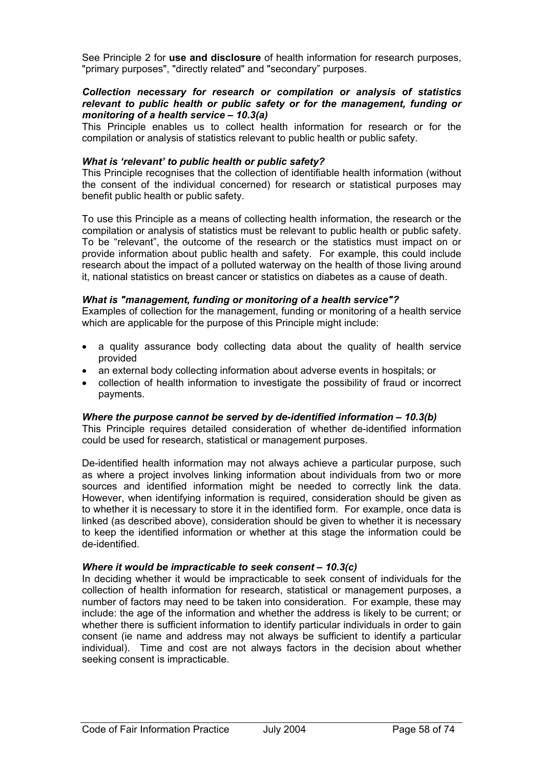See Principle 2 for **use and disclosure** of health information for research purposes, "primary purposes", "directly related" and "secondary" purposes.

***Collection necessary for research or compilation or analysis of statistics relevant to public health or public safety or for the management, funding or monitoring of a health service – 10.3(a)***

This Principle enables us to collect health information for research or for the compilation or analysis of statistics relevant to public health or public safety.

***What is 'relevant' to public health or public safety?***

This Principle recognises that the collection of identifiable health information (without the consent of the individual concerned) for research or statistical purposes may benefit public health or public safety.

To use this Principle as a means of collecting health information, the research or the compilation or analysis of statistics must be relevant to public health or public safety. To be "relevant", the outcome of the research or the statistics must impact on or provide information about public health and safety. For example, this could include research about the impact of a polluted waterway on the health of those living around it, national statistics on breast cancer or statistics on diabetes as a cause of death.

***What is "management, funding or monitoring of a health service"?***

Examples of collection for the management, funding or monitoring of a health service which are applicable for the purpose of this Principle might include:

- a quality assurance body collecting data about the quality of health service provided
- an external body collecting information about adverse events in hospitals; or
- collection of health information to investigate the possibility of fraud or incorrect payments.

***Where the purpose cannot be served by de-identified information – 10.3(b)***

This Principle requires detailed consideration of whether de-identified information could be used for research, statistical or management purposes.

De-identified health information may not always achieve a particular purpose, such as where a project involves linking information about individuals from two or more sources and identified information might be needed to correctly link the data. However, when identifying information is required, consideration should be given as to whether it is necessary to store it in the identified form. For example, once data is linked (as described above), consideration should be given to whether it is necessary to keep the identified information or whether at this stage the information could be de-identified.

***Where it would be impracticable to seek consent – 10.3(c)***

In deciding whether it would be impracticable to seek consent of individuals for the collection of health information for research, statistical or management purposes, a number of factors may need to be taken into consideration. For example, these may include: the age of the information and whether the address is likely to be current; or whether there is sufficient information to identify particular individuals in order to gain consent (ie name and address may not always be sufficient to identify a particular individual). Time and cost are not always factors in the decision about whether seeking consent is impracticable.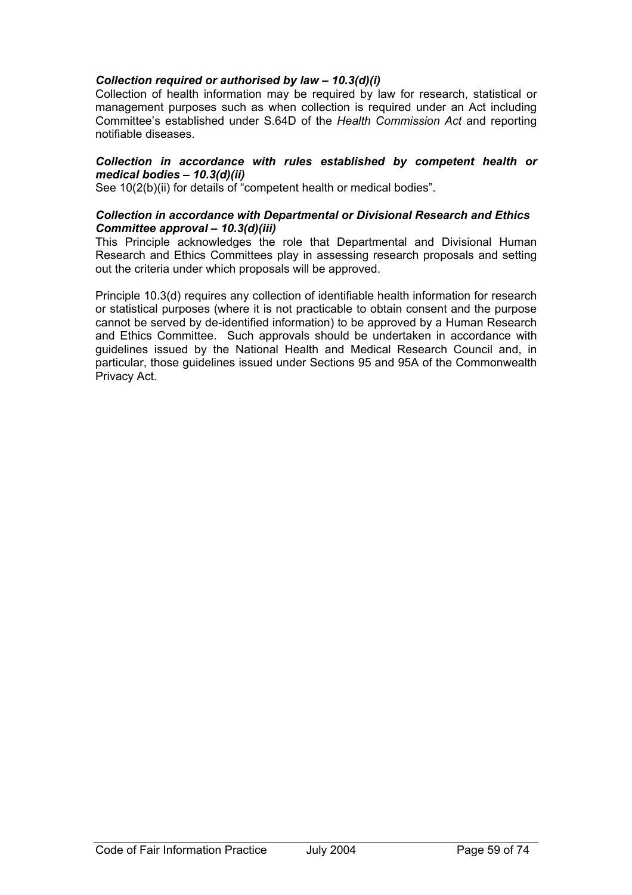***Collection required or authorised by law – 10.3(d)(i)***
Collection of health information may be required by law for research, statistical or management purposes such as when collection is required under an Act including Committee's established under S.64D of the *Health Commission Act* and reporting notifiable diseases.

***Collection in accordance with rules established by competent health or medical bodies – 10.3(d)(ii)***
See 10(2(b)(ii) for details of "competent health or medical bodies".

***Collection in accordance with Departmental or Divisional Research and Ethics Committee approval – 10.3(d)(iii)***
This Principle acknowledges the role that Departmental and Divisional Human Research and Ethics Committees play in assessing research proposals and setting out the criteria under which proposals will be approved.

Principle 10.3(d) requires any collection of identifiable health information for research or statistical purposes (where it is not practicable to obtain consent and the purpose cannot be served by de-identified information) to be approved by a Human Research and Ethics Committee. Such approvals should be undertaken in accordance with guidelines issued by the National Health and Medical Research Council and, in particular, those guidelines issued under Sections 95 and 95A of the Commonwealth Privacy Act.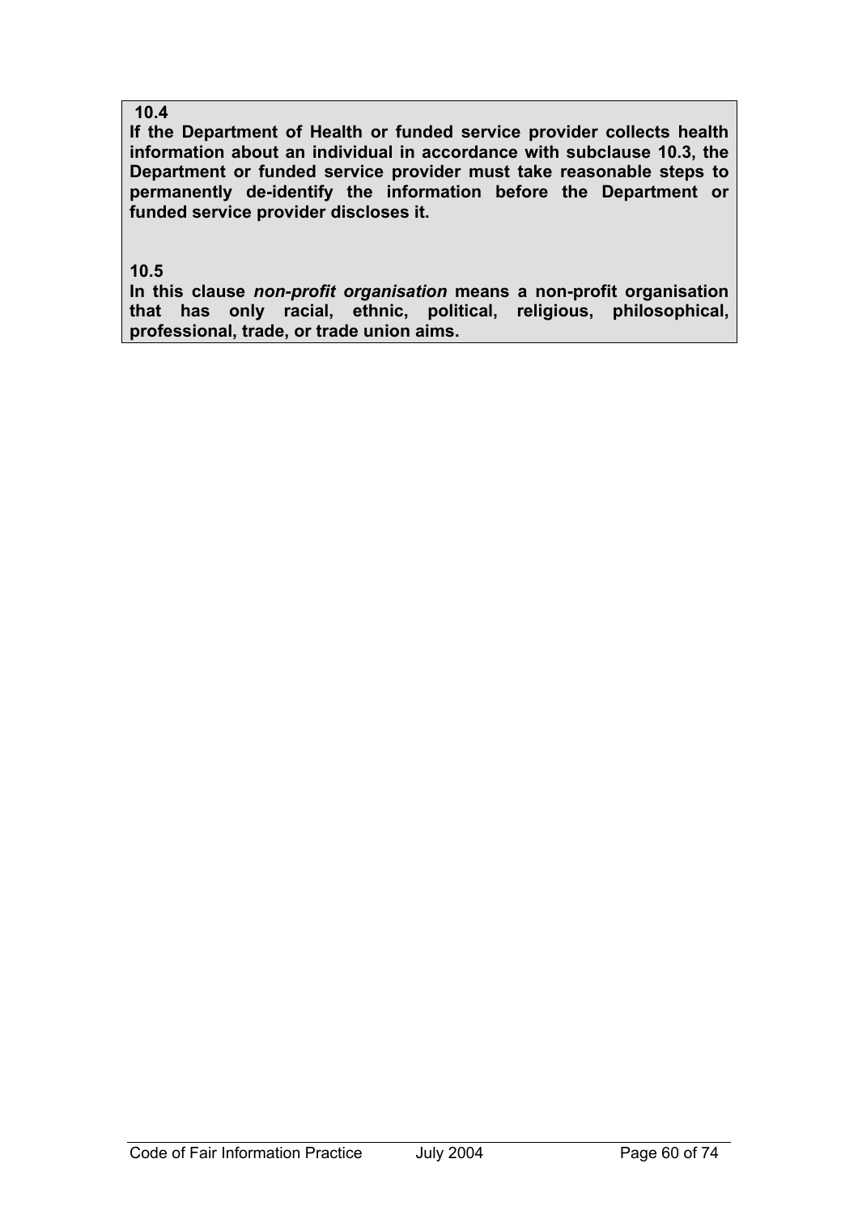**10.4**

**If the Department of Health or funded service provider collects health information about an individual in accordance with subclause 10.3, the Department or funded service provider must take reasonable steps to permanently de-identify the information before the Department or funded service provider discloses it.**

**10.5**

**In this clause *non-profit organisation* means a non-profit organisation that has only racial, ethnic, political, religious, philosophical, professional, trade, or trade union aims.**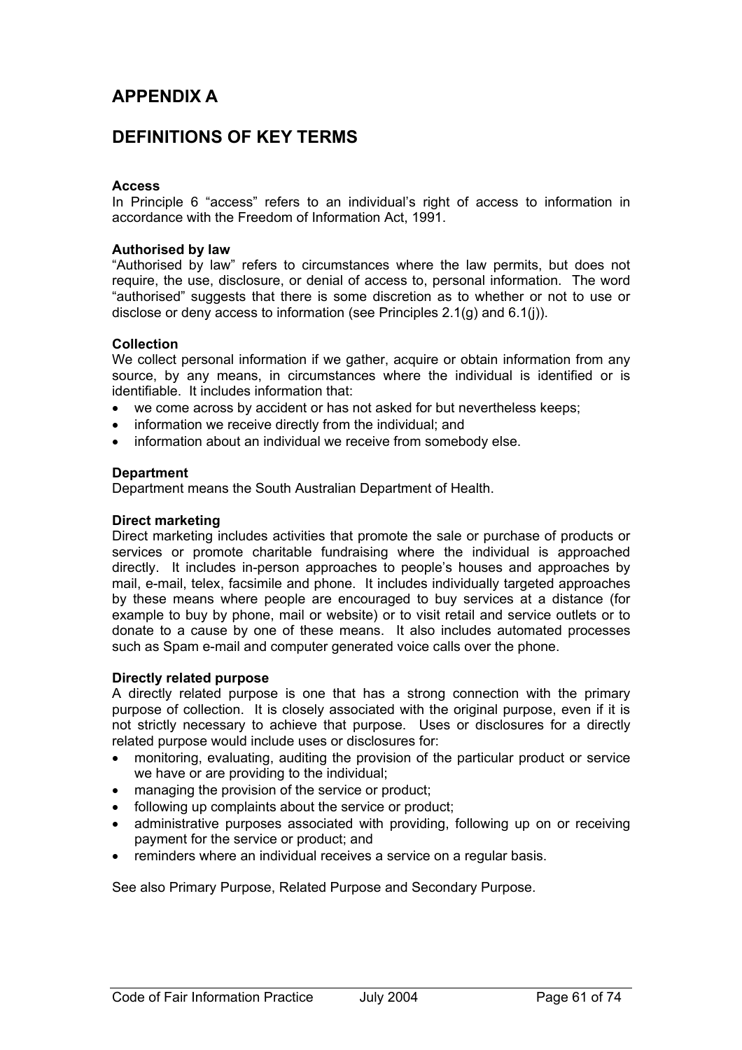# APPENDIX A

## DEFINITIONS OF KEY TERMS

**Access**
In Principle 6 "access" refers to an individual's right of access to information in accordance with the Freedom of Information Act, 1991.

**Authorised by law**
"Authorised by law" refers to circumstances where the law permits, but does not require, the use, disclosure, or denial of access to, personal information. The word "authorised" suggests that there is some discretion as to whether or not to use or disclose or deny access to information (see Principles 2.1(g) and 6.1(j)).

**Collection**
We collect personal information if we gather, acquire or obtain information from any source, by any means, in circumstances where the individual is identified or is identifiable. It includes information that:

- we come across by accident or has not asked for but nevertheless keeps;
- information we receive directly from the individual; and
- information about an individual we receive from somebody else.

**Department**
Department means the South Australian Department of Health.

**Direct marketing**
Direct marketing includes activities that promote the sale or purchase of products or services or promote charitable fundraising where the individual is approached directly. It includes in-person approaches to people's houses and approaches by mail, e-mail, telex, facsimile and phone. It includes individually targeted approaches by these means where people are encouraged to buy services at a distance (for example to buy by phone, mail or website) or to visit retail and service outlets or to donate to a cause by one of these means. It also includes automated processes such as Spam e-mail and computer generated voice calls over the phone.

**Directly related purpose**
A directly related purpose is one that has a strong connection with the primary purpose of collection. It is closely associated with the original purpose, even if it is not strictly necessary to achieve that purpose. Uses or disclosures for a directly related purpose would include uses or disclosures for:

- monitoring, evaluating, auditing the provision of the particular product or service we have or are providing to the individual;
- managing the provision of the service or product;
- following up complaints about the service or product;
- administrative purposes associated with providing, following up on or receiving payment for the service or product; and
- reminders where an individual receives a service on a regular basis.

See also Primary Purpose, Related Purpose and Secondary Purpose.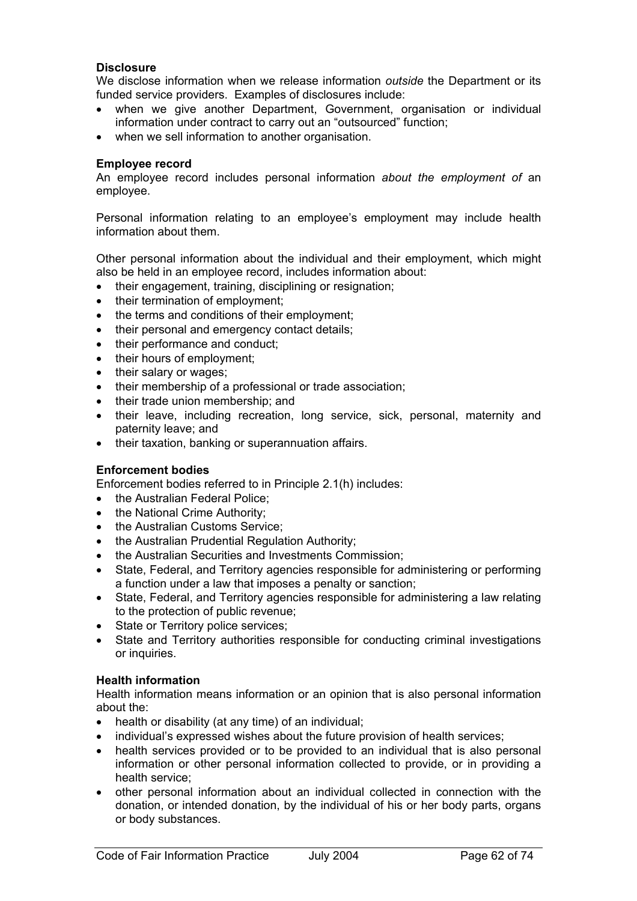**Disclosure**

We disclose information when we release information *outside* the Department or its funded service providers. Examples of disclosures include:

- when we give another Department, Government, organisation or individual information under contract to carry out an "outsourced" function;
- when we sell information to another organisation.

**Employee record**

An employee record includes personal information *about the employment of* an employee.

Personal information relating to an employee's employment may include health information about them.

Other personal information about the individual and their employment, which might also be held in an employee record, includes information about:

- their engagement, training, disciplining or resignation;
- their termination of employment;
- the terms and conditions of their employment;
- their personal and emergency contact details;
- their performance and conduct;
- their hours of employment;
- their salary or wages;
- their membership of a professional or trade association;
- their trade union membership; and
- their leave, including recreation, long service, sick, personal, maternity and paternity leave; and
- their taxation, banking or superannuation affairs.

**Enforcement bodies**

Enforcement bodies referred to in Principle 2.1(h) includes:

- the Australian Federal Police;
- the National Crime Authority;
- the Australian Customs Service;
- the Australian Prudential Regulation Authority;
- the Australian Securities and Investments Commission;
- State, Federal, and Territory agencies responsible for administering or performing a function under a law that imposes a penalty or sanction;
- State, Federal, and Territory agencies responsible for administering a law relating to the protection of public revenue;
- State or Territory police services;
- State and Territory authorities responsible for conducting criminal investigations or inquiries.

**Health information**

Health information means information or an opinion that is also personal information about the:

- health or disability (at any time) of an individual;
- individual's expressed wishes about the future provision of health services;
- health services provided or to be provided to an individual that is also personal information or other personal information collected to provide, or in providing a health service;
- other personal information about an individual collected in connection with the donation, or intended donation, by the individual of his or her body parts, organs or body substances.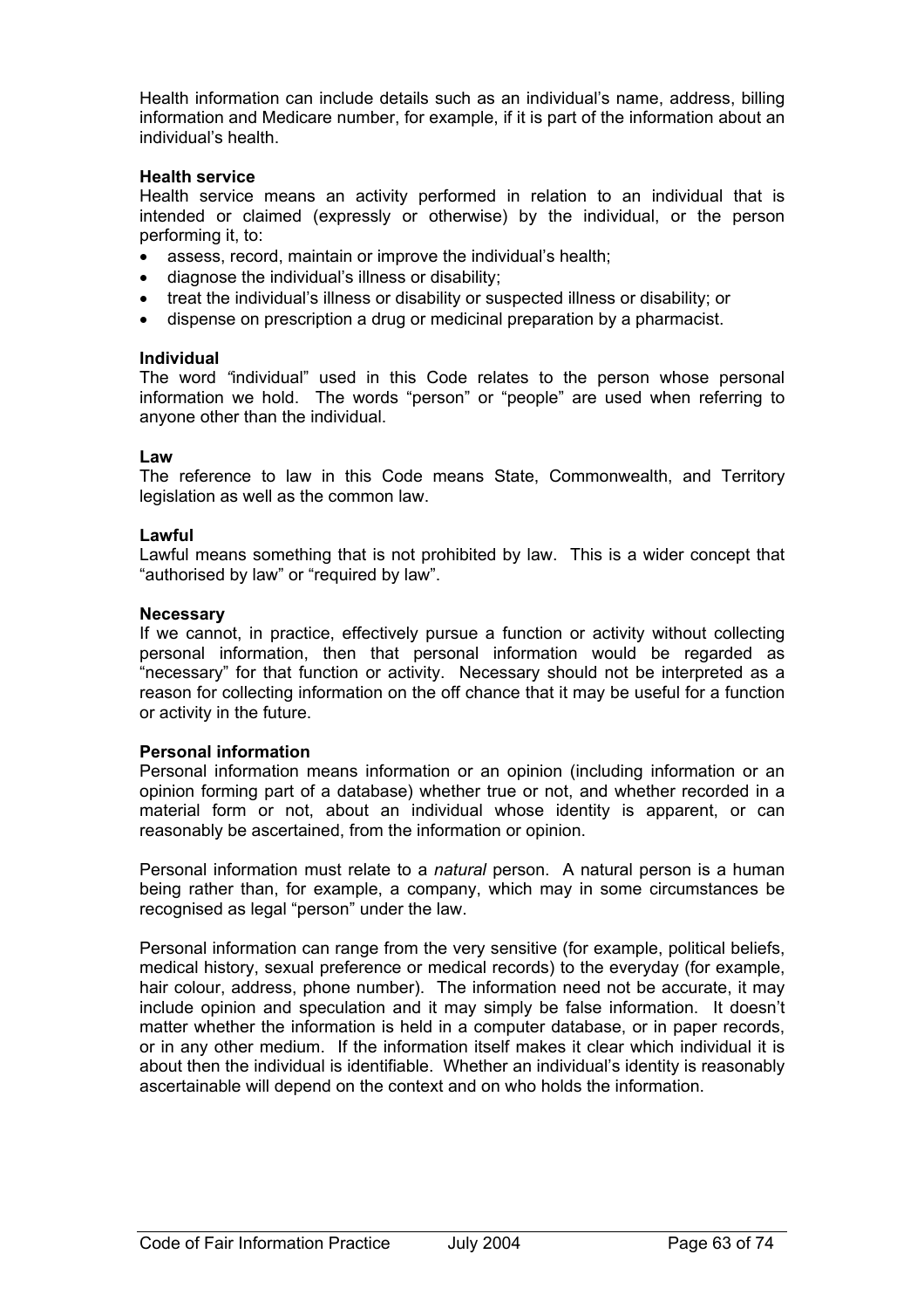Health information can include details such as an individual's name, address, billing information and Medicare number, for example, if it is part of the information about an individual's health.

**Health service**

Health service means an activity performed in relation to an individual that is intended or claimed (expressly or otherwise) by the individual, or the person performing it, to:

- assess, record, maintain or improve the individual's health;
- diagnose the individual's illness or disability;
- treat the individual's illness or disability or suspected illness or disability; or
- dispense on prescription a drug or medicinal preparation by a pharmacist.

**Individual**

The word "individual" used in this Code relates to the person whose personal information we hold. The words "person" or "people" are used when referring to anyone other than the individual.

**Law**

The reference to law in this Code means State, Commonwealth, and Territory legislation as well as the common law.

**Lawful**

Lawful means something that is not prohibited by law. This is a wider concept that "authorised by law" or "required by law".

**Necessary**

If we cannot, in practice, effectively pursue a function or activity without collecting personal information, then that personal information would be regarded as "necessary" for that function or activity. Necessary should not be interpreted as a reason for collecting information on the off chance that it may be useful for a function or activity in the future.

**Personal information**

Personal information means information or an opinion (including information or an opinion forming part of a database) whether true or not, and whether recorded in a material form or not, about an individual whose identity is apparent, or can reasonably be ascertained, from the information or opinion.

Personal information must relate to a *natural* person. A natural person is a human being rather than, for example, a company, which may in some circumstances be recognised as legal "person" under the law.

Personal information can range from the very sensitive (for example, political beliefs, medical history, sexual preference or medical records) to the everyday (for example, hair colour, address, phone number). The information need not be accurate, it may include opinion and speculation and it may simply be false information. It doesn't matter whether the information is held in a computer database, or in paper records, or in any other medium. If the information itself makes it clear which individual it is about then the individual is identifiable. Whether an individual's identity is reasonably ascertainable will depend on the context and on who holds the information.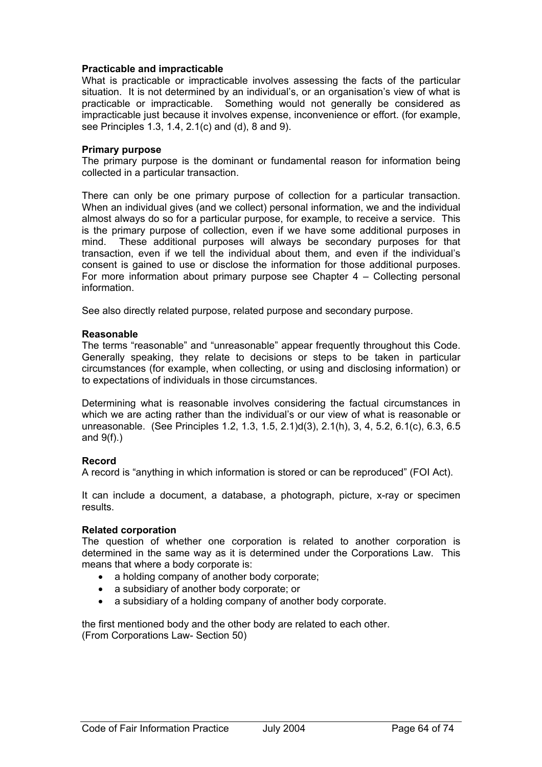**Practicable and impracticable**

What is practicable or impracticable involves assessing the facts of the particular situation. It is not determined by an individual's, or an organisation's view of what is practicable or impracticable. Something would not generally be considered as impracticable just because it involves expense, inconvenience or effort. (for example, see Principles 1.3, 1.4, 2.1(c) and (d), 8 and 9).

**Primary purpose**

The primary purpose is the dominant or fundamental reason for information being collected in a particular transaction.

There can only be one primary purpose of collection for a particular transaction. When an individual gives (and we collect) personal information, we and the individual almost always do so for a particular purpose, for example, to receive a service. This is the primary purpose of collection, even if we have some additional purposes in mind. These additional purposes will always be secondary purposes for that transaction, even if we tell the individual about them, and even if the individual's consent is gained to use or disclose the information for those additional purposes. For more information about primary purpose see Chapter 4 – Collecting personal information.

See also directly related purpose, related purpose and secondary purpose.

**Reasonable**

The terms "reasonable" and "unreasonable" appear frequently throughout this Code. Generally speaking, they relate to decisions or steps to be taken in particular circumstances (for example, when collecting, or using and disclosing information) or to expectations of individuals in those circumstances.

Determining what is reasonable involves considering the factual circumstances in which we are acting rather than the individual's or our view of what is reasonable or unreasonable. (See Principles 1.2, 1.3, 1.5, 2.1)d(3), 2.1(h), 3, 4, 5.2, 6.1(c), 6.3, 6.5 and 9(f).)

**Record**

A record is "anything in which information is stored or can be reproduced" (FOI Act).

It can include a document, a database, a photograph, picture, x-ray or specimen results.

**Related corporation**

The question of whether one corporation is related to another corporation is determined in the same way as it is determined under the Corporations Law. This means that where a body corporate is:

- a holding company of another body corporate;
- a subsidiary of another body corporate; or
- a subsidiary of a holding company of another body corporate.

the first mentioned body and the other body are related to each other.
(From Corporations Law- Section 50)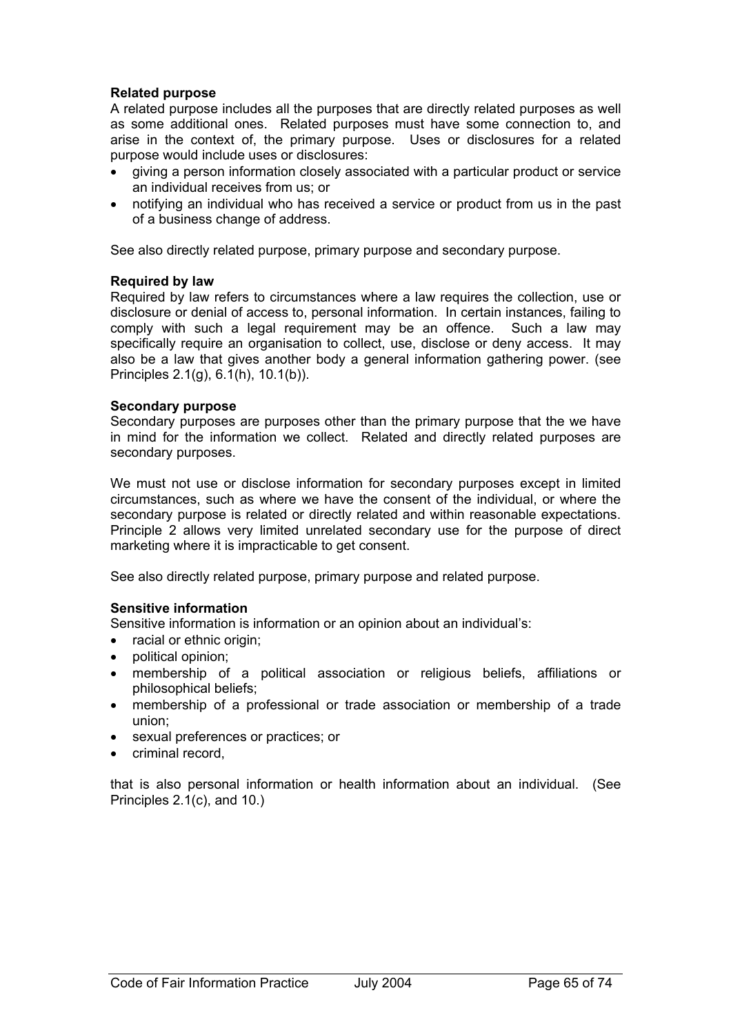**Related purpose**
A related purpose includes all the purposes that are directly related purposes as well as some additional ones. Related purposes must have some connection to, and arise in the context of, the primary purpose. Uses or disclosures for a related purpose would include uses or disclosures:

- giving a person information closely associated with a particular product or service an individual receives from us; or
- notifying an individual who has received a service or product from us in the past of a business change of address.

See also directly related purpose, primary purpose and secondary purpose.

**Required by law**
Required by law refers to circumstances where a law requires the collection, use or disclosure or denial of access to, personal information. In certain instances, failing to comply with such a legal requirement may be an offence. Such a law may specifically require an organisation to collect, use, disclose or deny access. It may also be a law that gives another body a general information gathering power. (see Principles 2.1(g), 6.1(h), 10.1(b)).

**Secondary purpose**
Secondary purposes are purposes other than the primary purpose that the we have in mind for the information we collect. Related and directly related purposes are secondary purposes.

We must not use or disclose information for secondary purposes except in limited circumstances, such as where we have the consent of the individual, or where the secondary purpose is related or directly related and within reasonable expectations. Principle 2 allows very limited unrelated secondary use for the purpose of direct marketing where it is impracticable to get consent.

See also directly related purpose, primary purpose and related purpose.

**Sensitive information**
Sensitive information is information or an opinion about an individual's:

- racial or ethnic origin;
- political opinion;
- membership of a political association or religious beliefs, affiliations or philosophical beliefs;
- membership of a professional or trade association or membership of a trade union;
- sexual preferences or practices; or
- criminal record,

that is also personal information or health information about an individual. (See Principles 2.1(c), and 10.)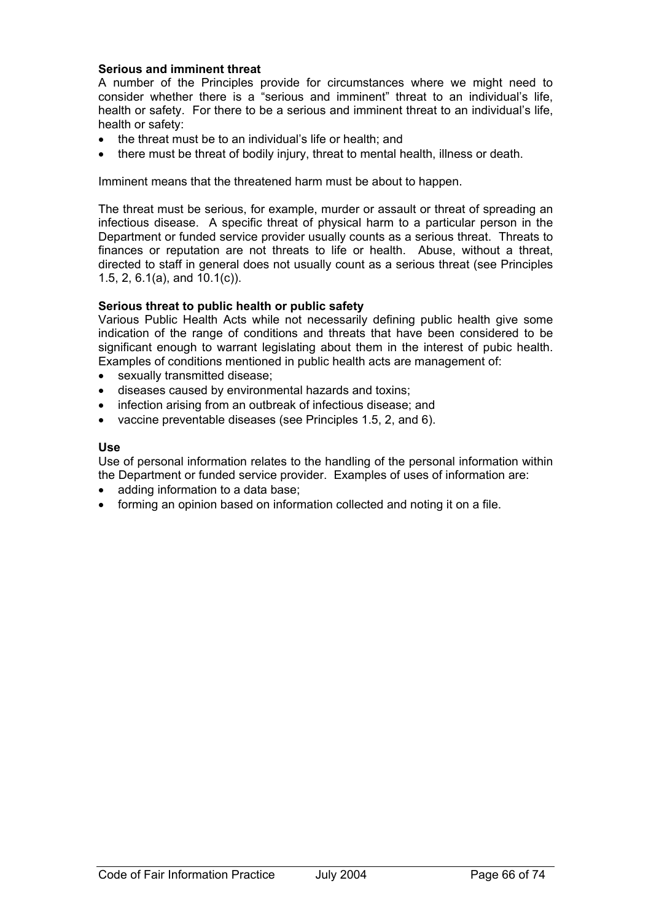**Serious and imminent threat**

A number of the Principles provide for circumstances where we might need to consider whether there is a "serious and imminent" threat to an individual's life, health or safety. For there to be a serious and imminent threat to an individual's life, health or safety:

- the threat must be to an individual's life or health; and
- there must be threat of bodily injury, threat to mental health, illness or death.

Imminent means that the threatened harm must be about to happen.

The threat must be serious, for example, murder or assault or threat of spreading an infectious disease. A specific threat of physical harm to a particular person in the Department or funded service provider usually counts as a serious threat. Threats to finances or reputation are not threats to life or health. Abuse, without a threat, directed to staff in general does not usually count as a serious threat (see Principles 1.5, 2, 6.1(a), and 10.1(c)).

**Serious threat to public health or public safety**

Various Public Health Acts while not necessarily defining public health give some indication of the range of conditions and threats that have been considered to be significant enough to warrant legislating about them in the interest of pubic health. Examples of conditions mentioned in public health acts are management of:

- sexually transmitted disease;
- diseases caused by environmental hazards and toxins;
- infection arising from an outbreak of infectious disease; and
- vaccine preventable diseases (see Principles 1.5, 2, and 6).

**Use**

Use of personal information relates to the handling of the personal information within the Department or funded service provider. Examples of uses of information are:

- adding information to a data base;
- forming an opinion based on information collected and noting it on a file.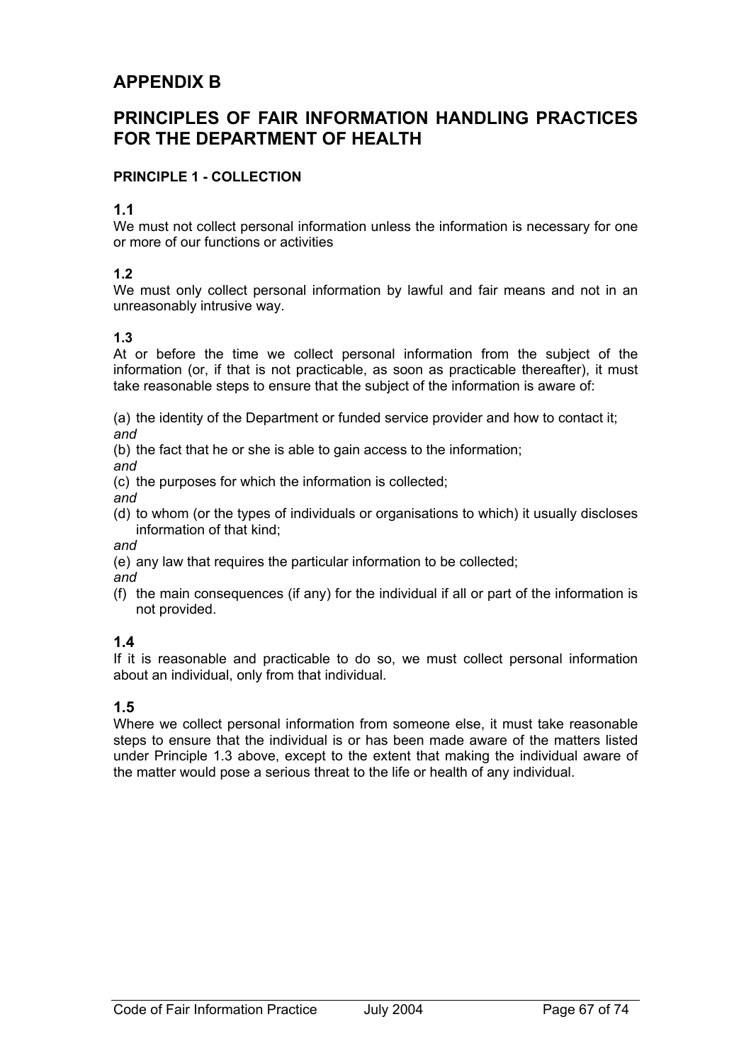# APPENDIX B

# PRINCIPLES OF FAIR INFORMATION HANDLING PRACTICES FOR THE DEPARTMENT OF HEALTH

### PRINCIPLE 1 - COLLECTION

**1.1**
We must not collect personal information unless the information is necessary for one or more of our functions or activities

**1.2**
We must only collect personal information by lawful and fair means and not in an unreasonably intrusive way.

**1.3**
At or before the time we collect personal information from the subject of the information (or, if that is not practicable, as soon as practicable thereafter), it must take reasonable steps to ensure that the subject of the information is aware of:

(a) the identity of the Department or funded service provider and how to contact it;
*and*
(b) the fact that he or she is able to gain access to the information;
*and*
(c) the purposes for which the information is collected;
*and*
(d) to whom (or the types of individuals or organisations to which) it usually discloses information of that kind;
*and*
(e) any law that requires the particular information to be collected;
*and*
(f) the main consequences (if any) for the individual if all or part of the information is not provided.

**1.4**
If it is reasonable and practicable to do so, we must collect personal information about an individual, only from that individual.

**1.5**
Where we collect personal information from someone else, it must take reasonable steps to ensure that the individual is or has been made aware of the matters listed under Principle 1.3 above, except to the extent that making the individual aware of the matter would pose a serious threat to the life or health of any individual.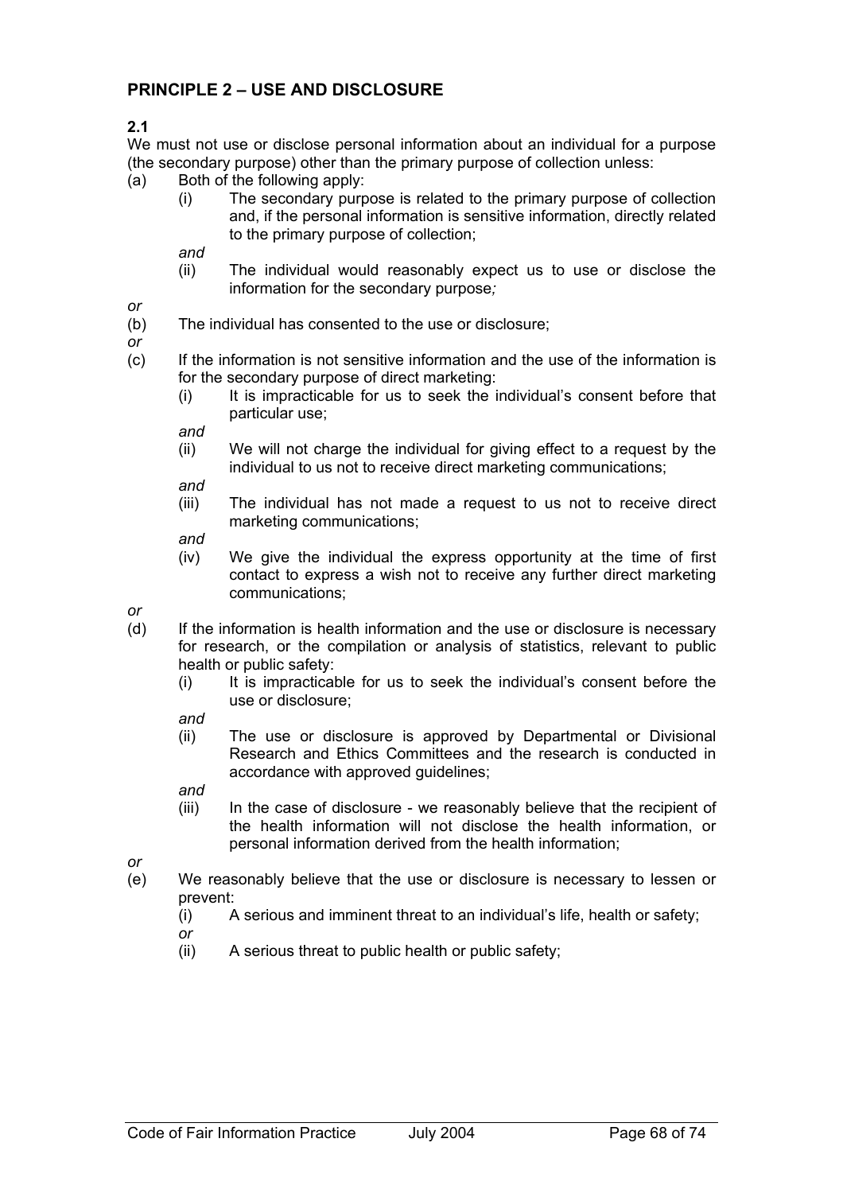## PRINCIPLE 2 – USE AND DISCLOSURE

**2.1**

We must not use or disclose personal information about an individual for a purpose (the secondary purpose) other than the primary purpose of collection unless:

(a) Both of the following apply:

  (i) The secondary purpose is related to the primary purpose of collection and, if the personal information is sensitive information, directly related to the primary purpose of collection;

  *and*

  (ii) The individual would reasonably expect us to use or disclose the information for the secondary purpose*;*

*or*

(b) The individual has consented to the use or disclosure;

*or*

(c) If the information is not sensitive information and the use of the information is for the secondary purpose of direct marketing:

  (i) It is impracticable for us to seek the individual's consent before that particular use;

  *and*

  (ii) We will not charge the individual for giving effect to a request by the individual to us not to receive direct marketing communications;

  *and*

  (iii) The individual has not made a request to us not to receive direct marketing communications;

  *and*

  (iv) We give the individual the express opportunity at the time of first contact to express a wish not to receive any further direct marketing communications;

*or*

(d) If the information is health information and the use or disclosure is necessary for research, or the compilation or analysis of statistics, relevant to public health or public safety:

  (i) It is impracticable for us to seek the individual's consent before the use or disclosure;

  *and*

  (ii) The use or disclosure is approved by Departmental or Divisional Research and Ethics Committees and the research is conducted in accordance with approved guidelines;

  *and*

  (iii) In the case of disclosure - we reasonably believe that the recipient of the health information will not disclose the health information, or personal information derived from the health information;

*or*

(e) We reasonably believe that the use or disclosure is necessary to lessen or prevent:

  (i) A serious and imminent threat to an individual's life, health or safety;

  *or*

  (ii) A serious threat to public health or public safety;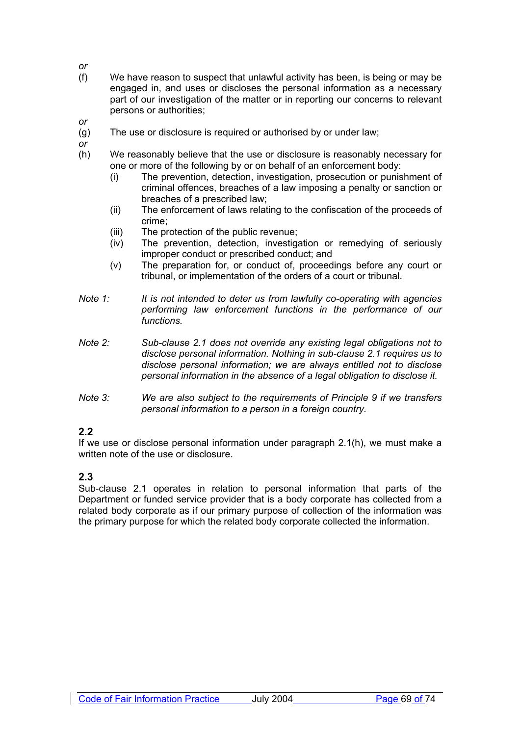*or*

(f) We have reason to suspect that unlawful activity has been, is being or may be engaged in, and uses or discloses the personal information as a necessary part of our investigation of the matter or in reporting our concerns to relevant persons or authorities;

*or*

(g) The use or disclosure is required or authorised by or under law;

*or*

(h) We reasonably believe that the use or disclosure is reasonably necessary for one or more of the following by or on behalf of an enforcement body:

   (i) The prevention, detection, investigation, prosecution or punishment of criminal offences, breaches of a law imposing a penalty or sanction or breaches of a prescribed law;

   (ii) The enforcement of laws relating to the confiscation of the proceeds of crime;

   (iii) The protection of the public revenue;

   (iv) The prevention, detection, investigation or remedying of seriously improper conduct or prescribed conduct; and

   (v) The preparation for, or conduct of, proceedings before any court or tribunal, or implementation of the orders of a court or tribunal.

*Note 1: It is not intended to deter us from lawfully co-operating with agencies performing law enforcement functions in the performance of our functions.*

*Note 2: Sub-clause 2.1 does not override any existing legal obligations not to disclose personal information. Nothing in sub-clause 2.1 requires us to disclose personal information; we are always entitled not to disclose personal information in the absence of a legal obligation to disclose it.*

*Note 3: We are also subject to the requirements of Principle 9 if we transfers personal information to a person in a foreign country.*

### 2.2

If we use or disclose personal information under paragraph 2.1(h), we must make a written note of the use or disclosure.

### 2.3

Sub-clause 2.1 operates in relation to personal information that parts of the Department or funded service provider that is a body corporate has collected from a related body corporate as if our primary purpose of collection of the information was the primary purpose for which the related body corporate collected the information.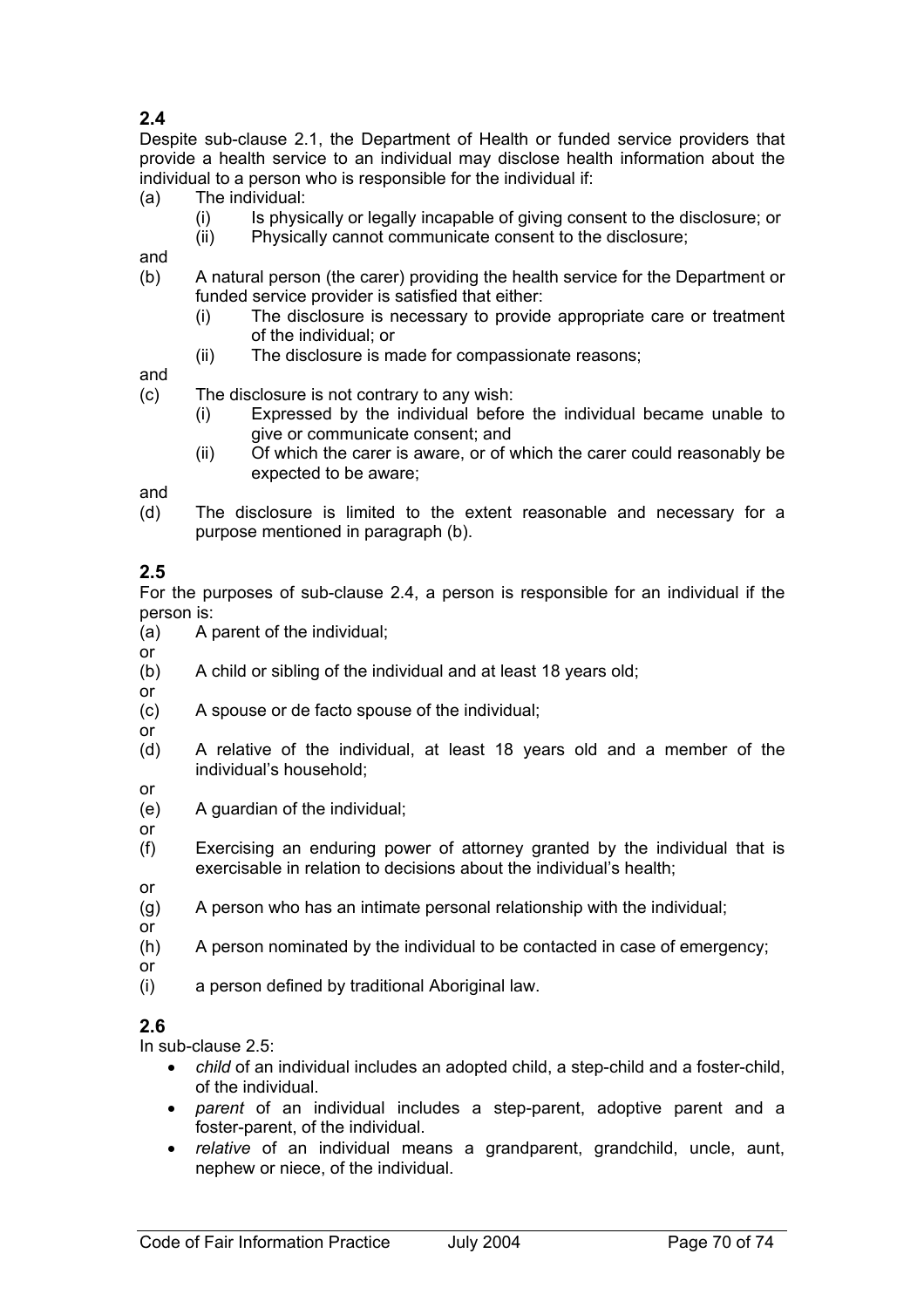## 2.4

Despite sub-clause 2.1, the Department of Health or funded service providers that provide a health service to an individual may disclose health information about the individual to a person who is responsible for the individual if:

(a) The individual:
  (i) Is physically or legally incapable of giving consent to the disclosure; or
  (ii) Physically cannot communicate consent to the disclosure;

and

(b) A natural person (the carer) providing the health service for the Department or funded service provider is satisfied that either:
  (i) The disclosure is necessary to provide appropriate care or treatment of the individual; or
  (ii) The disclosure is made for compassionate reasons;

and

(c) The disclosure is not contrary to any wish:
  (i) Expressed by the individual before the individual became unable to give or communicate consent; and
  (ii) Of which the carer is aware, or of which the carer could reasonably be expected to be aware;

and

(d) The disclosure is limited to the extent reasonable and necessary for a purpose mentioned in paragraph (b).

## 2.5

For the purposes of sub-clause 2.4, a person is responsible for an individual if the person is:

(a) A parent of the individual;

or

(b) A child or sibling of the individual and at least 18 years old;

or

(c) A spouse or de facto spouse of the individual;

or

(d) A relative of the individual, at least 18 years old and a member of the individual's household;

or

(e) A guardian of the individual;

or

(f) Exercising an enduring power of attorney granted by the individual that is exercisable in relation to decisions about the individual's health;

or

(g) A person who has an intimate personal relationship with the individual;

or

(h) A person nominated by the individual to be contacted in case of emergency;

or

(i) a person defined by traditional Aboriginal law.

## 2.6

In sub-clause 2.5:

- *child* of an individual includes an adopted child, a step-child and a foster-child, of the individual.
- *parent* of an individual includes a step-parent, adoptive parent and a foster-parent, of the individual.
- *relative* of an individual means a grandparent, grandchild, uncle, aunt, nephew or niece, of the individual.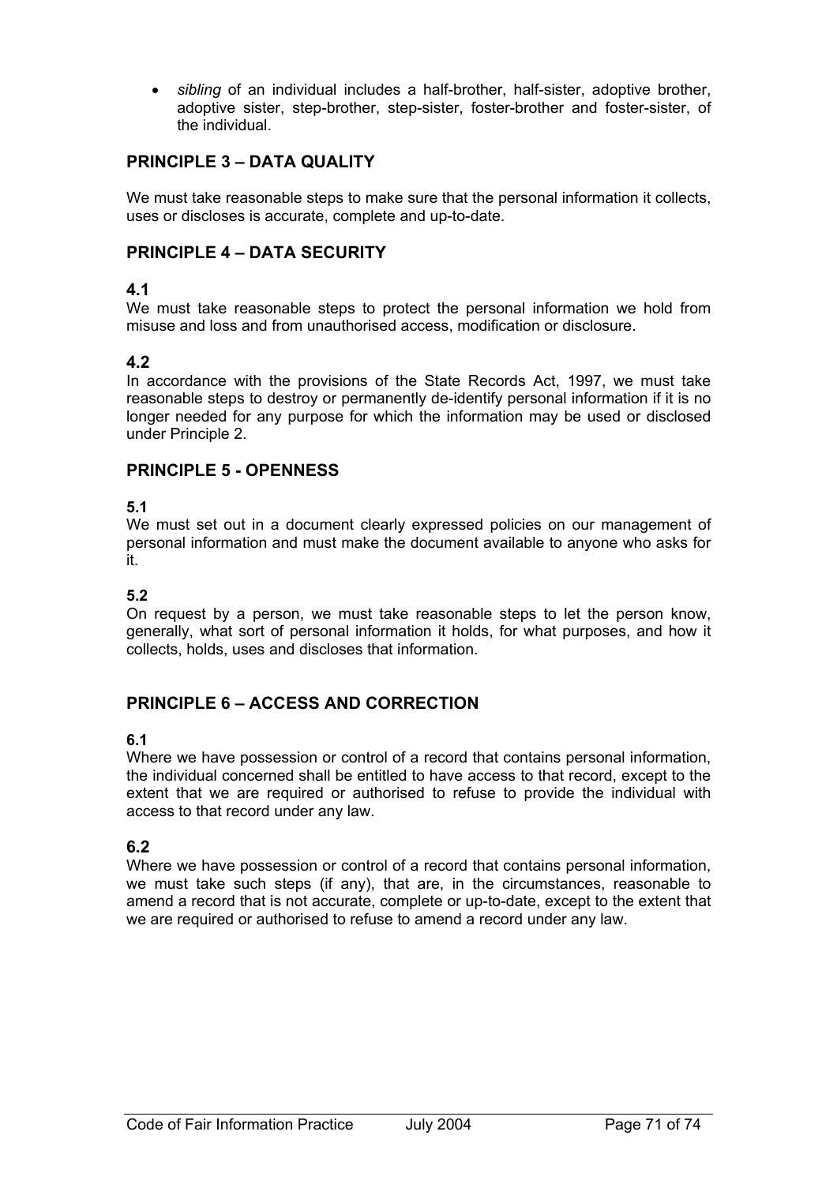- *sibling* of an individual includes a half-brother, half-sister, adoptive brother, adoptive sister, step-brother, step-sister, foster-brother and foster-sister, of the individual.

## PRINCIPLE 3 – DATA QUALITY

We must take reasonable steps to make sure that the personal information it collects, uses or discloses is accurate, complete and up-to-date.

## PRINCIPLE 4 – DATA SECURITY

### 4.1

We must take reasonable steps to protect the personal information we hold from misuse and loss and from unauthorised access, modification or disclosure.

### 4.2

In accordance with the provisions of the State Records Act, 1997, we must take reasonable steps to destroy or permanently de-identify personal information if it is no longer needed for any purpose for which the information may be used or disclosed under Principle 2.

## PRINCIPLE 5 - OPENNESS

### 5.1

We must set out in a document clearly expressed policies on our management of personal information and must make the document available to anyone who asks for it.

### 5.2

On request by a person, we must take reasonable steps to let the person know, generally, what sort of personal information it holds, for what purposes, and how it collects, holds, uses and discloses that information.

## PRINCIPLE 6 – ACCESS AND CORRECTION

### 6.1

Where we have possession or control of a record that contains personal information, the individual concerned shall be entitled to have access to that record, except to the extent that we are required or authorised to refuse to provide the individual with access to that record under any law.

### 6.2

Where we have possession or control of a record that contains personal information, we must take such steps (if any), that are, in the circumstances, reasonable to amend a record that is not accurate, complete or up-to-date, except to the extent that we are required or authorised to refuse to amend a record under any law.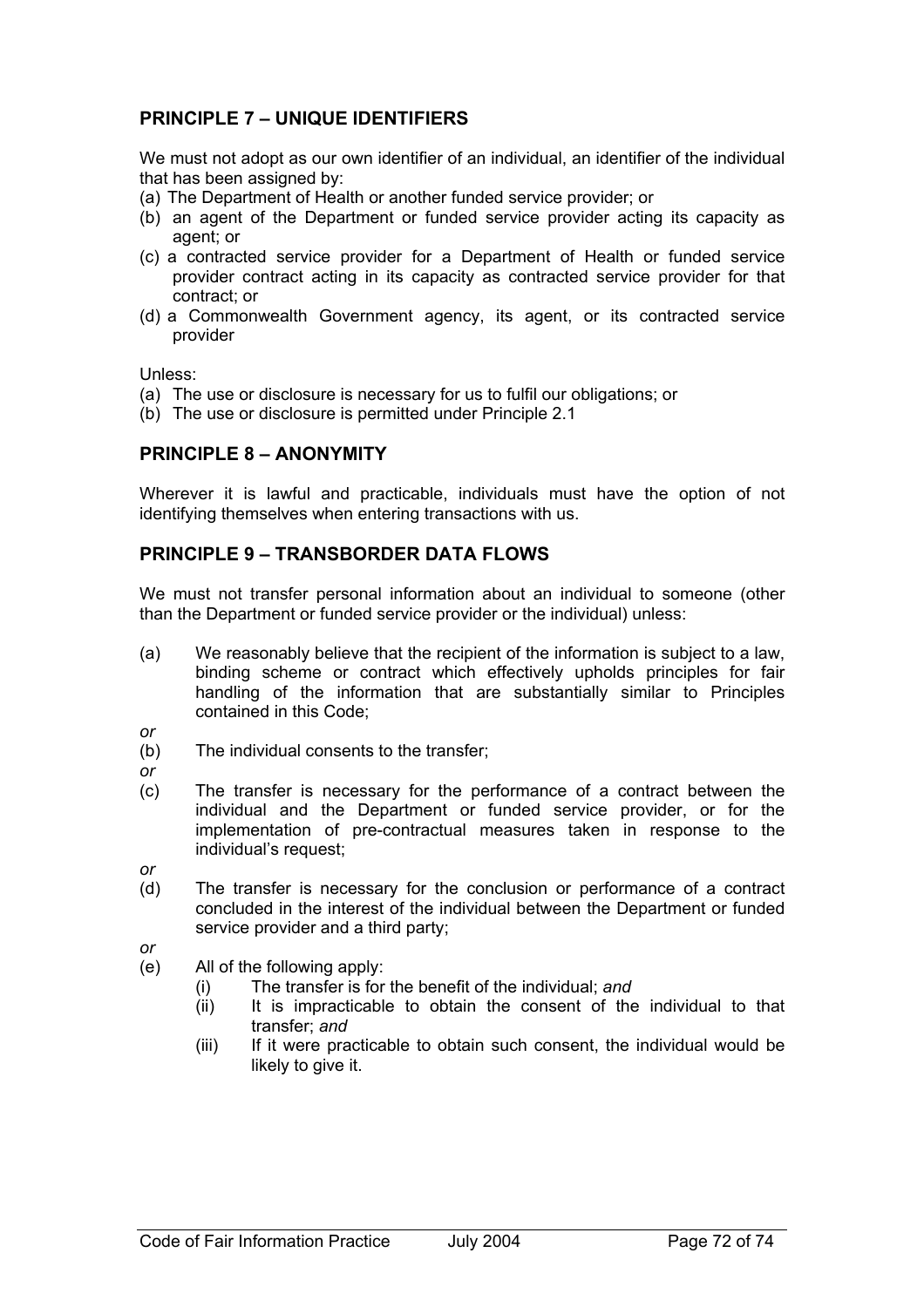## PRINCIPLE 7 – UNIQUE IDENTIFIERS

We must not adopt as our own identifier of an individual, an identifier of the individual that has been assigned by:

(a) The Department of Health or another funded service provider; or
(b) an agent of the Department or funded service provider acting its capacity as agent; or
(c) a contracted service provider for a Department of Health or funded service provider contract acting in its capacity as contracted service provider for that contract; or
(d) a Commonwealth Government agency, its agent, or its contracted service provider

Unless:

(a) The use or disclosure is necessary for us to fulfil our obligations; or
(b) The use or disclosure is permitted under Principle 2.1

## PRINCIPLE 8 – ANONYMITY

Wherever it is lawful and practicable, individuals must have the option of not identifying themselves when entering transactions with us.

## PRINCIPLE 9 – TRANSBORDER DATA FLOWS

We must not transfer personal information about an individual to someone (other than the Department or funded service provider or the individual) unless:

(a) We reasonably believe that the recipient of the information is subject to a law, binding scheme or contract which effectively upholds principles for fair handling of the information that are substantially similar to Principles contained in this Code;

*or*

(b) The individual consents to the transfer;

*or*

(c) The transfer is necessary for the performance of a contract between the individual and the Department or funded service provider, or for the implementation of pre-contractual measures taken in response to the individual's request;

*or*

(d) The transfer is necessary for the conclusion or performance of a contract concluded in the interest of the individual between the Department or funded service provider and a third party;

*or*

(e) All of the following apply:
   (i) The transfer is for the benefit of the individual; *and*
   (ii) It is impracticable to obtain the consent of the individual to that transfer; *and*
   (iii) If it were practicable to obtain such consent, the individual would be likely to give it.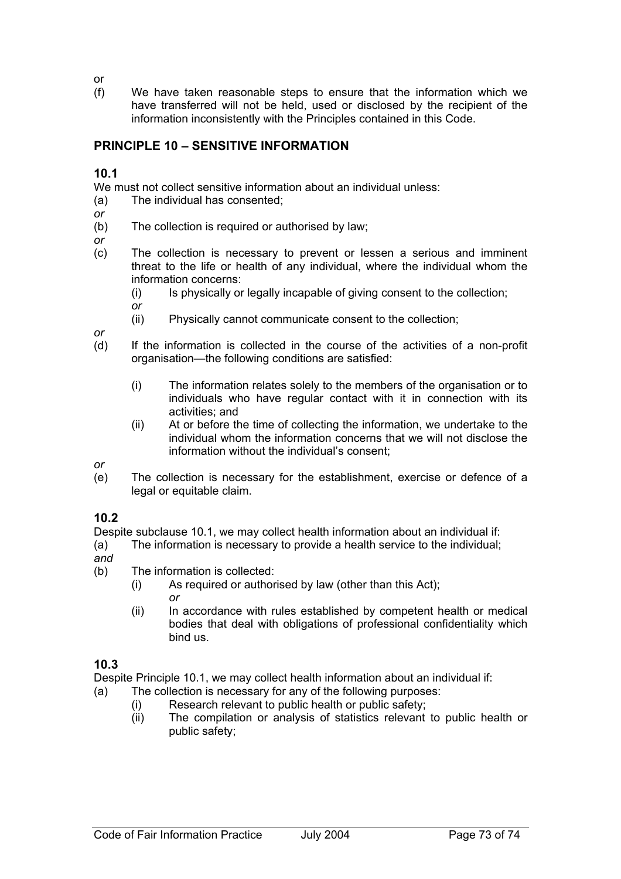or

(f) We have taken reasonable steps to ensure that the information which we have transferred will not be held, used or disclosed by the recipient of the information inconsistently with the Principles contained in this Code.

## PRINCIPLE 10 – SENSITIVE INFORMATION

### 10.1

We must not collect sensitive information about an individual unless:

(a) The individual has consented;

*or*

(b) The collection is required or authorised by law;

*or*

(c) The collection is necessary to prevent or lessen a serious and imminent threat to the life or health of any individual, where the individual whom the information concerns:

 (i) Is physically or legally incapable of giving consent to the collection;

 *or*

 (ii) Physically cannot communicate consent to the collection;

*or*

(d) If the information is collected in the course of the activities of a non-profit organisation—the following conditions are satisfied:

 (i) The information relates solely to the members of the organisation or to individuals who have regular contact with it in connection with its activities; and

 (ii) At or before the time of collecting the information, we undertake to the individual whom the information concerns that we will not disclose the information without the individual's consent;

*or*

(e) The collection is necessary for the establishment, exercise or defence of a legal or equitable claim.

### 10.2

Despite subclause 10.1, we may collect health information about an individual if:

(a) The information is necessary to provide a health service to the individual;

*and*

(b) The information is collected:

 (i) As required or authorised by law (other than this Act);

 *or*

 (ii) In accordance with rules established by competent health or medical bodies that deal with obligations of professional confidentiality which bind us.

### 10.3

Despite Principle 10.1, we may collect health information about an individual if:

(a) The collection is necessary for any of the following purposes:

 (i) Research relevant to public health or public safety;

 (ii) The compilation or analysis of statistics relevant to public health or public safety;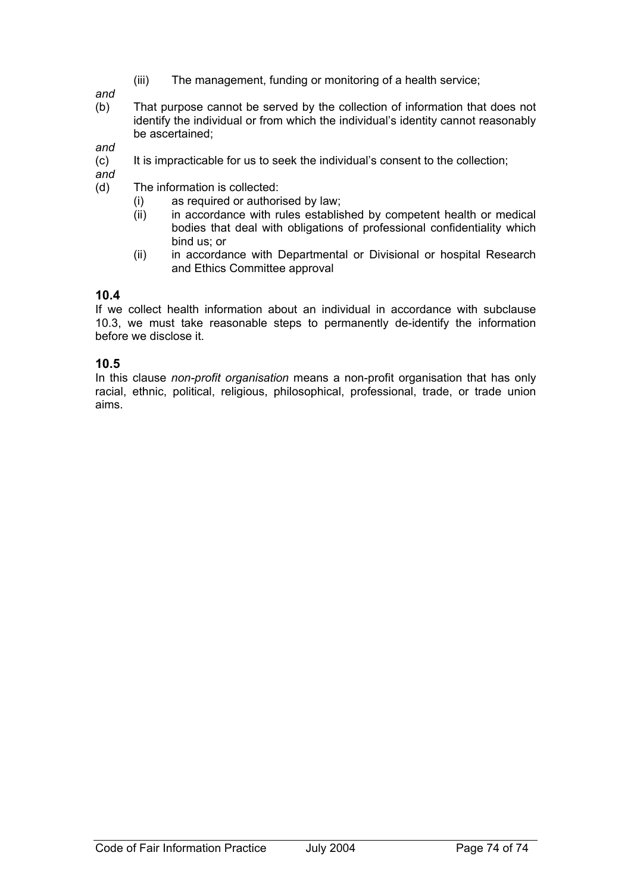(iii) The management, funding or monitoring of a health service;

*and*

(b) That purpose cannot be served by the collection of information that does not identify the individual or from which the individual's identity cannot reasonably be ascertained;

*and*

(c) It is impracticable for us to seek the individual's consent to the collection;

*and*

(d) The information is collected:

(i) as required or authorised by law;

(ii) in accordance with rules established by competent health or medical bodies that deal with obligations of professional confidentiality which bind us; or

(ii) in accordance with Departmental or Divisional or hospital Research and Ethics Committee approval

**10.4**

If we collect health information about an individual in accordance with subclause 10.3, we must take reasonable steps to permanently de-identify the information before we disclose it.

**10.5**

In this clause *non-profit organisation* means a non-profit organisation that has only racial, ethnic, political, religious, philosophical, professional, trade, or trade union aims.